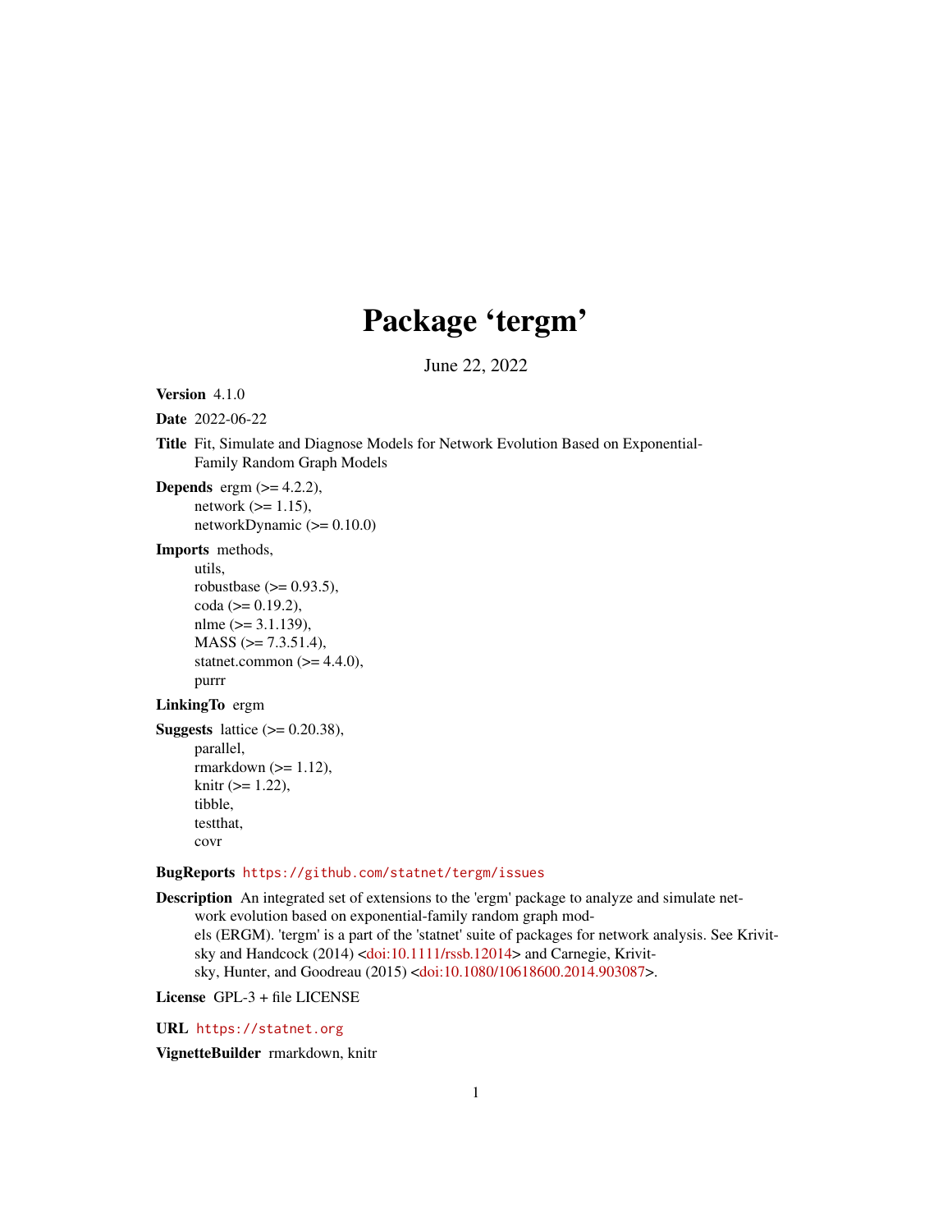# Package 'tergm'

June 22, 2022

**Version** 4.1.0

**Date** 2022-06-22

**Title** Fit, Simulate and Diagnose Models for Network Evolution Based on Exponential-Family Random Graph Models

**Depends** ergm (>= 4.2.2),
network (>= 1.15),
networkDynamic (>= 0.10.0)

**Imports** methods,
utils,
robustbase (>= 0.93.5),
coda (>= 0.19.2),
nlme (>= 3.1.139),
MASS (>= 7.3.51.4),
statnet.common (>= 4.4.0),
purrr

**LinkingTo** ergm

**Suggests** lattice (>= 0.20.38),
parallel,
rmarkdown (>= 1.12),
knitr (>= 1.22),
tibble,
testthat,
covr

**BugReports** https://github.com/statnet/tergm/issues

**Description** An integrated set of extensions to the 'ergm' package to analyze and simulate network evolution based on exponential-family random graph models (ERGM). 'tergm' is a part of the 'statnet' suite of packages for network analysis. See Krivitsky and Handcock (2014) <doi:10.1111/rssb.12014> and Carnegie, Krivitsky, Hunter, and Goodreau (2015) <doi:10.1080/10618600.2014.903087>.

**License** GPL-3 + file LICENSE

**URL** https://statnet.org

**VignetteBuilder** rmarkdown, knitr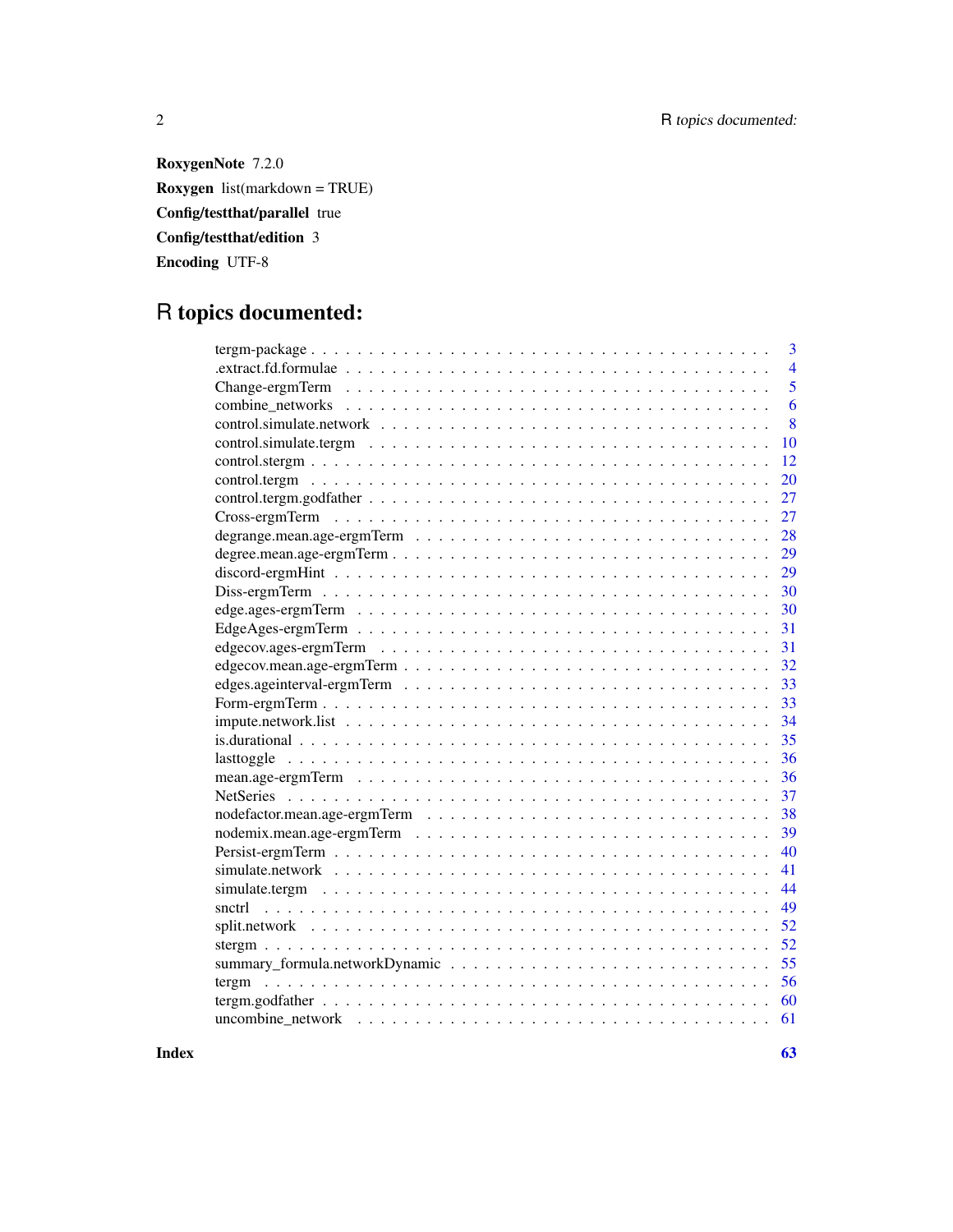**RoxygenNote** 7.2.0

**Roxygen** list(markdown = TRUE)

**Config/testthat/parallel** true

**Config/testthat/edition** 3

**Encoding** UTF-8

# R topics documented:

| | |
|---|---|
| tergm-package | 3 |
| .extract.fd.formulae | 4 |
| Change-ergmTerm | 5 |
| combine_networks | 6 |
| control.simulate.network | 8 |
| control.simulate.tergm | 10 |
| control.stergm | 12 |
| control.tergm | 20 |
| control.tergm.godfather | 27 |
| Cross-ergmTerm | 27 |
| degrange.mean.age-ergmTerm | 28 |
| degree.mean.age-ergmTerm | 29 |
| discord-ergmHint | 29 |
| Diss-ergmTerm | 30 |
| edge.ages-ergmTerm | 30 |
| EdgeAges-ergmTerm | 31 |
| edgecov.ages-ergmTerm | 31 |
| edgecov.mean.age-ergmTerm | 32 |
| edges.ageinterval-ergmTerm | 33 |
| Form-ergmTerm | 33 |
| impute.network.list | 34 |
| is.durational | 35 |
| lasttoggle | 36 |
| mean.age-ergmTerm | 36 |
| NetSeries | 37 |
| nodefactor.mean.age-ergmTerm | 38 |
| nodemix.mean.age-ergmTerm | 39 |
| Persist-ergmTerm | 40 |
| simulate.network | 41 |
| simulate.tergm | 44 |
| snctrl | 49 |
| split.network | 52 |
| stergm | 52 |
| summary_formula.networkDynamic | 55 |
| tergm | 56 |
| tergm.godfather | 60 |
| uncombine_network | 61 |

**Index** **63**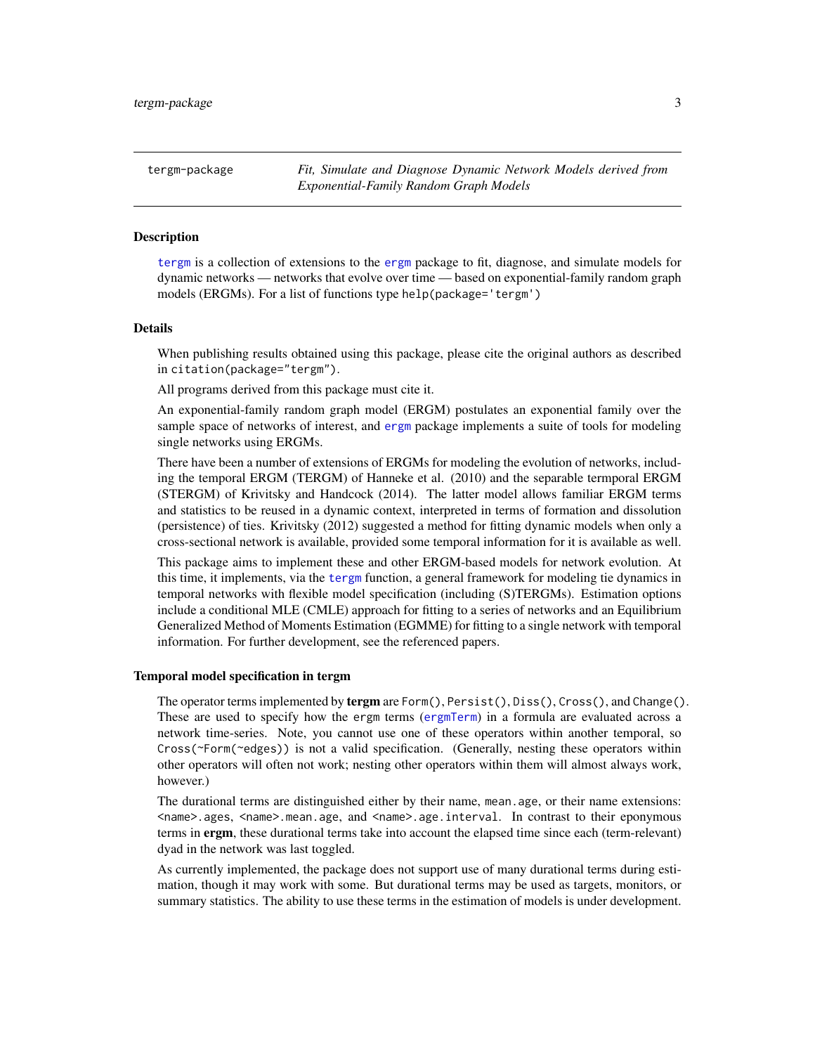tergm-package *Fit, Simulate and Diagnose Dynamic Network Models derived from Exponential-Family Random Graph Models*

## Description

tergm is a collection of extensions to the ergm package to fit, diagnose, and simulate models for dynamic networks — networks that evolve over time — based on exponential-family random graph models (ERGMs). For a list of functions type `help(package='tergm')`

## Details

When publishing results obtained using this package, please cite the original authors as described in `citation(package="tergm")`.

All programs derived from this package must cite it.

An exponential-family random graph model (ERGM) postulates an exponential family over the sample space of networks of interest, and ergm package implements a suite of tools for modeling single networks using ERGMs.

There have been a number of extensions of ERGMs for modeling the evolution of networks, including the temporal ERGM (TERGM) of Hanneke et al. (2010) and the separable termporal ERGM (STERGM) of Krivitsky and Handcock (2014). The latter model allows familiar ERGM terms and statistics to be reused in a dynamic context, interpreted in terms of formation and dissolution (persistence) of ties. Krivitsky (2012) suggested a method for fitting dynamic models when only a cross-sectional network is available, provided some temporal information for it is available as well.

This package aims to implement these and other ERGM-based models for network evolution. At this time, it implements, via the tergm function, a general framework for modeling tie dynamics in temporal networks with flexible model specification (including (S)TERGMs). Estimation options include a conditional MLE (CMLE) approach for fitting to a series of networks and an Equilibrium Generalized Method of Moments Estimation (EGMME) for fitting to a single network with temporal information. For further development, see the referenced papers.

## Temporal model specification in tergm

The operator terms implemented by **tergm** are `Form()`, `Persist()`, `Diss()`, `Cross()`, and `Change()`. These are used to specify how the ergm terms (ergmTerm) in a formula are evaluated across a network time-series. Note, you cannot use one of these operators within another temporal, so `Cross(~Form(~edges))` is not a valid specification. (Generally, nesting these operators within other operators will often not work; nesting other operators within them will almost always work, however.)

The durational terms are distinguished either by their name, `mean.age`, or their name extensions: `<name>.ages`, `<name>.mean.age`, and `<name>.age.interval`. In contrast to their eponymous terms in **ergm**, these durational terms take into account the elapsed time since each (term-relevant) dyad in the network was last toggled.

As currently implemented, the package does not support use of many durational terms during estimation, though it may work with some. But durational terms may be used as targets, monitors, or summary statistics. The ability to use these terms in the estimation of models is under development.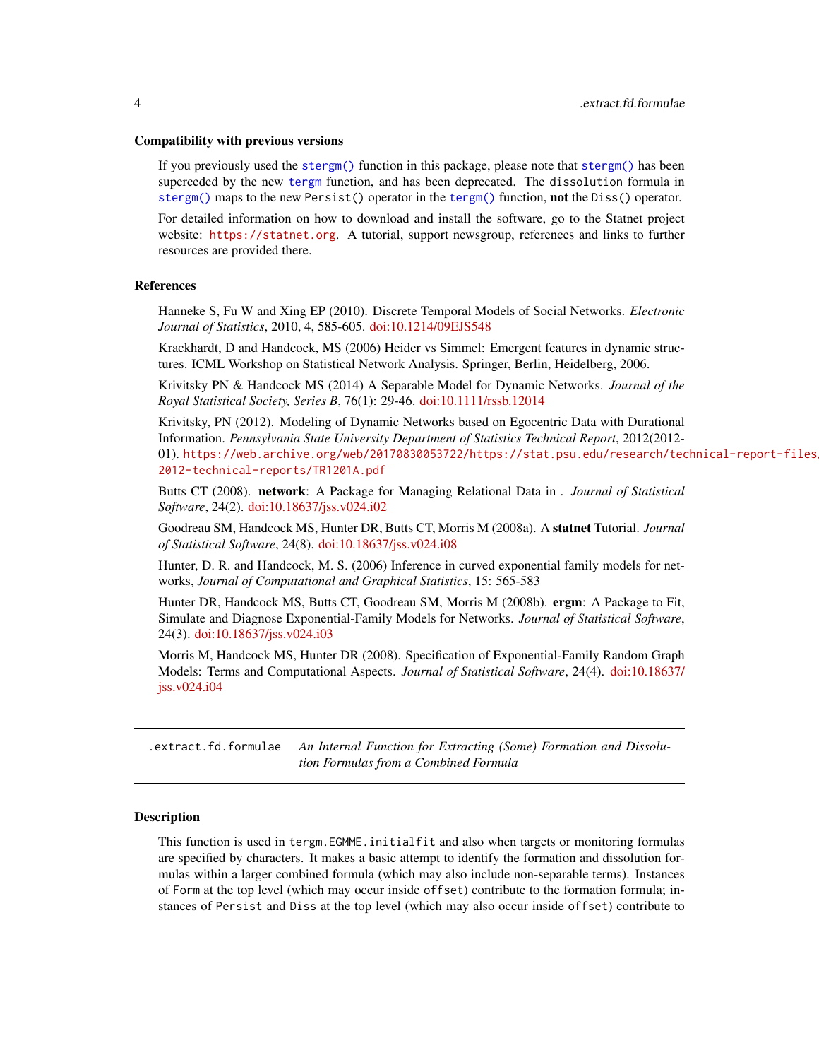### Compatibility with previous versions

If you previously used the `stergm()` function in this package, please note that `stergm()` has been superceded by the new `tergm` function, and has been deprecated. The `dissolution` formula in `stergm()` maps to the new `Persist()` operator in the `tergm()` function, **not** the `Diss()` operator.

For detailed information on how to download and install the software, go to the Statnet project website: https://statnet.org. A tutorial, support newsgroup, references and links to further resources are provided there.

### References

Hanneke S, Fu W and Xing EP (2010). Discrete Temporal Models of Social Networks. *Electronic Journal of Statistics*, 2010, 4, 585-605. doi:10.1214/09EJS548

Krackhardt, D and Handcock, MS (2006) Heider vs Simmel: Emergent features in dynamic structures. ICML Workshop on Statistical Network Analysis. Springer, Berlin, Heidelberg, 2006.

Krivitsky PN & Handcock MS (2014) A Separable Model for Dynamic Networks. *Journal of the Royal Statistical Society, Series B*, 76(1): 29-46. doi:10.1111/rssb.12014

Krivitsky, PN (2012). Modeling of Dynamic Networks based on Egocentric Data with Durational Information. *Pennsylvania State University Department of Statistics Technical Report*, 2012(2012-01). https://web.archive.org/web/20170830053722/https://stat.psu.edu/research/technical-report-files/2012-technical-reports/TR1201A.pdf

Butts CT (2008). **network**: A Package for Managing Relational Data in . *Journal of Statistical Software*, 24(2). doi:10.18637/jss.v024.i02

Goodreau SM, Handcock MS, Hunter DR, Butts CT, Morris M (2008a). A **statnet** Tutorial. *Journal of Statistical Software*, 24(8). doi:10.18637/jss.v024.i08

Hunter, D. R. and Handcock, M. S. (2006) Inference in curved exponential family models for networks, *Journal of Computational and Graphical Statistics*, 15: 565-583

Hunter DR, Handcock MS, Butts CT, Goodreau SM, Morris M (2008b). **ergm**: A Package to Fit, Simulate and Diagnose Exponential-Family Models for Networks. *Journal of Statistical Software*, 24(3). doi:10.18637/jss.v024.i03

Morris M, Handcock MS, Hunter DR (2008). Specification of Exponential-Family Random Graph Models: Terms and Computational Aspects. *Journal of Statistical Software*, 24(4). doi:10.18637/jss.v024.i04

---

## `.extract.fd.formulae` *An Internal Function for Extracting (Some) Formation and Dissolution Formulas from a Combined Formula*

---

### Description

This function is used in `tergm.EGMME.initialfit` and also when targets or monitoring formulas are specified by characters. It makes a basic attempt to identify the formation and dissolution formulas within a larger combined formula (which may also include non-separable terms). Instances of `Form` at the top level (which may occur inside `offset`) contribute to the formation formula; instances of `Persist` and `Diss` at the top level (which may also occur inside `offset`) contribute to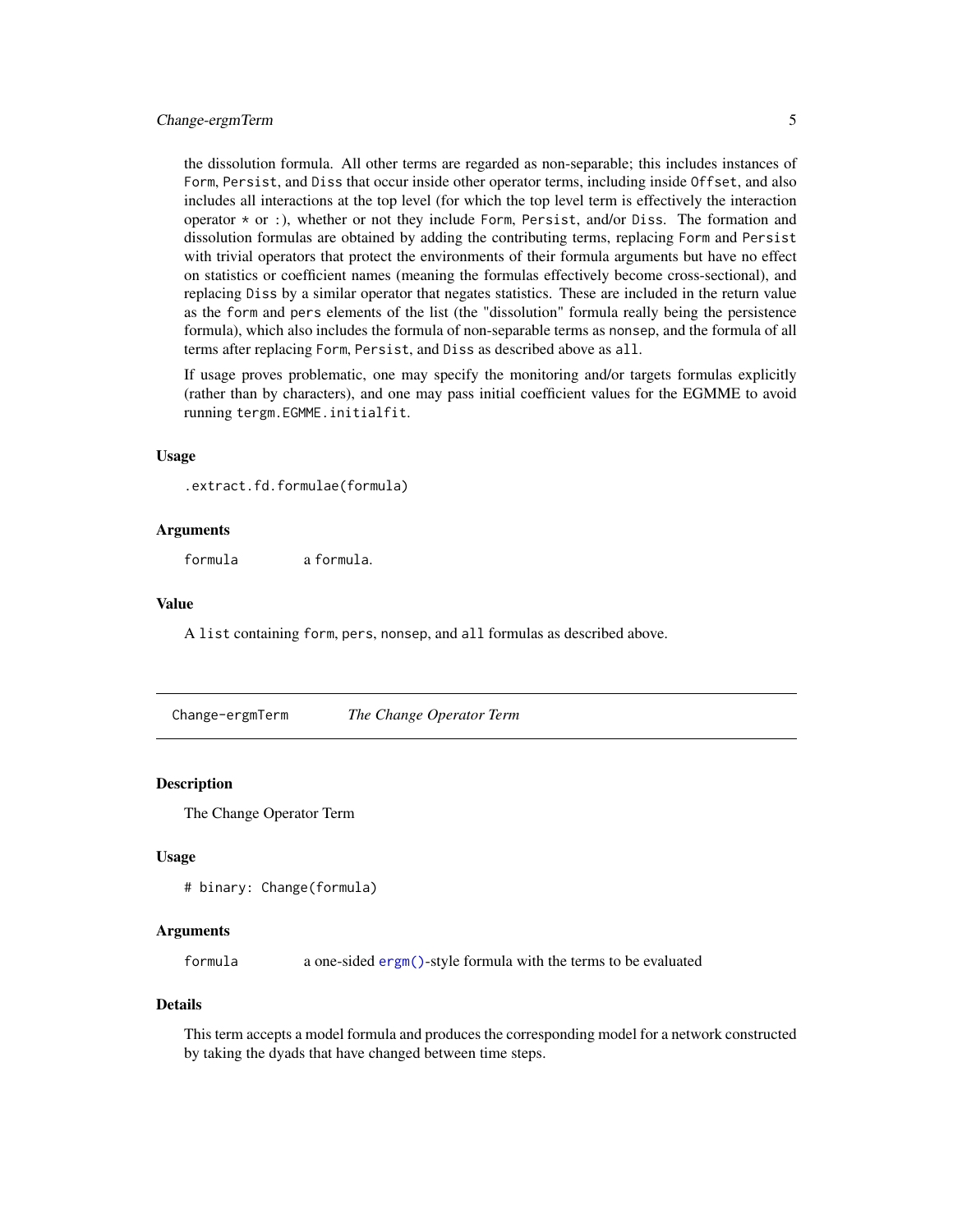the dissolution formula. All other terms are regarded as non-separable; this includes instances of `Form`, `Persist`, and `Diss` that occur inside other operator terms, including inside `Offset`, and also includes all interactions at the top level (for which the top level term is effectively the interaction operator `*` or `:`), whether or not they include `Form`, `Persist`, and/or `Diss`. The formation and dissolution formulas are obtained by adding the contributing terms, replacing `Form` and `Persist` with trivial operators that protect the environments of their formula arguments but have no effect on statistics or coefficient names (meaning the formulas effectively become cross-sectional), and replacing `Diss` by a similar operator that negates statistics. These are included in the return value as the `form` and `pers` elements of the list (the "dissolution" formula really being the persistence formula), which also includes the formula of non-separable terms as `nonsep`, and the formula of all terms after replacing `Form`, `Persist`, and `Diss` as described above as `all`.

If usage proves problematic, one may specify the monitoring and/or targets formulas explicitly (rather than by characters), and one may pass initial coefficient values for the EGMME to avoid running `tergm.EGMME.initialfit`.

### Usage

```
.extract.fd.formulae(formula)
```

### Arguments

| | |
|---|---|
| `formula` | a `formula`. |

### Value

A `list` containing `form`, `pers`, `nonsep`, and `all` formulas as described above.

---

## `Change-ergmTerm` *The Change Operator Term*

---

### Description

The Change Operator Term

### Usage

```
# binary: Change(formula)
```

### Arguments

| | |
|---|---|
| `formula` | a one-sided `ergm()`-style formula with the terms to be evaluated |

### Details

This term accepts a model formula and produces the corresponding model for a network constructed by taking the dyads that have changed between time steps.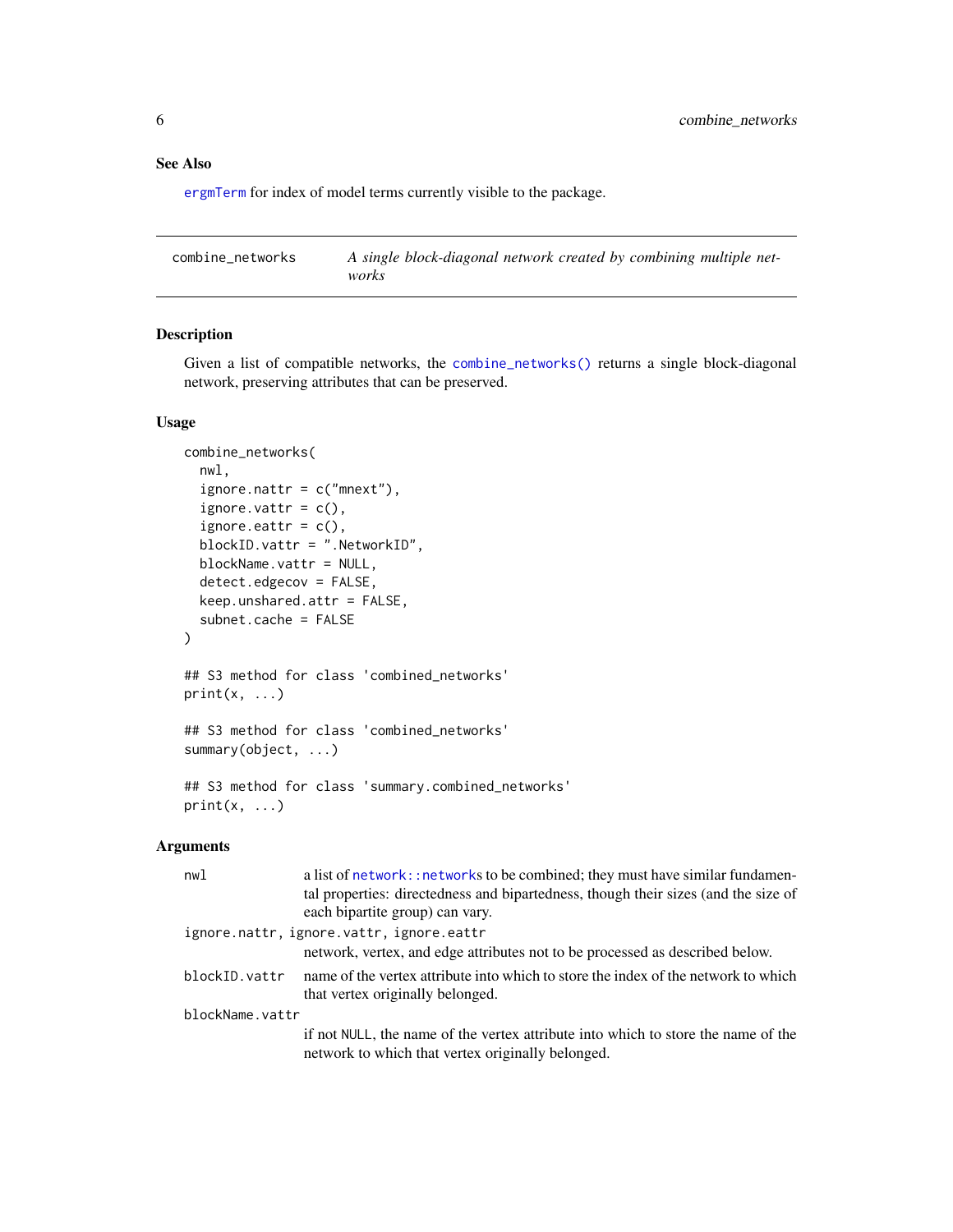### See Also

ergmTerm for index of model terms currently visible to the package.

---

## combine_networks — *A single block-diagonal network created by combining multiple networks*

### Description

Given a list of compatible networks, the combine_networks() returns a single block-diagonal network, preserving attributes that can be preserved.

### Usage

```
combine_networks(
  nwl,
  ignore.nattr = c("mnext"),
  ignore.vattr = c(),
  ignore.eattr = c(),
  blockID.vattr = ".NetworkID",
  blockName.vattr = NULL,
  detect.edgecov = FALSE,
  keep.unshared.attr = FALSE,
  subnet.cache = FALSE
)

## S3 method for class 'combined_networks'
print(x, ...)

## S3 method for class 'combined_networks'
summary(object, ...)

## S3 method for class 'summary.combined_networks'
print(x, ...)
```

### Arguments

| Argument | Description |
|---|---|
| `nwl` | a list of network::networks to be combined; they must have similar fundamental properties: directedness and bipartedness, though their sizes (and the size of each bipartite group) can vary. |
| `ignore.nattr, ignore.vattr, ignore.eattr` | network, vertex, and edge attributes not to be processed as described below. |
| `blockID.vattr` | name of the vertex attribute into which to store the index of the network to which that vertex originally belonged. |
| `blockName.vattr` | if not NULL, the name of the vertex attribute into which to store the name of the network to which that vertex originally belonged. |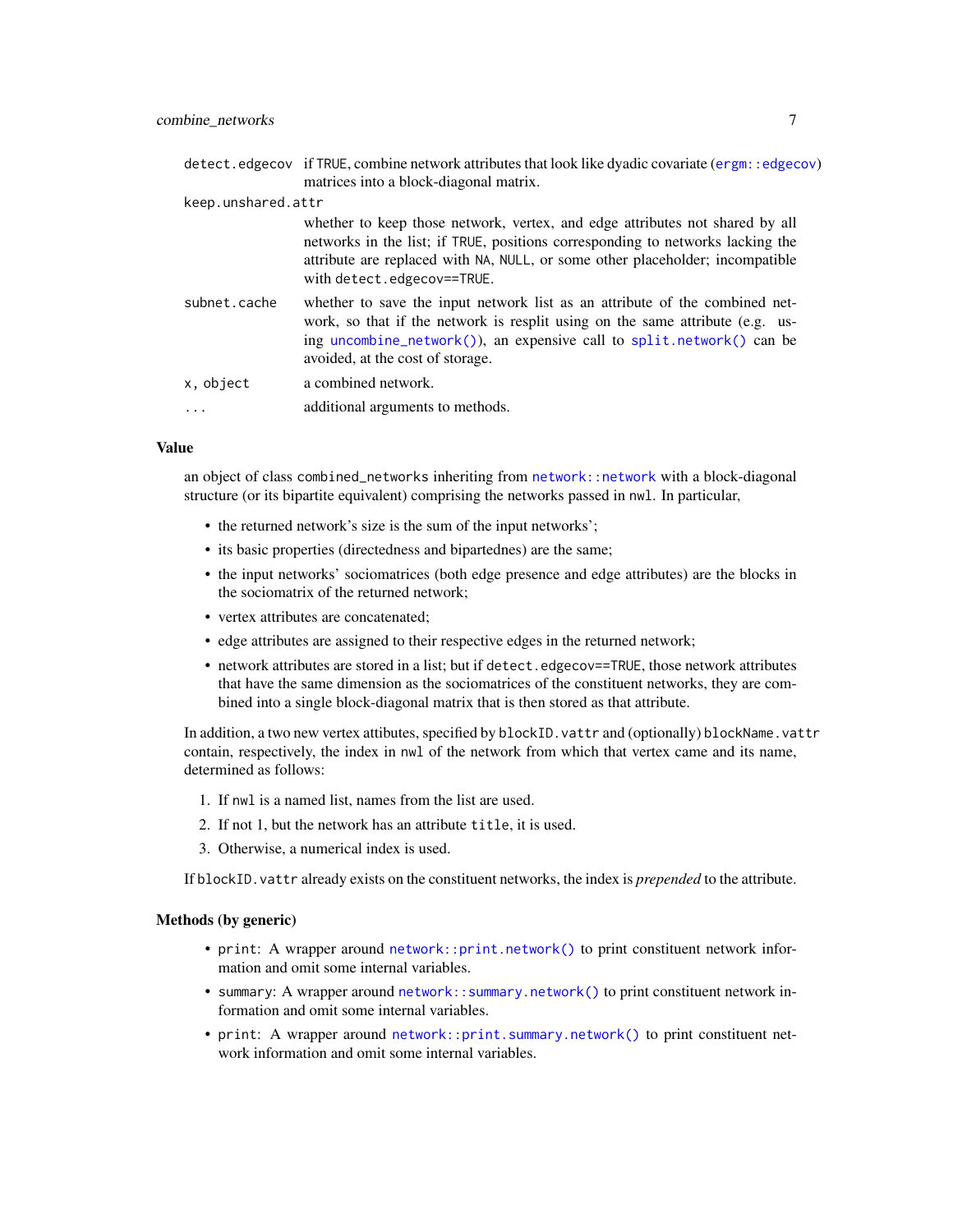| | |
|---|---|
| `detect.edgecov` | if `TRUE`, combine network attributes that look like dyadic covariate (`ergm::edgecov`) matrices into a block-diagonal matrix. |
| `keep.unshared.attr` | whether to keep those network, vertex, and edge attributes not shared by all networks in the list; if `TRUE`, positions corresponding to networks lacking the attribute are replaced with `NA`, `NULL`, or some other placeholder; incompatible with `detect.edgecov==TRUE`. |
| `subnet.cache` | whether to save the input network list as an attribute of the combined network, so that if the network is resplit using on the same attribute (e.g. using `uncombine_network()`), an expensive call to `split.network()` can be avoided, at the cost of storage. |
| `x, object` | a combined network. |
| `...` | additional arguments to methods. |

### Value

an object of class `combined_networks` inheriting from `network::network` with a block-diagonal structure (or its bipartite equivalent) comprising the networks passed in `nwl`. In particular,

- the returned network's size is the sum of the input networks';
- its basic properties (directedness and bipartednes) are the same;
- the input networks' sociomatrices (both edge presence and edge attributes) are the blocks in the sociomatrix of the returned network;
- vertex attributes are concatenated;
- edge attributes are assigned to their respective edges in the returned network;
- network attributes are stored in a list; but if `detect.edgecov==TRUE`, those network attributes that have the same dimension as the sociomatrices of the constituent networks, they are combined into a single block-diagonal matrix that is then stored as that attribute.

In addition, a two new vertex attibutes, specified by `blockID.vattr` and (optionally) `blockName.vattr` contain, respectively, the index in `nwl` of the network from which that vertex came and its name, determined as follows:

1. If `nwl` is a named list, names from the list are used.
2. If not 1, but the network has an attribute `title`, it is used.
3. Otherwise, a numerical index is used.

If `blockID.vattr` already exists on the constituent networks, the index is *prepended* to the attribute.

### Methods (by generic)

- `print`: A wrapper around `network::print.network()` to print constituent network information and omit some internal variables.
- `summary`: A wrapper around `network::summary.network()` to print constituent network information and omit some internal variables.
- `print`: A wrapper around `network::print.summary.network()` to print constituent network information and omit some internal variables.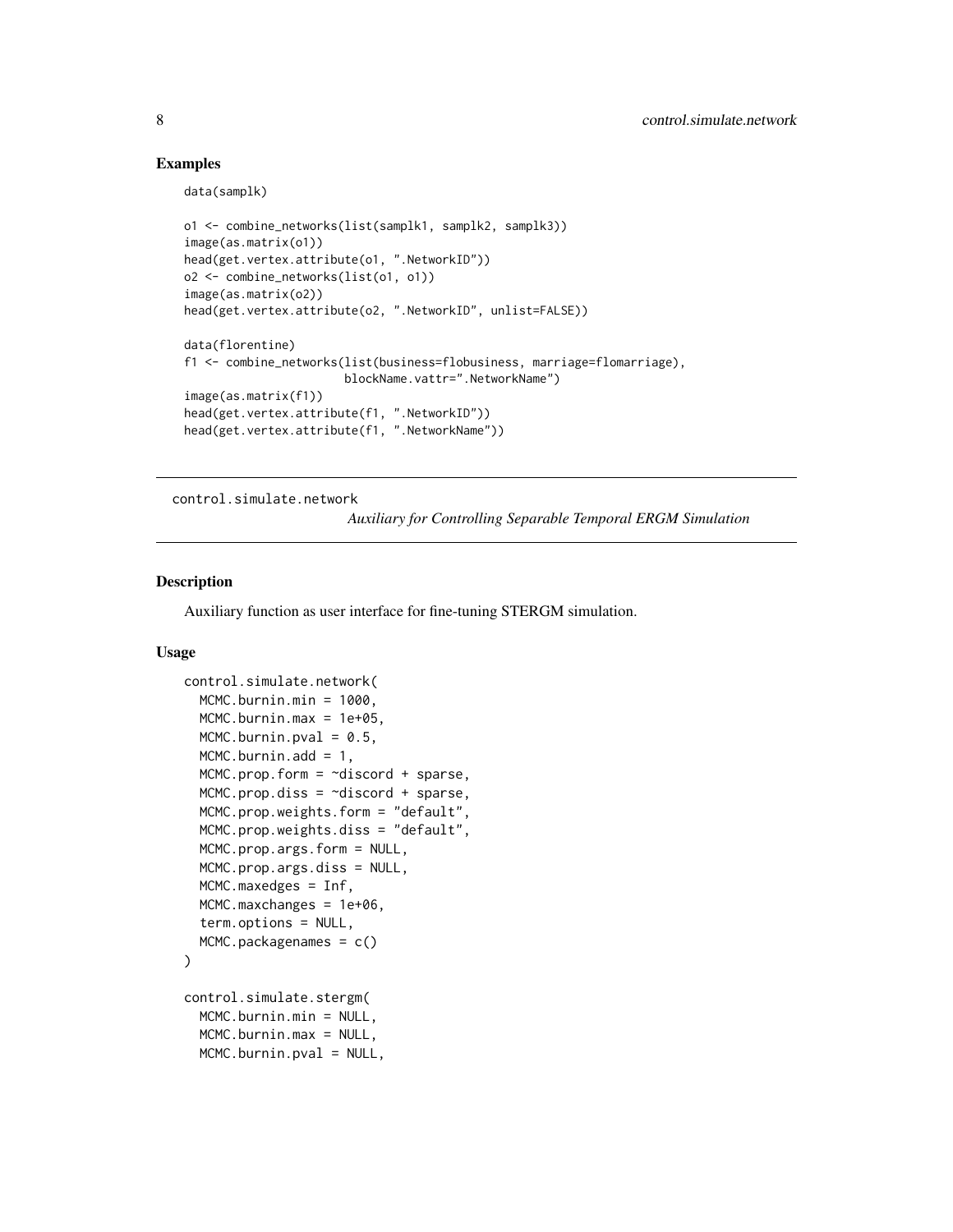## Examples

```
data(samplk)

o1 <- combine_networks(list(samplk1, samplk2, samplk3))
image(as.matrix(o1))
head(get.vertex.attribute(o1, ".NetworkID"))
o2 <- combine_networks(list(o1, o1))
image(as.matrix(o2))
head(get.vertex.attribute(o2, ".NetworkID", unlist=FALSE))

data(florentine)
f1 <- combine_networks(list(business=flobusiness, marriage=flomarriage),
                        blockName.vattr=".NetworkName")
image(as.matrix(f1))
head(get.vertex.attribute(f1, ".NetworkID"))
head(get.vertex.attribute(f1, ".NetworkName"))
```

---

# control.simulate.network — *Auxiliary for Controlling Separable Temporal ERGM Simulation*

---

## Description

Auxiliary function as user interface for fine-tuning STERGM simulation.

## Usage

```
control.simulate.network(
  MCMC.burnin.min = 1000,
  MCMC.burnin.max = 1e+05,
  MCMC.burnin.pval = 0.5,
  MCMC.burnin.add = 1,
  MCMC.prop.form = ~discord + sparse,
  MCMC.prop.diss = ~discord + sparse,
  MCMC.prop.weights.form = "default",
  MCMC.prop.weights.diss = "default",
  MCMC.prop.args.form = NULL,
  MCMC.prop.args.diss = NULL,
  MCMC.maxedges = Inf,
  MCMC.maxchanges = 1e+06,
  term.options = NULL,
  MCMC.packagenames = c()
)

control.simulate.stergm(
  MCMC.burnin.min = NULL,
  MCMC.burnin.max = NULL,
  MCMC.burnin.pval = NULL,
```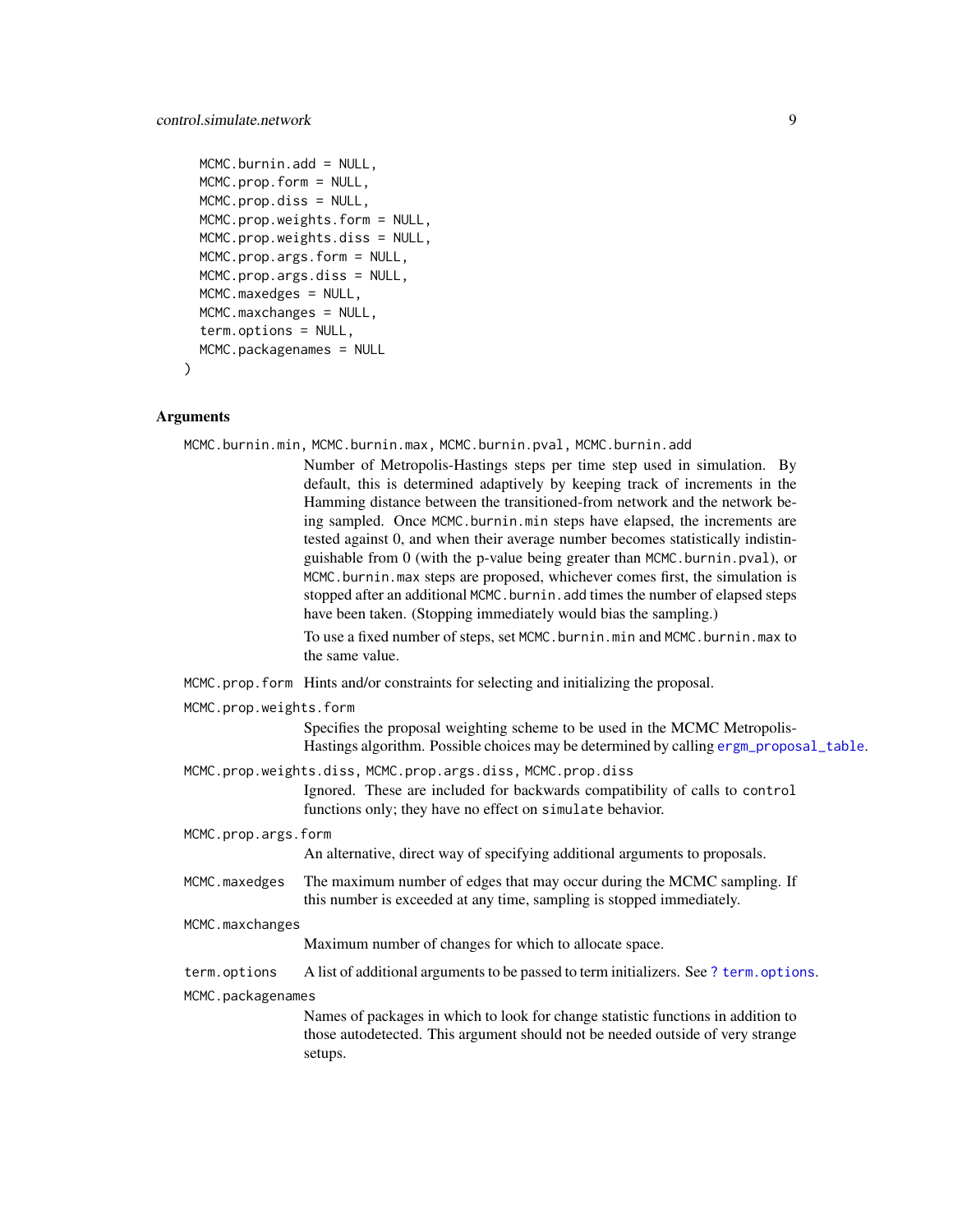```
  MCMC.burnin.add = NULL,
  MCMC.prop.form = NULL,
  MCMC.prop.diss = NULL,
  MCMC.prop.weights.form = NULL,
  MCMC.prop.weights.diss = NULL,
  MCMC.prop.args.form = NULL,
  MCMC.prop.args.diss = NULL,
  MCMC.maxedges = NULL,
  MCMC.maxchanges = NULL,
  term.options = NULL,
  MCMC.packagenames = NULL
)
```

## Arguments

`MCMC.burnin.min`, `MCMC.burnin.max`, `MCMC.burnin.pval`, `MCMC.burnin.add`
: Number of Metropolis-Hastings steps per time step used in simulation. By default, this is determined adaptively by keeping track of increments in the Hamming distance between the transitioned-from network and the network being sampled. Once `MCMC.burnin.min` steps have elapsed, the increments are tested against 0, and when their average number becomes statistically indistinguishable from 0 (with the p-value being greater than `MCMC.burnin.pval`), or `MCMC.burnin.max` steps are proposed, whichever comes first, the simulation is stopped after an additional `MCMC.burnin.add` times the number of elapsed steps have been taken. (Stopping immediately would bias the sampling.)

  To use a fixed number of steps, set `MCMC.burnin.min` and `MCMC.burnin.max` to the same value.

`MCMC.prop.form`
: Hints and/or constraints for selecting and initializing the proposal.

`MCMC.prop.weights.form`
: Specifies the proposal weighting scheme to be used in the MCMC Metropolis-Hastings algorithm. Possible choices may be determined by calling `ergm_proposal_table`.

`MCMC.prop.weights.diss`, `MCMC.prop.args.diss`, `MCMC.prop.diss`
: Ignored. These are included for backwards compatibility of calls to `control` functions only; they have no effect on `simulate` behavior.

`MCMC.prop.args.form`
: An alternative, direct way of specifying additional arguments to proposals.

`MCMC.maxedges`
: The maximum number of edges that may occur during the MCMC sampling. If this number is exceeded at any time, sampling is stopped immediately.

`MCMC.maxchanges`
: Maximum number of changes for which to allocate space.

`term.options`
: A list of additional arguments to be passed to term initializers. See `? term.options`.

`MCMC.packagenames`
: Names of packages in which to look for change statistic functions in addition to those autodetected. This argument should not be needed outside of very strange setups.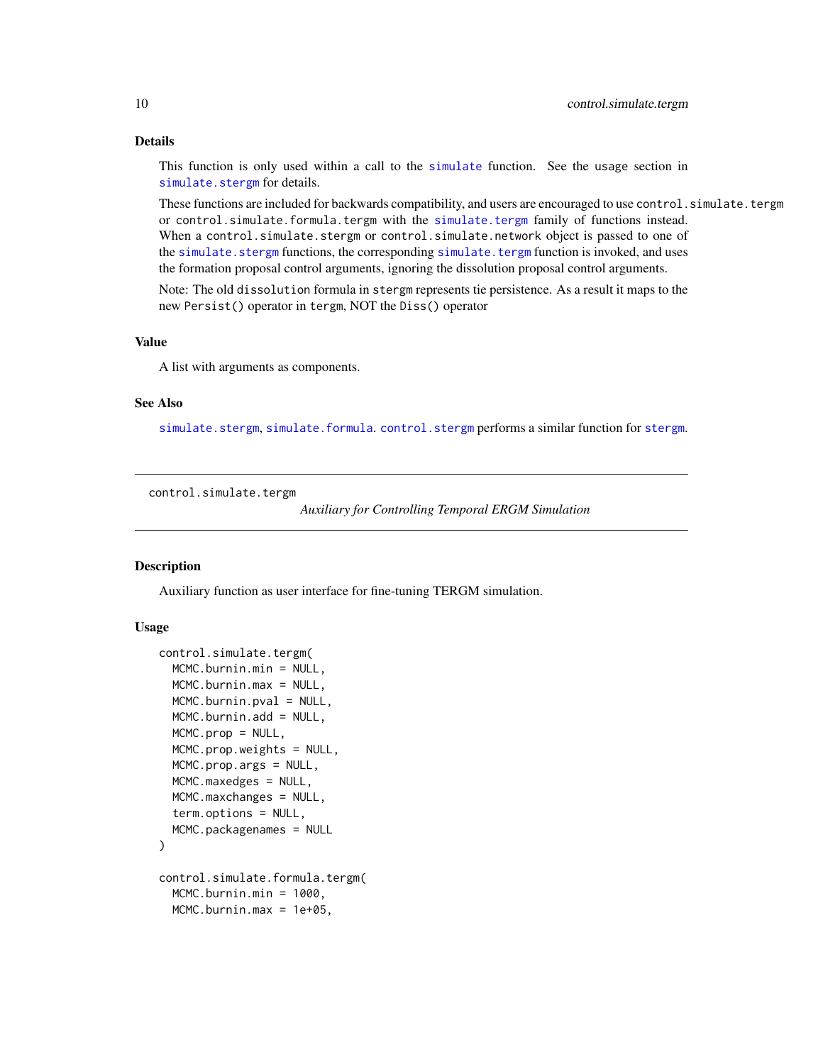### Details

This function is only used within a call to the `simulate` function. See the usage section in `simulate.stergm` for details.

These functions are included for backwards compatibility, and users are encouraged to use `control.simulate.tergm` or `control.simulate.formula.tergm` with the `simulate.tergm` family of functions instead. When a `control.simulate.stergm` or `control.simulate.network` object is passed to one of the `simulate.stergm` functions, the corresponding `simulate.tergm` function is invoked, and uses the formation proposal control arguments, ignoring the dissolution proposal control arguments.

Note: The old `dissolution` formula in `stergm` represents tie persistence. As a result it maps to the new `Persist()` operator in `tergm`, NOT the `Diss()` operator

### Value

A list with arguments as components.

### See Also

`simulate.stergm`, `simulate.formula`. `control.stergm` performs a similar function for `stergm`.

---

## control.simulate.tergm    *Auxiliary for Controlling Temporal ERGM Simulation*

---

### Description

Auxiliary function as user interface for fine-tuning TERGM simulation.

### Usage

```
control.simulate.tergm(
  MCMC.burnin.min = NULL,
  MCMC.burnin.max = NULL,
  MCMC.burnin.pval = NULL,
  MCMC.burnin.add = NULL,
  MCMC.prop = NULL,
  MCMC.prop.weights = NULL,
  MCMC.prop.args = NULL,
  MCMC.maxedges = NULL,
  MCMC.maxchanges = NULL,
  term.options = NULL,
  MCMC.packagenames = NULL
)

control.simulate.formula.tergm(
  MCMC.burnin.min = 1000,
  MCMC.burnin.max = 1e+05,
```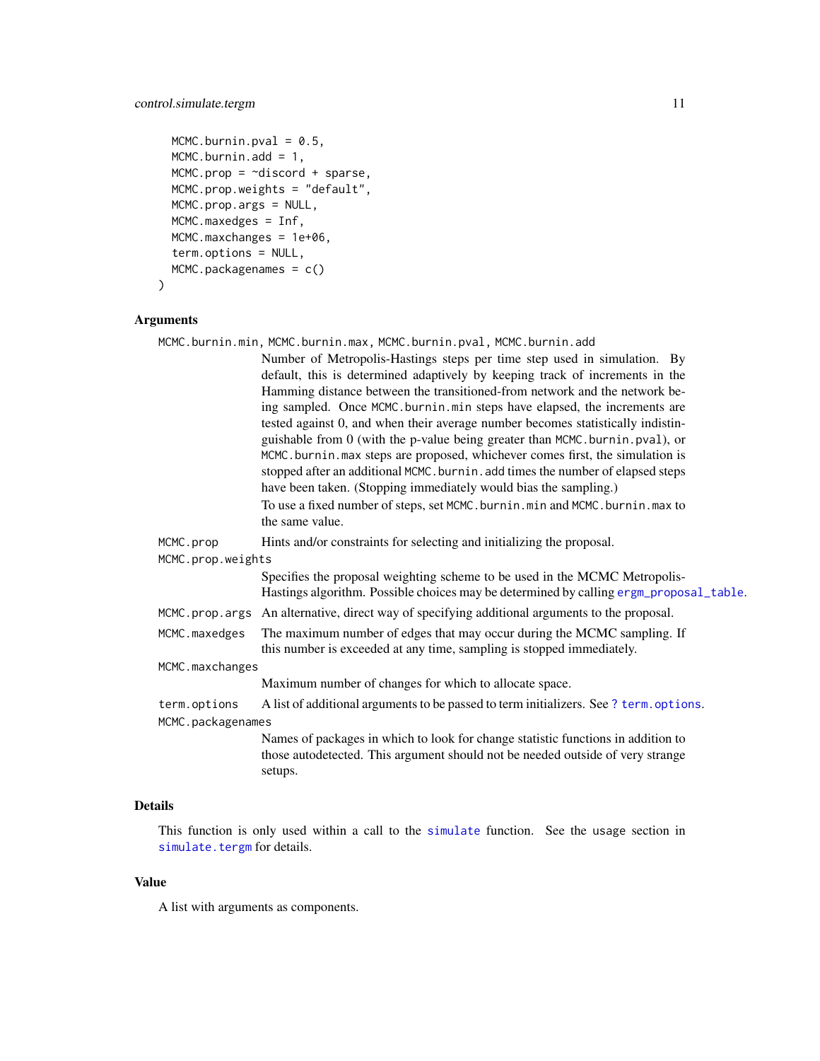```
  MCMC.burnin.pval = 0.5,
  MCMC.burnin.add = 1,
  MCMC.prop = ~discord + sparse,
  MCMC.prop.weights = "default",
  MCMC.prop.args = NULL,
  MCMC.maxedges = Inf,
  MCMC.maxchanges = 1e+06,
  term.options = NULL,
  MCMC.packagenames = c()
)
```

## Arguments

`MCMC.burnin.min, MCMC.burnin.max, MCMC.burnin.pval, MCMC.burnin.add`
: Number of Metropolis-Hastings steps per time step used in simulation. By default, this is determined adaptively by keeping track of increments in the Hamming distance between the transitioned-from network and the network being sampled. Once `MCMC.burnin.min` steps have elapsed, the increments are tested against 0, and when their average number becomes statistically indistinguishable from 0 (with the p-value being greater than `MCMC.burnin.pval`), or `MCMC.burnin.max` steps are proposed, whichever comes first, the simulation is stopped after an additional `MCMC.burnin.add` times the number of elapsed steps have been taken. (Stopping immediately would bias the sampling.)

  To use a fixed number of steps, set `MCMC.burnin.min` and `MCMC.burnin.max` to the same value.

`MCMC.prop`
: Hints and/or constraints for selecting and initializing the proposal.

`MCMC.prop.weights`
: Specifies the proposal weighting scheme to be used in the MCMC Metropolis-Hastings algorithm. Possible choices may be determined by calling `ergm_proposal_table`.

`MCMC.prop.args`
: An alternative, direct way of specifying additional arguments to the proposal.

`MCMC.maxedges`
: The maximum number of edges that may occur during the MCMC sampling. If this number is exceeded at any time, sampling is stopped immediately.

`MCMC.maxchanges`
: Maximum number of changes for which to allocate space.

`term.options`
: A list of additional arguments to be passed to term initializers. See `? term.options`.

`MCMC.packagenames`
: Names of packages in which to look for change statistic functions in addition to those autodetected. This argument should not be needed outside of very strange setups.

## Details

This function is only used within a call to the `simulate` function. See the usage section in `simulate.tergm` for details.

## Value

A list with arguments as components.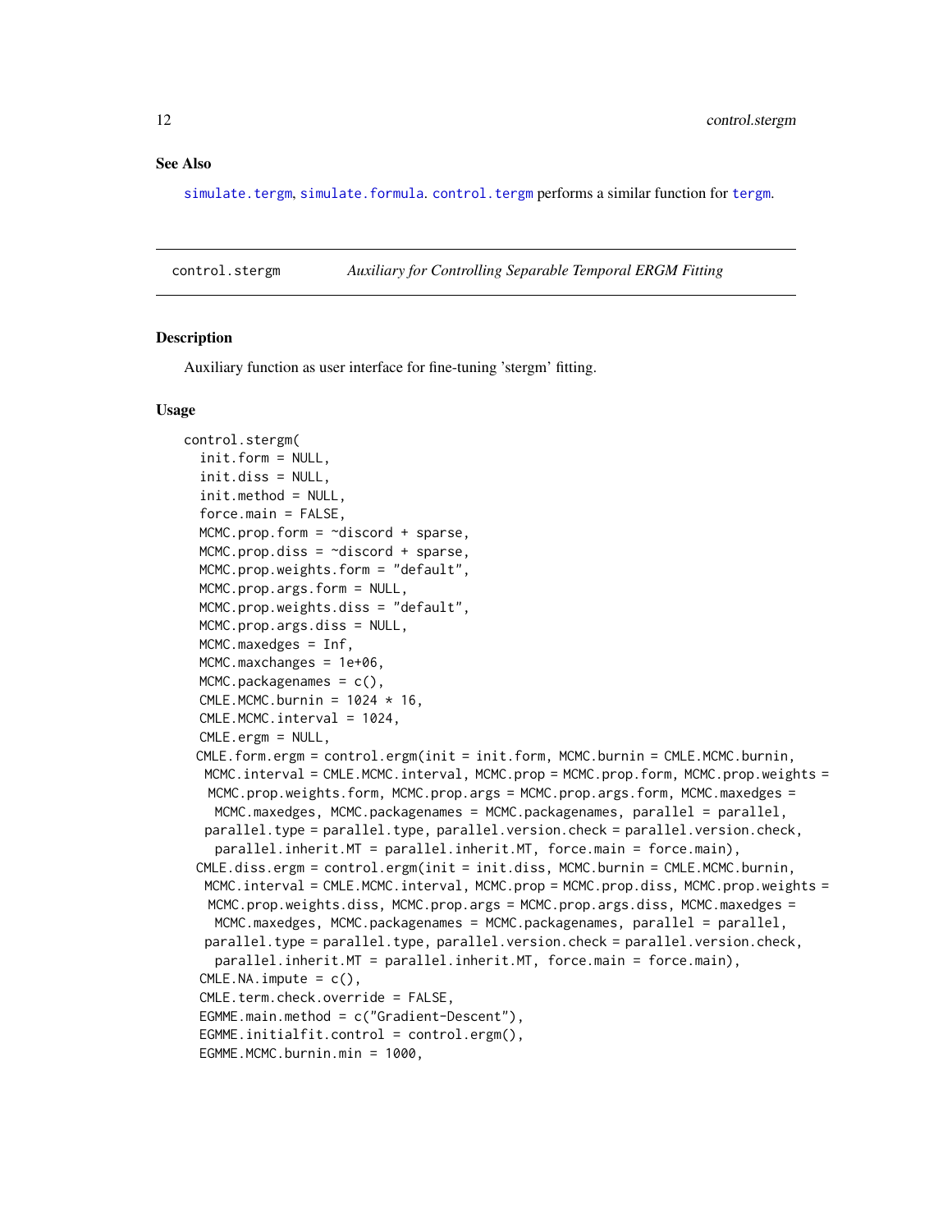### See Also

simulate.tergm, simulate.formula. control.tergm performs a similar function for tergm.

## control.stergm — *Auxiliary for Controlling Separable Temporal ERGM Fitting*

### Description

Auxiliary function as user interface for fine-tuning 'stergm' fitting.

### Usage

```
control.stergm(
  init.form = NULL,
  init.diss = NULL,
  init.method = NULL,
  force.main = FALSE,
  MCMC.prop.form = ~discord + sparse,
  MCMC.prop.diss = ~discord + sparse,
  MCMC.prop.weights.form = "default",
  MCMC.prop.args.form = NULL,
  MCMC.prop.weights.diss = "default",
  MCMC.prop.args.diss = NULL,
  MCMC.maxedges = Inf,
  MCMC.maxchanges = 1e+06,
  MCMC.packagenames = c(),
  CMLE.MCMC.burnin = 1024 * 16,
  CMLE.MCMC.interval = 1024,
  CMLE.ergm = NULL,
 CMLE.form.ergm = control.ergm(init = init.form, MCMC.burnin = CMLE.MCMC.burnin,
  MCMC.interval = CMLE.MCMC.interval, MCMC.prop = MCMC.prop.form, MCMC.prop.weights =
   MCMC.prop.weights.form, MCMC.prop.args = MCMC.prop.args.form, MCMC.maxedges =
    MCMC.maxedges, MCMC.packagenames = MCMC.packagenames, parallel = parallel,
  parallel.type = parallel.type, parallel.version.check = parallel.version.check,
    parallel.inherit.MT = parallel.inherit.MT, force.main = force.main),
 CMLE.diss.ergm = control.ergm(init = init.diss, MCMC.burnin = CMLE.MCMC.burnin,
  MCMC.interval = CMLE.MCMC.interval, MCMC.prop = MCMC.prop.diss, MCMC.prop.weights =
   MCMC.prop.weights.diss, MCMC.prop.args = MCMC.prop.args.diss, MCMC.maxedges =
    MCMC.maxedges, MCMC.packagenames = MCMC.packagenames, parallel = parallel,
  parallel.type = parallel.type, parallel.version.check = parallel.version.check,
    parallel.inherit.MT = parallel.inherit.MT, force.main = force.main),
  CMLE.NA.impute = c(),
  CMLE.term.check.override = FALSE,
  EGMME.main.method = c("Gradient-Descent"),
  EGMME.initialfit.control = control.ergm(),
  EGMME.MCMC.burnin.min = 1000,
```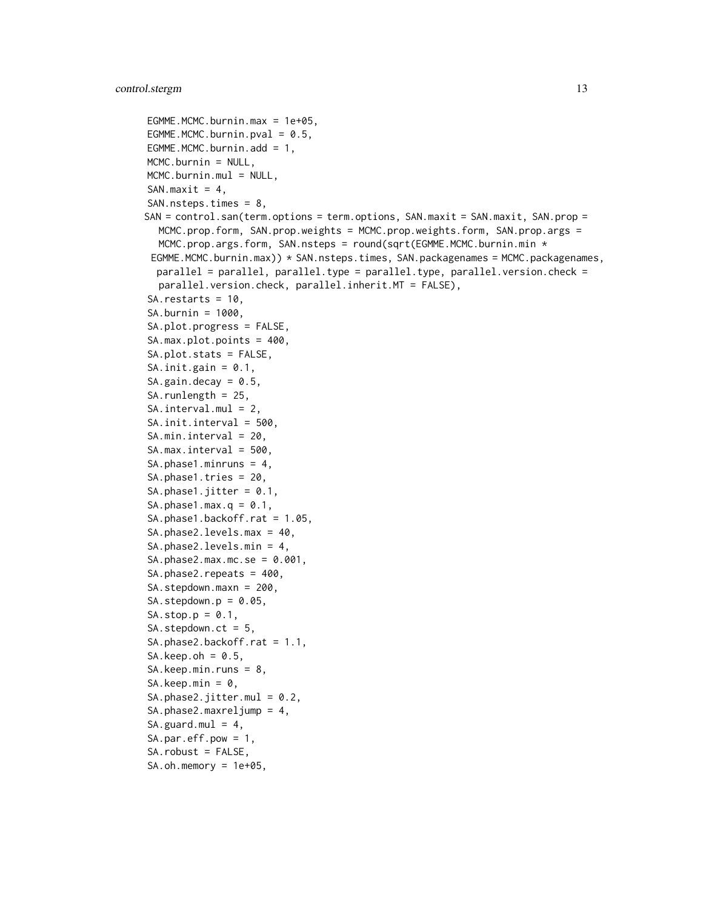```
  EGMME.MCMC.burnin.max = 1e+05,
  EGMME.MCMC.burnin.pval = 0.5,
  EGMME.MCMC.burnin.add = 1,
  MCMC.burnin = NULL,
  MCMC.burnin.mul = NULL,
  SAN.maxit = 4,
  SAN.nsteps.times = 8,
  SAN = control.san(term.options = term.options, SAN.maxit = SAN.maxit, SAN.prop =
    MCMC.prop.form, SAN.prop.weights = MCMC.prop.weights.form, SAN.prop.args =
    MCMC.prop.args.form, SAN.nsteps = round(sqrt(EGMME.MCMC.burnin.min *
   EGMME.MCMC.burnin.max)) * SAN.nsteps.times, SAN.packagenames = MCMC.packagenames,
    parallel = parallel, parallel.type = parallel.type, parallel.version.check =
    parallel.version.check, parallel.inherit.MT = FALSE),
  SA.restarts = 10,
  SA.burnin = 1000,
  SA.plot.progress = FALSE,
  SA.max.plot.points = 400,
  SA.plot.stats = FALSE,
  SA.init.gain = 0.1,
  SA.gain.decay = 0.5,
  SA.runlength = 25,
  SA.interval.mul = 2,
  SA.init.interval = 500,
  SA.min.interval = 20,
  SA.max.interval = 500,
  SA.phase1.minruns = 4,
  SA.phase1.tries = 20,
  SA.phase1.jitter = 0.1,
  SA.phase1.max.q = 0.1,
  SA.phase1.backoff.rat = 1.05,
  SA.phase2.levels.max = 40,
  SA.phase2.levels.min = 4,
  SA.phase2.max.mc.se = 0.001,
  SA.phase2.repeats = 400,
  SA.stepdown.maxn = 200,
  SA.stepdown.p = 0.05,
  SA.stop.p = 0.1,
  SA.stepdown.ct = 5,
  SA.phase2.backoff.rat = 1.1,
  SA.keep.oh = 0.5,
  SA.keep.min.runs = 8,
  SA.keep.min = 0,
  SA.phase2.jitter.mul = 0.2,
  SA.phase2.maxreljump = 4,
  SA.guard.mul = 4,
  SA.par.eff.pow = 1,
  SA.robust = FALSE,
  SA.oh.memory = 1e+05,
```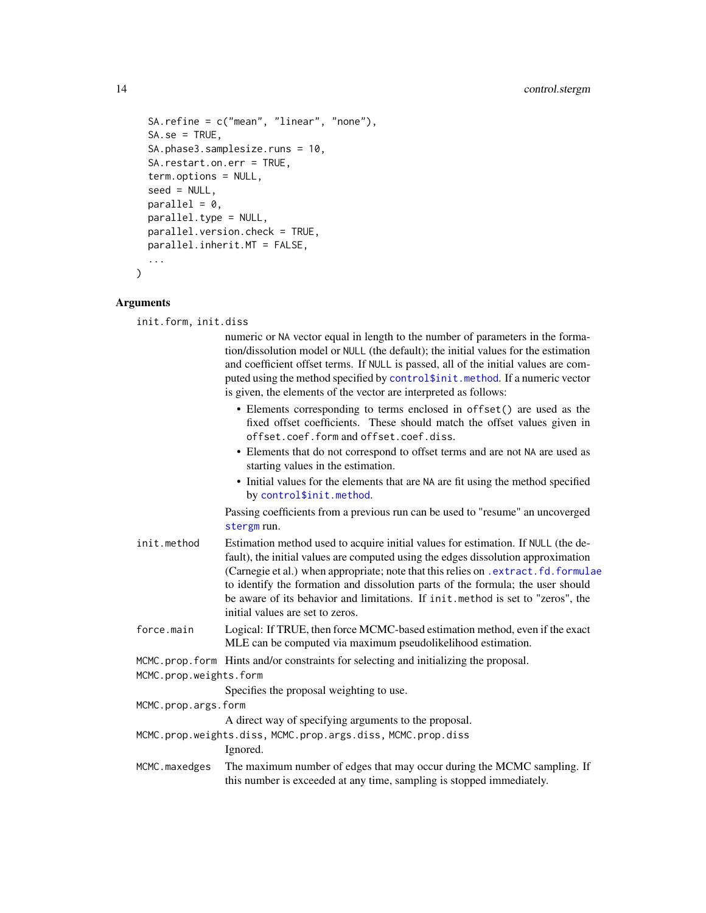```
  SA.refine = c("mean", "linear", "none"),
  SA.se = TRUE,
  SA.phase3.samplesize.runs = 10,
  SA.restart.on.err = TRUE,
  term.options = NULL,
  seed = NULL,
  parallel = 0,
  parallel.type = NULL,
  parallel.version.check = TRUE,
  parallel.inherit.MT = FALSE,
  ...
)
```

### Arguments

`init.form, init.diss`
: numeric or `NA` vector equal in length to the number of parameters in the formation/dissolution model or `NULL` (the default); the initial values for the estimation and coefficient offset terms. If `NULL` is passed, all of the initial values are computed using the method specified by `control$init.method`. If a numeric vector is given, the elements of the vector are interpreted as follows:

  - Elements corresponding to terms enclosed in `offset()` are used as the fixed offset coefficients. These should match the offset values given in `offset.coef.form` and `offset.coef.diss`.
  - Elements that do not correspond to offset terms and are not `NA` are used as starting values in the estimation.
  - Initial values for the elements that are `NA` are fit using the method specified by `control$init.method`.

  Passing coefficients from a previous run can be used to "resume" an uncoverged `stergm` run.

`init.method`
: Estimation method used to acquire initial values for estimation. If `NULL` (the default), the initial values are computed using the edges dissolution approximation (Carnegie et al.) when appropriate; note that this relies on `.extract.fd.formulae` to identify the formation and dissolution parts of the formula; the user should be aware of its behavior and limitations. If `init.method` is set to "zeros", the initial values are set to zeros.

`force.main`
: Logical: If TRUE, then force MCMC-based estimation method, even if the exact MLE can be computed via maximum pseudolikelihood estimation.

`MCMC.prop.form`
: Hints and/or constraints for selecting and initializing the proposal.

`MCMC.prop.weights.form`
: Specifies the proposal weighting to use.

`MCMC.prop.args.form`
: A direct way of specifying arguments to the proposal.

`MCMC.prop.weights.diss, MCMC.prop.args.diss, MCMC.prop.diss`
: Ignored.

`MCMC.maxedges`
: The maximum number of edges that may occur during the MCMC sampling. If this number is exceeded at any time, sampling is stopped immediately.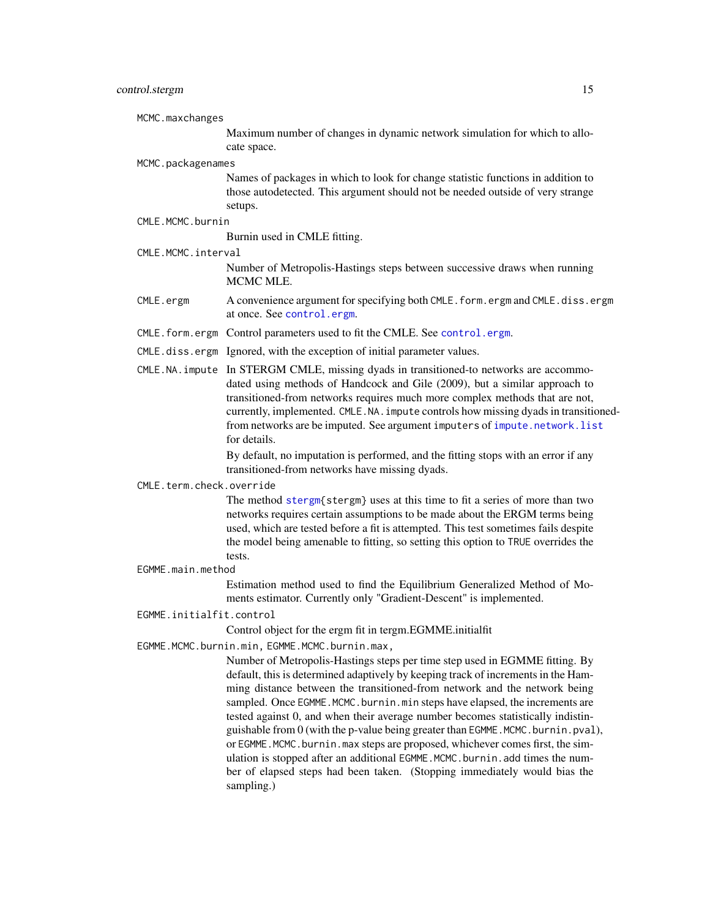`MCMC.maxchanges`
: Maximum number of changes in dynamic network simulation for which to allocate space.

`MCMC.packagenames`
: Names of packages in which to look for change statistic functions in addition to those autodetected. This argument should not be needed outside of very strange setups.

`CMLE.MCMC.burnin`
: Burnin used in CMLE fitting.

`CMLE.MCMC.interval`
: Number of Metropolis-Hastings steps between successive draws when running MCMC MLE.

`CMLE.ergm`
: A convenience argument for specifying both `CMLE.form.ergm` and `CMLE.diss.ergm` at once. See `control.ergm`.

`CMLE.form.ergm`
: Control parameters used to fit the CMLE. See `control.ergm`.

`CMLE.diss.ergm`
: Ignored, with the exception of initial parameter values.

`CMLE.NA.impute`
: In STERGM CMLE, missing dyads in transitioned-to networks are accommodated using methods of Handcock and Gile (2009), but a similar approach to transitioned-from networks requires much more complex methods that are not, currently, implemented. `CMLE.NA.impute` controls how missing dyads in transitioned-from networks are be imputed. See argument `imputers` of `impute.network.list` for details.

  By default, no imputation is performed, and the fitting stops with an error if any transitioned-from networks have missing dyads.

`CMLE.term.check.override`
: The method `stergm`{stergm} uses at this time to fit a series of more than two networks requires certain assumptions to be made about the ERGM terms being used, which are tested before a fit is attempted. This test sometimes fails despite the model being amenable to fitting, so setting this option to `TRUE` overrides the tests.

`EGMME.main.method`
: Estimation method used to find the Equilibrium Generalized Method of Moments estimator. Currently only "Gradient-Descent" is implemented.

`EGMME.initialfit.control`
: Control object for the ergm fit in tergm.EGMME.initialfit

`EGMME.MCMC.burnin.min, EGMME.MCMC.burnin.max,`
: Number of Metropolis-Hastings steps per time step used in EGMME fitting. By default, this is determined adaptively by keeping track of increments in the Hamming distance between the transitioned-from network and the network being sampled. Once `EGMME.MCMC.burnin.min` steps have elapsed, the increments are tested against 0, and when their average number becomes statistically indistinguishable from 0 (with the p-value being greater than `EGMME.MCMC.burnin.pval`), or `EGMME.MCMC.burnin.max` steps are proposed, whichever comes first, the simulation is stopped after an additional `EGMME.MCMC.burnin.add` times the number of elapsed steps had been taken. (Stopping immediately would bias the sampling.)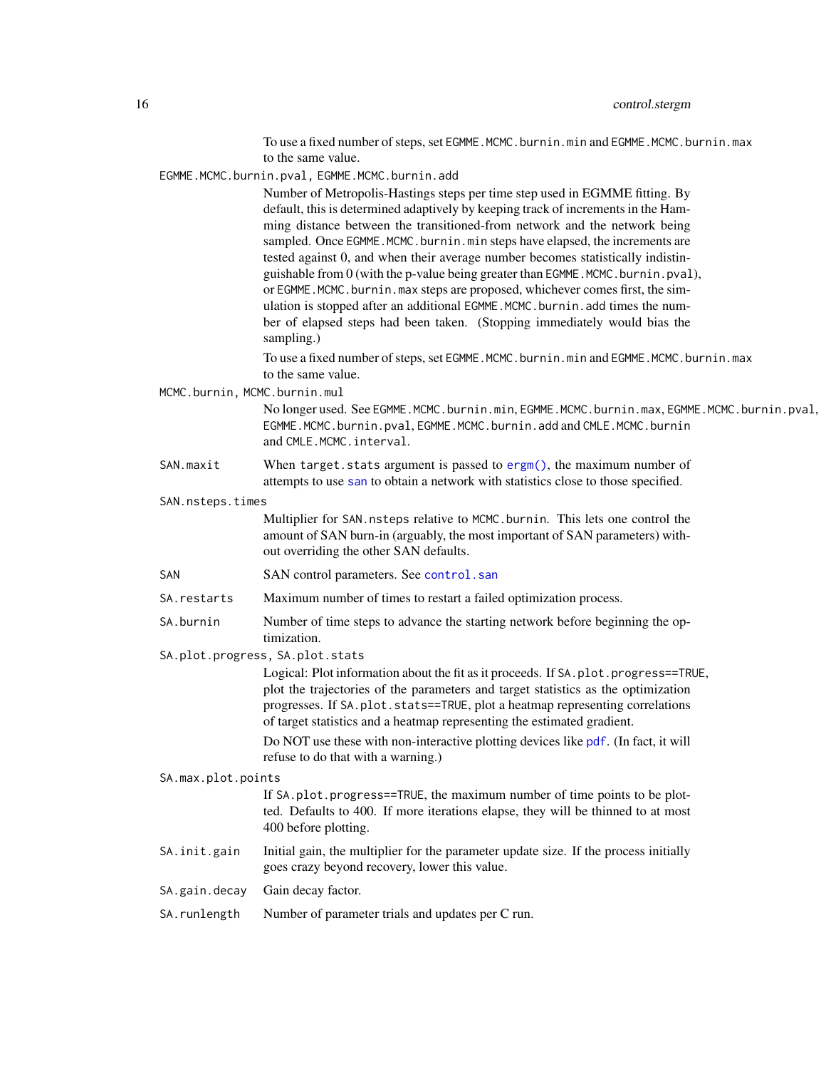To use a fixed number of steps, set `EGMME.MCMC.burnin.min` and `EGMME.MCMC.burnin.max` to the same value.

`EGMME.MCMC.burnin.pval, EGMME.MCMC.burnin.add`
: Number of Metropolis-Hastings steps per time step used in EGMME fitting. By default, this is determined adaptively by keeping track of increments in the Hamming distance between the transitioned-from network and the network being sampled. Once `EGMME.MCMC.burnin.min` steps have elapsed, the increments are tested against 0, and when their average number becomes statistically indistinguishable from 0 (with the p-value being greater than `EGMME.MCMC.burnin.pval`), or `EGMME.MCMC.burnin.max` steps are proposed, whichever comes first, the simulation is stopped after an additional `EGMME.MCMC.burnin.add` times the number of elapsed steps had been taken. (Stopping immediately would bias the sampling.)

  To use a fixed number of steps, set `EGMME.MCMC.burnin.min` and `EGMME.MCMC.burnin.max` to the same value.

`MCMC.burnin, MCMC.burnin.mul`
: No longer used. See `EGMME.MCMC.burnin.min`, `EGMME.MCMC.burnin.max`, `EGMME.MCMC.burnin.pval`, `EGMME.MCMC.burnin.pval`, `EGMME.MCMC.burnin.add` and `CMLE.MCMC.burnin` and `CMLE.MCMC.interval`.

`SAN.maxit`
: When `target.stats` argument is passed to `ergm()`, the maximum number of attempts to use `san` to obtain a network with statistics close to those specified.

`SAN.nsteps.times`
: Multiplier for `SAN.nsteps` relative to `MCMC.burnin`. This lets one control the amount of SAN burn-in (arguably, the most important of SAN parameters) without overriding the other SAN defaults.

`SAN`
: SAN control parameters. See `control.san`

`SA.restarts`
: Maximum number of times to restart a failed optimization process.

`SA.burnin`
: Number of time steps to advance the starting network before beginning the optimization.

`SA.plot.progress, SA.plot.stats`
: Logical: Plot information about the fit as it proceeds. If `SA.plot.progress==TRUE`, plot the trajectories of the parameters and target statistics as the optimization progresses. If `SA.plot.stats==TRUE`, plot a heatmap representing correlations of target statistics and a heatmap representing the estimated gradient.

  Do NOT use these with non-interactive plotting devices like `pdf`. (In fact, it will refuse to do that with a warning.)

`SA.max.plot.points`
: If `SA.plot.progress==TRUE`, the maximum number of time points to be plotted. Defaults to 400. If more iterations elapse, they will be thinned to at most 400 before plotting.

`SA.init.gain`
: Initial gain, the multiplier for the parameter update size. If the process initially goes crazy beyond recovery, lower this value.

`SA.gain.decay`
: Gain decay factor.

`SA.runlength`
: Number of parameter trials and updates per C run.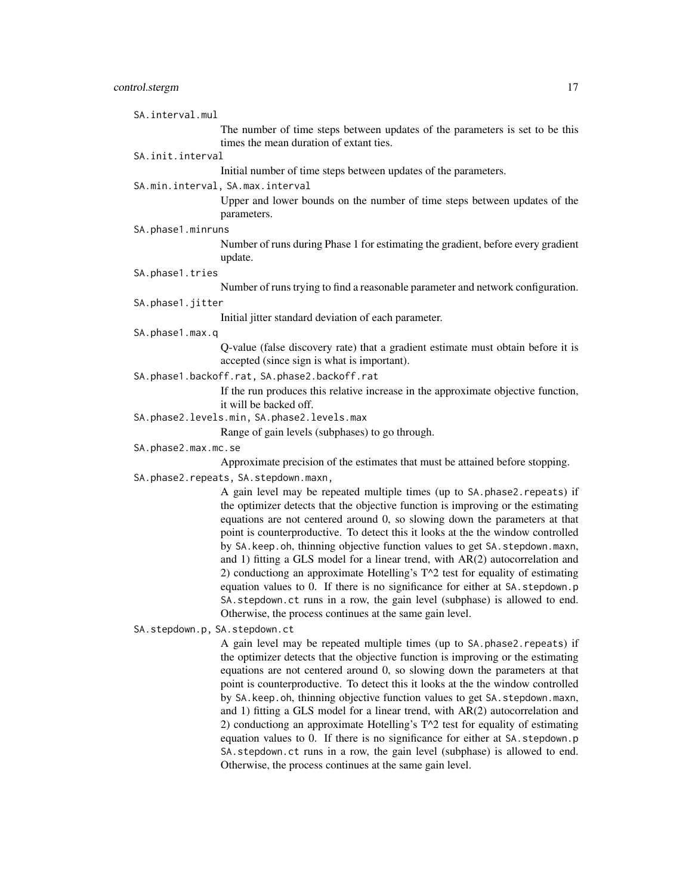`SA.interval.mul`
: The number of time steps between updates of the parameters is set to be this times the mean duration of extant ties.

`SA.init.interval`
: Initial number of time steps between updates of the parameters.

`SA.min.interval, SA.max.interval`
: Upper and lower bounds on the number of time steps between updates of the parameters.

`SA.phase1.minruns`
: Number of runs during Phase 1 for estimating the gradient, before every gradient update.

`SA.phase1.tries`
: Number of runs trying to find a reasonable parameter and network configuration.

`SA.phase1.jitter`
: Initial jitter standard deviation of each parameter.

`SA.phase1.max.q`
: Q-value (false discovery rate) that a gradient estimate must obtain before it is accepted (since sign is what is important).

`SA.phase1.backoff.rat, SA.phase2.backoff.rat`
: If the run produces this relative increase in the approximate objective function, it will be backed off.

`SA.phase2.levels.min, SA.phase2.levels.max`
: Range of gain levels (subphases) to go through.

`SA.phase2.max.mc.se`
: Approximate precision of the estimates that must be attained before stopping.

`SA.phase2.repeats, SA.stepdown.maxn,`
: A gain level may be repeated multiple times (up to `SA.phase2.repeats`) if the optimizer detects that the objective function is improving or the estimating equations are not centered around 0, so slowing down the parameters at that point is counterproductive. To detect this it looks at the the window controlled by `SA.keep.oh`, thinning objective function values to get `SA.stepdown.maxn`, and 1) fitting a GLS model for a linear trend, with AR(2) autocorrelation and 2) conductiong an approximate Hotelling's T^2 test for equality of estimating equation values to 0. If there is no significance for either at `SA.stepdown.p` `SA.stepdown.ct` runs in a row, the gain level (subphase) is allowed to end. Otherwise, the process continues at the same gain level.

`SA.stepdown.p, SA.stepdown.ct`
: A gain level may be repeated multiple times (up to `SA.phase2.repeats`) if the optimizer detects that the objective function is improving or the estimating equations are not centered around 0, so slowing down the parameters at that point is counterproductive. To detect this it looks at the the window controlled by `SA.keep.oh`, thinning objective function values to get `SA.stepdown.maxn`, and 1) fitting a GLS model for a linear trend, with AR(2) autocorrelation and 2) conductiong an approximate Hotelling's T^2 test for equality of estimating equation values to 0. If there is no significance for either at `SA.stepdown.p` `SA.stepdown.ct` runs in a row, the gain level (subphase) is allowed to end. Otherwise, the process continues at the same gain level.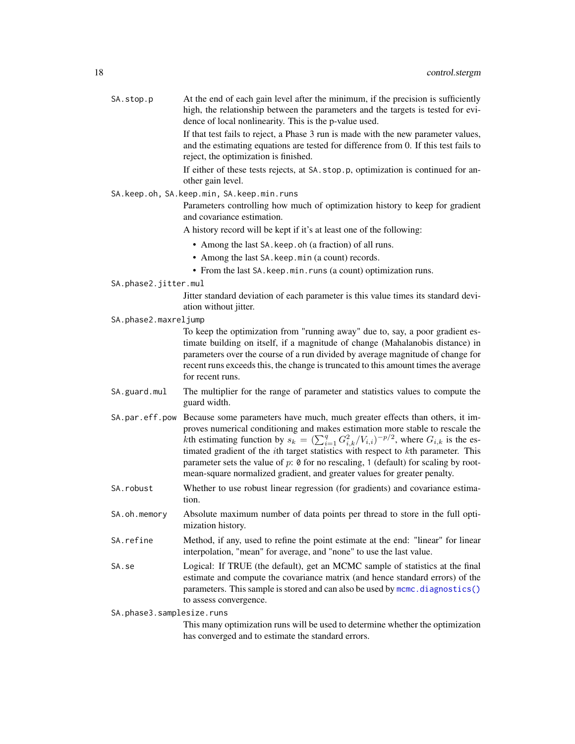**SA.stop.p** At the end of each gain level after the minimum, if the precision is sufficiently high, the relationship between the parameters and the targets is tested for evidence of local nonlinearity. This is the p-value used.

If that test fails to reject, a Phase 3 run is made with the new parameter values, and the estimating equations are tested for difference from 0. If this test fails to reject, the optimization is finished.

If either of these tests rejects, at `SA.stop.p`, optimization is continued for another gain level.

**SA.keep.oh, SA.keep.min, SA.keep.min.runs**

Parameters controlling how much of optimization history to keep for gradient and covariance estimation.

A history record will be kept if it's at least one of the following:

- Among the last `SA.keep.oh` (a fraction) of all runs.
- Among the last `SA.keep.min` (a count) records.
- From the last `SA.keep.min.runs` (a count) optimization runs.

**SA.phase2.jitter.mul**

Jitter standard deviation of each parameter is this value times its standard deviation without jitter.

**SA.phase2.maxreljump**

To keep the optimization from "running away" due to, say, a poor gradient estimate building on itself, if a magnitude of change (Mahalanobis distance) in parameters over the course of a run divided by average magnitude of change for recent runs exceeds this, the change is truncated to this amount times the average for recent runs.

**SA.guard.mul** The multiplier for the range of parameter and statistics values to compute the guard width.

**SA.par.eff.pow** Because some parameters have much, much greater effects than others, it improves numerical conditioning and makes estimation more stable to rescale the $k$th estimating function by $s_k = (\sum_{i=1}^{q} G_{i,k}^2 / V_{i,i})^{-p/2}$, where $G_{i,k}$ is the estimated gradient of the $i$th target statistics with respect to $k$th parameter. This parameter sets the value of $p$: `0` for no rescaling, `1` (default) for scaling by root-mean-square normalized gradient, and greater values for greater penalty.

**SA.robust** Whether to use robust linear regression (for gradients) and covariance estimation.

**SA.oh.memory** Absolute maximum number of data points per thread to store in the full optimization history.

**SA.refine** Method, if any, used to refine the point estimate at the end: "linear" for linear interpolation, "mean" for average, and "none" to use the last value.

**SA.se** Logical: If TRUE (the default), get an MCMC sample of statistics at the final estimate and compute the covariance matrix (and hence standard errors) of the parameters. This sample is stored and can also be used by `mcmc.diagnostics()` to assess convergence.

**SA.phase3.samplesize.runs**

This many optimization runs will be used to determine whether the optimization has converged and to estimate the standard errors.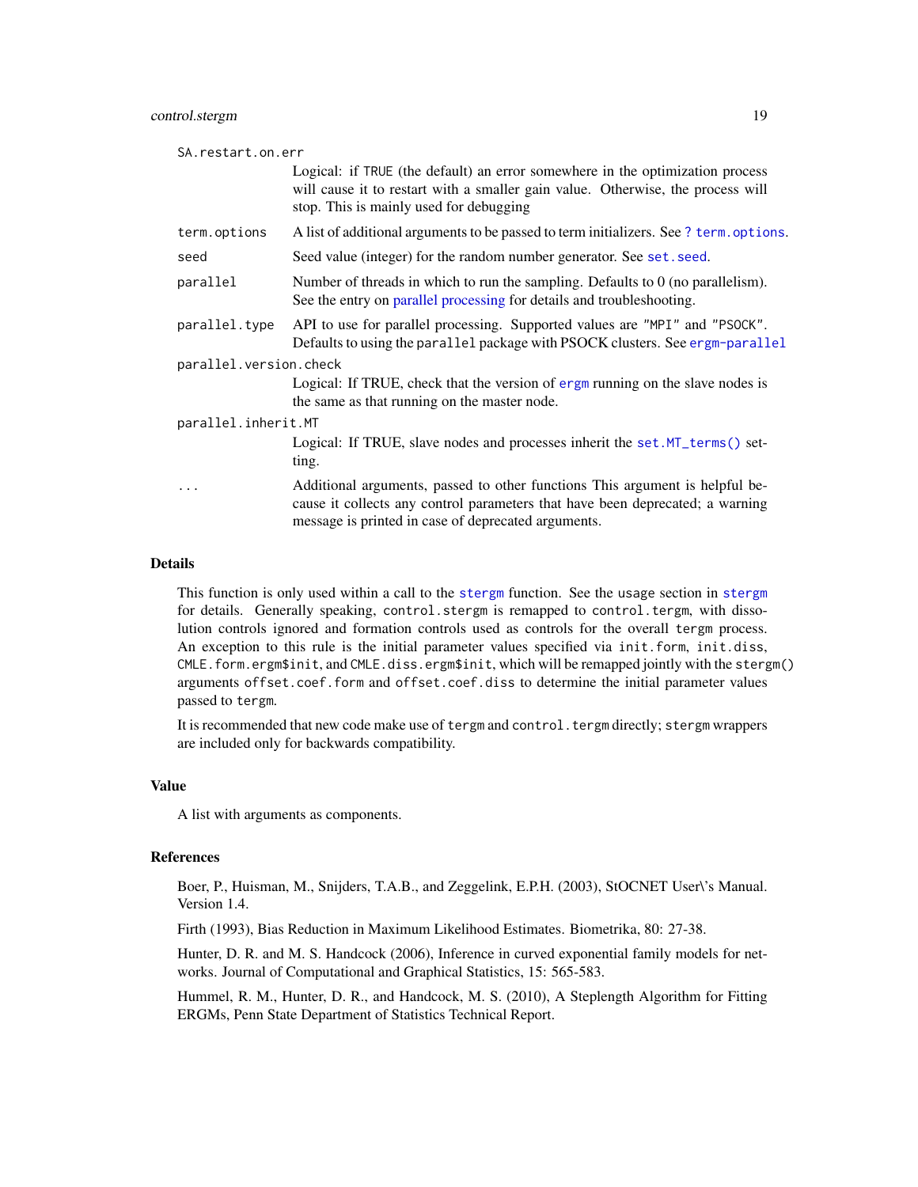`SA.restart.on.err`
: Logical: if `TRUE` (the default) an error somewhere in the optimization process will cause it to restart with a smaller gain value. Otherwise, the process will stop. This is mainly used for debugging

`term.options`
: A list of additional arguments to be passed to term initializers. See `? term.options`.

`seed`
: Seed value (integer) for the random number generator. See `set.seed`.

`parallel`
: Number of threads in which to run the sampling. Defaults to 0 (no parallelism). See the entry on parallel processing for details and troubleshooting.

`parallel.type`
: API to use for parallel processing. Supported values are `"MPI"` and `"PSOCK"`. Defaults to using the `parallel` package with PSOCK clusters. See `ergm-parallel`

`parallel.version.check`
: Logical: If TRUE, check that the version of `ergm` running on the slave nodes is the same as that running on the master node.

`parallel.inherit.MT`
: Logical: If TRUE, slave nodes and processes inherit the `set.MT_terms()` setting.

`...`
: Additional arguments, passed to other functions This argument is helpful because it collects any control parameters that have been deprecated; a warning message is printed in case of deprecated arguments.

## Details

This function is only used within a call to the `stergm` function. See the usage section in `stergm` for details. Generally speaking, `control.stergm` is remapped to `control.tergm`, with dissolution controls ignored and formation controls used as controls for the overall `tergm` process. An exception to this rule is the initial parameter values specified via `init.form`, `init.diss`, `CMLE.form.ergm$init`, and `CMLE.diss.ergm$init`, which will be remapped jointly with the `stergm()` arguments `offset.coef.form` and `offset.coef.diss` to determine the initial parameter values passed to `tergm`.

It is recommended that new code make use of `tergm` and `control.tergm` directly; `stergm` wrappers are included only for backwards compatibility.

## Value

A list with arguments as components.

## References

Boer, P., Huisman, M., Snijders, T.A.B., and Zeggelink, E.P.H. (2003), StOCNET User\'s Manual. Version 1.4.

Firth (1993), Bias Reduction in Maximum Likelihood Estimates. Biometrika, 80: 27-38.

Hunter, D. R. and M. S. Handcock (2006), Inference in curved exponential family models for networks. Journal of Computational and Graphical Statistics, 15: 565-583.

Hummel, R. M., Hunter, D. R., and Handcock, M. S. (2010), A Steplength Algorithm for Fitting ERGMs, Penn State Department of Statistics Technical Report.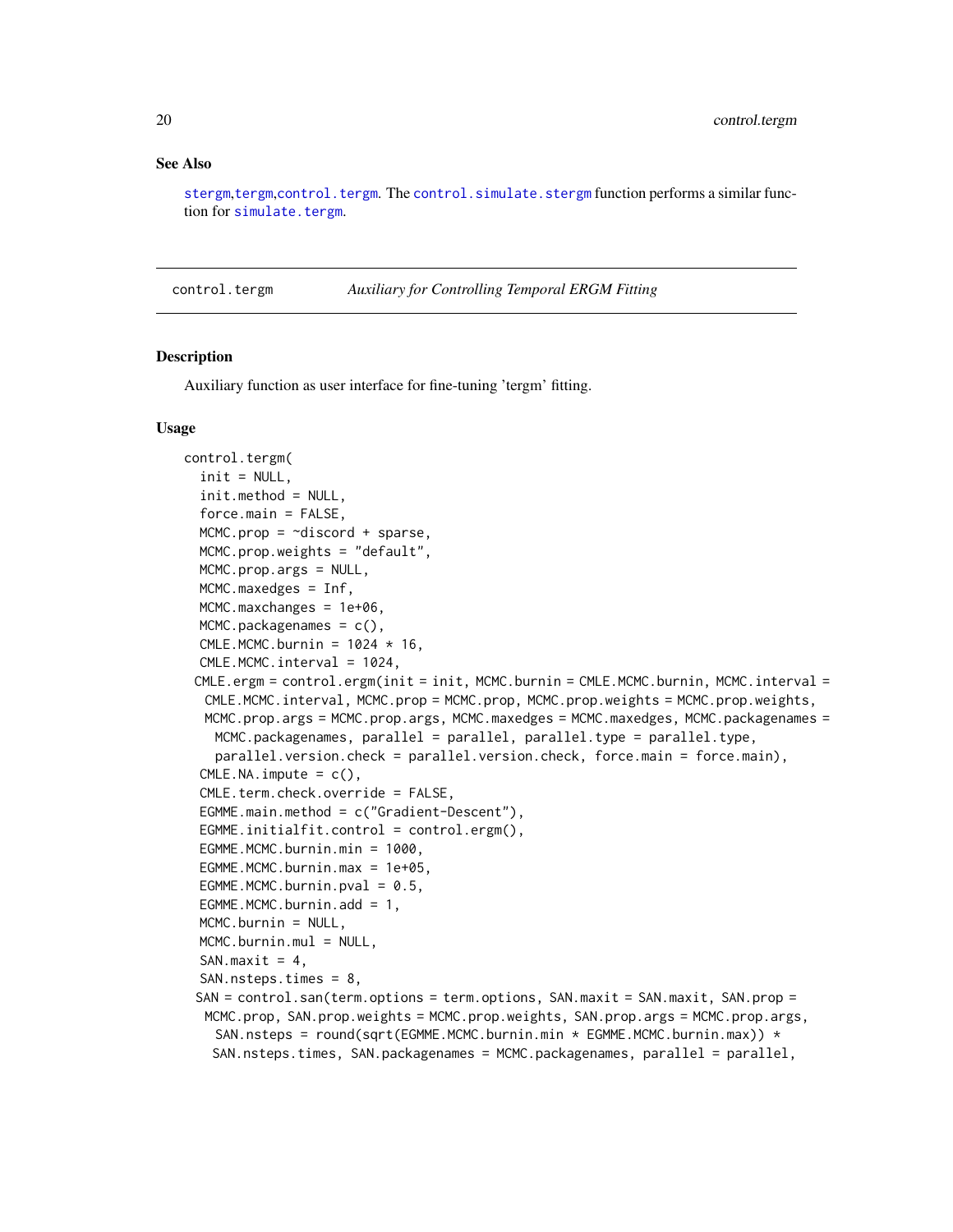## See Also

stergm,tergm,control.tergm. The control.simulate.stergm function performs a similar function for simulate.tergm.

---

## control.tergm *Auxiliary for Controlling Temporal ERGM Fitting*

### Description

Auxiliary function as user interface for fine-tuning 'tergm' fitting.

### Usage

```
control.tergm(
  init = NULL,
  init.method = NULL,
  force.main = FALSE,
  MCMC.prop = ~discord + sparse,
  MCMC.prop.weights = "default",
  MCMC.prop.args = NULL,
  MCMC.maxedges = Inf,
  MCMC.maxchanges = 1e+06,
  MCMC.packagenames = c(),
  CMLE.MCMC.burnin = 1024 * 16,
  CMLE.MCMC.interval = 1024,
 CMLE.ergm = control.ergm(init = init, MCMC.burnin = CMLE.MCMC.burnin, MCMC.interval =
   CMLE.MCMC.interval, MCMC.prop = MCMC.prop, MCMC.prop.weights = MCMC.prop.weights,
   MCMC.prop.args = MCMC.prop.args, MCMC.maxedges = MCMC.maxedges, MCMC.packagenames =
    MCMC.packagenames, parallel = parallel, parallel.type = parallel.type,
    parallel.version.check = parallel.version.check, force.main = force.main),
  CMLE.NA.impute = c(),
  CMLE.term.check.override = FALSE,
  EGMME.main.method = c("Gradient-Descent"),
  EGMME.initialfit.control = control.ergm(),
  EGMME.MCMC.burnin.min = 1000,
  EGMME.MCMC.burnin.max = 1e+05,
  EGMME.MCMC.burnin.pval = 0.5,
  EGMME.MCMC.burnin.add = 1,
  MCMC.burnin = NULL,
  MCMC.burnin.mul = NULL,
  SAN.maxit = 4,
  SAN.nsteps.times = 8,
 SAN = control.san(term.options = term.options, SAN.maxit = SAN.maxit, SAN.prop =
   MCMC.prop, SAN.prop.weights = MCMC.prop.weights, SAN.prop.args = MCMC.prop.args,
    SAN.nsteps = round(sqrt(EGMME.MCMC.burnin.min * EGMME.MCMC.burnin.max)) *
   SAN.nsteps.times, SAN.packagenames = MCMC.packagenames, parallel = parallel,
```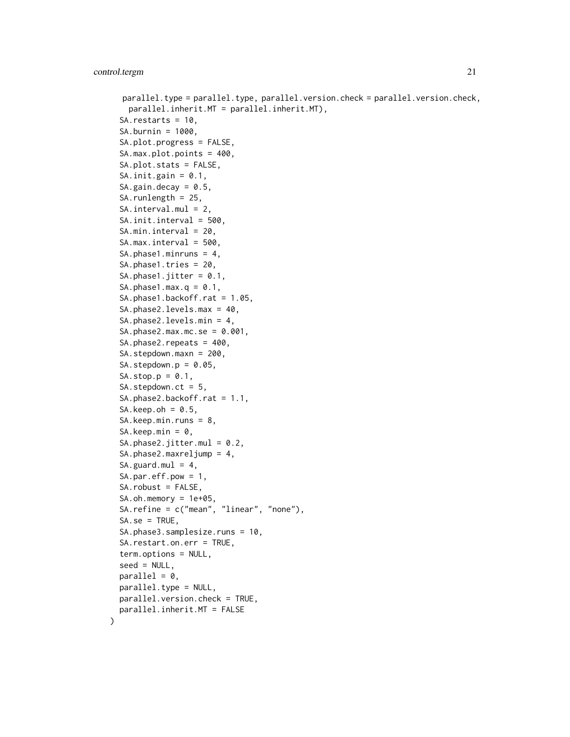```
    parallel.type = parallel.type, parallel.version.check = parallel.version.check,
      parallel.inherit.MT = parallel.inherit.MT),
  SA.restarts = 10,
  SA.burnin = 1000,
  SA.plot.progress = FALSE,
  SA.max.plot.points = 400,
  SA.plot.stats = FALSE,
  SA.init.gain = 0.1,
  SA.gain.decay = 0.5,
  SA.runlength = 25,
  SA.interval.mul = 2,
  SA.init.interval = 500,
  SA.min.interval = 20,
  SA.max.interval = 500,
  SA.phase1.minruns = 4,
  SA.phase1.tries = 20,
  SA.phase1.jitter = 0.1,
  SA.phase1.max.q = 0.1,
  SA.phase1.backoff.rat = 1.05,
  SA.phase2.levels.max = 40,
  SA.phase2.levels.min = 4,
  SA.phase2.max.mc.se = 0.001,
  SA.phase2.repeats = 400,
  SA.stepdown.maxn = 200,
  SA.stepdown.p = 0.05,
  SA.stop.p = 0.1,
  SA.stepdown.ct = 5,
  SA.phase2.backoff.rat = 1.1,
  SA.keep.oh = 0.5,
  SA.keep.min.runs = 8,
  SA.keep.min = 0,
  SA.phase2.jitter.mul = 0.2,
  SA.phase2.maxreljump = 4,
  SA.guard.mul = 4,
  SA.par.eff.pow = 1,
  SA.robust = FALSE,
  SA.oh.memory = 1e+05,
  SA.refine = c("mean", "linear", "none"),
  SA.se = TRUE,
  SA.phase3.samplesize.runs = 10,
  SA.restart.on.err = TRUE,
  term.options = NULL,
  seed = NULL,
  parallel = 0,
  parallel.type = NULL,
  parallel.version.check = TRUE,
  parallel.inherit.MT = FALSE
)
```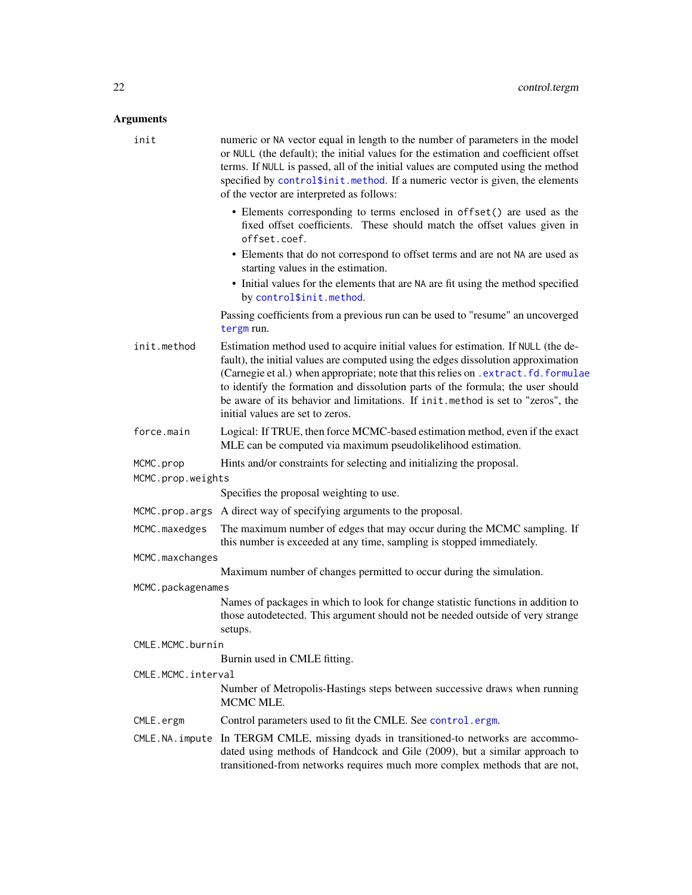## Arguments

**`init`**
numeric or `NA` vector equal in length to the number of parameters in the model or `NULL` (the default); the initial values for the estimation and coefficient offset terms. If `NULL` is passed, all of the initial values are computed using the method specified by `control$init.method`. If a numeric vector is given, the elements of the vector are interpreted as follows:

- Elements corresponding to terms enclosed in `offset()` are used as the fixed offset coefficients. These should match the offset values given in `offset.coef`.
- Elements that do not correspond to offset terms and are not `NA` are used as starting values in the estimation.
- Initial values for the elements that are `NA` are fit using the method specified by `control$init.method`.

Passing coefficients from a previous run can be used to "resume" an uncoverged `tergm` run.

**`init.method`**
Estimation method used to acquire initial values for estimation. If `NULL` (the default), the initial values are computed using the edges dissolution approximation (Carnegie et al.) when appropriate; note that this relies on `.extract.fd.formulae` to identify the formation and dissolution parts of the formula; the user should be aware of its behavior and limitations. If `init.method` is set to "zeros", the initial values are set to zeros.

**`force.main`**
Logical: If TRUE, then force MCMC-based estimation method, even if the exact MLE can be computed via maximum pseudolikelihood estimation.

**`MCMC.prop`**
Hints and/or constraints for selecting and initializing the proposal.

**`MCMC.prop.weights`**
Specifies the proposal weighting to use.

**`MCMC.prop.args`**
A direct way of specifying arguments to the proposal.

**`MCMC.maxedges`**
The maximum number of edges that may occur during the MCMC sampling. If this number is exceeded at any time, sampling is stopped immediately.

**`MCMC.maxchanges`**
Maximum number of changes permitted to occur during the simulation.

**`MCMC.packagenames`**
Names of packages in which to look for change statistic functions in addition to those autodetected. This argument should not be needed outside of very strange setups.

**`CMLE.MCMC.burnin`**
Burnin used in CMLE fitting.

**`CMLE.MCMC.interval`**
Number of Metropolis-Hastings steps between successive draws when running MCMC MLE.

**`CMLE.ergm`**
Control parameters used to fit the CMLE. See `control.ergm`.

**`CMLE.NA.impute`**
In TERGM CMLE, missing dyads in transitioned-to networks are accommodated using methods of Handcock and Gile (2009), but a similar approach to transitioned-from networks requires much more complex methods that are not,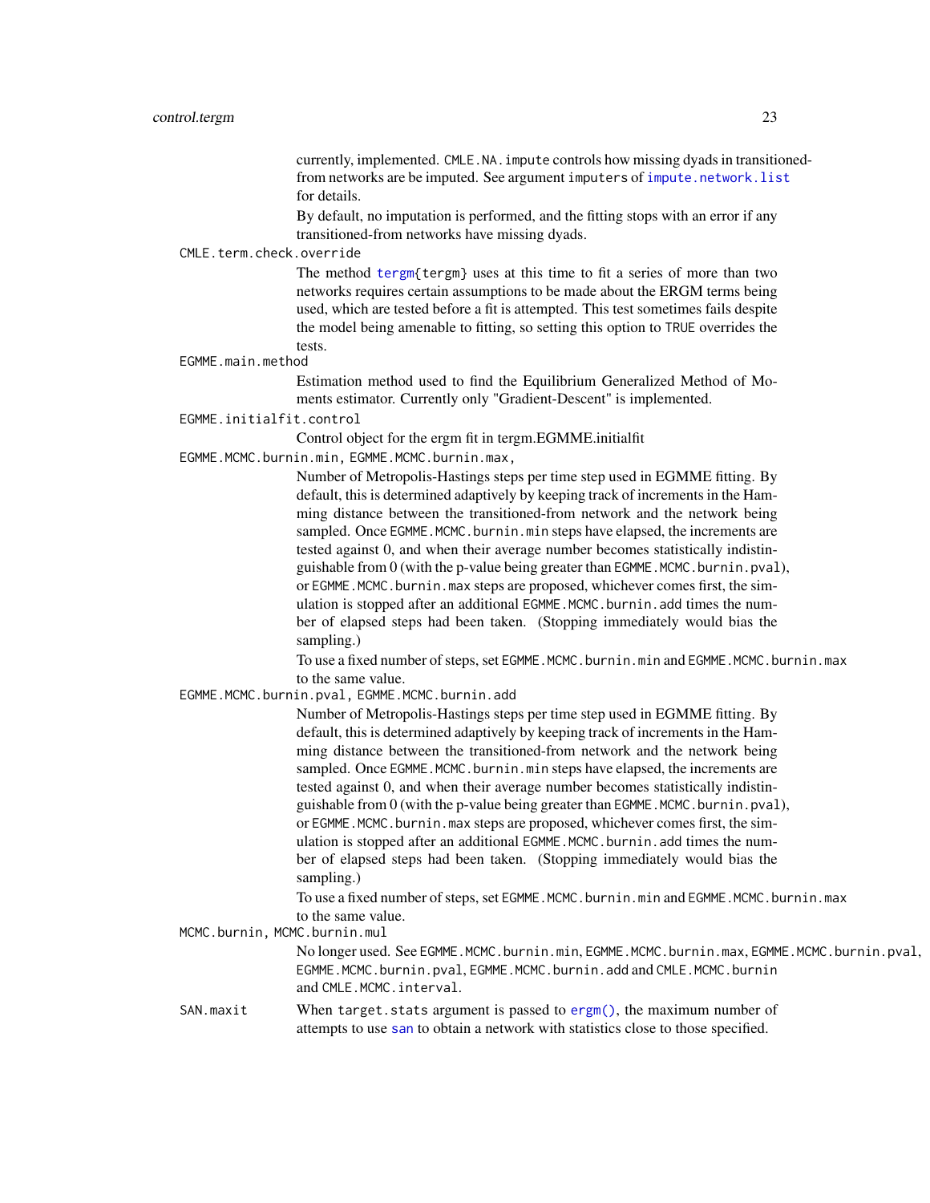currently, implemented. `CMLE.NA.impute` controls how missing dyads in transitioned-from networks are be imputed. See argument `imputers` of `impute.network.list` for details.

By default, no imputation is performed, and the fitting stops with an error if any transitioned-from networks have missing dyads.

`CMLE.term.check.override`
: The method `tergm{tergm}` uses at this time to fit a series of more than two networks requires certain assumptions to be made about the ERGM terms being used, which are tested before a fit is attempted. This test sometimes fails despite the model being amenable to fitting, so setting this option to `TRUE` overrides the tests.

`EGMME.main.method`
: Estimation method used to find the Equilibrium Generalized Method of Moments estimator. Currently only "Gradient-Descent" is implemented.

`EGMME.initialfit.control`
: Control object for the ergm fit in tergm.EGMME.initialfit

`EGMME.MCMC.burnin.min, EGMME.MCMC.burnin.max,`
: Number of Metropolis-Hastings steps per time step used in EGMME fitting. By default, this is determined adaptively by keeping track of increments in the Hamming distance between the transitioned-from network and the network being sampled. Once `EGMME.MCMC.burnin.min` steps have elapsed, the increments are tested against 0, and when their average number becomes statistically indistinguishable from 0 (with the p-value being greater than `EGMME.MCMC.burnin.pval`), or `EGMME.MCMC.burnin.max` steps are proposed, whichever comes first, the simulation is stopped after an additional `EGMME.MCMC.burnin.add` times the number of elapsed steps had been taken. (Stopping immediately would bias the sampling.)

  To use a fixed number of steps, set `EGMME.MCMC.burnin.min` and `EGMME.MCMC.burnin.max` to the same value.

`EGMME.MCMC.burnin.pval, EGMME.MCMC.burnin.add`
: Number of Metropolis-Hastings steps per time step used in EGMME fitting. By default, this is determined adaptively by keeping track of increments in the Hamming distance between the transitioned-from network and the network being sampled. Once `EGMME.MCMC.burnin.min` steps have elapsed, the increments are tested against 0, and when their average number becomes statistically indistinguishable from 0 (with the p-value being greater than `EGMME.MCMC.burnin.pval`), or `EGMME.MCMC.burnin.max` steps are proposed, whichever comes first, the simulation is stopped after an additional `EGMME.MCMC.burnin.add` times the number of elapsed steps had been taken. (Stopping immediately would bias the sampling.)

  To use a fixed number of steps, set `EGMME.MCMC.burnin.min` and `EGMME.MCMC.burnin.max` to the same value.

`MCMC.burnin, MCMC.burnin.mul`
: No longer used. See `EGMME.MCMC.burnin.min`, `EGMME.MCMC.burnin.max`, `EGMME.MCMC.burnin.pval`, `EGMME.MCMC.burnin.pval`, `EGMME.MCMC.burnin.add` and `CMLE.MCMC.burnin` and `CMLE.MCMC.interval`.

`SAN.maxit`
: When `target.stats` argument is passed to `ergm()`, the maximum number of attempts to use `san` to obtain a network with statistics close to those specified.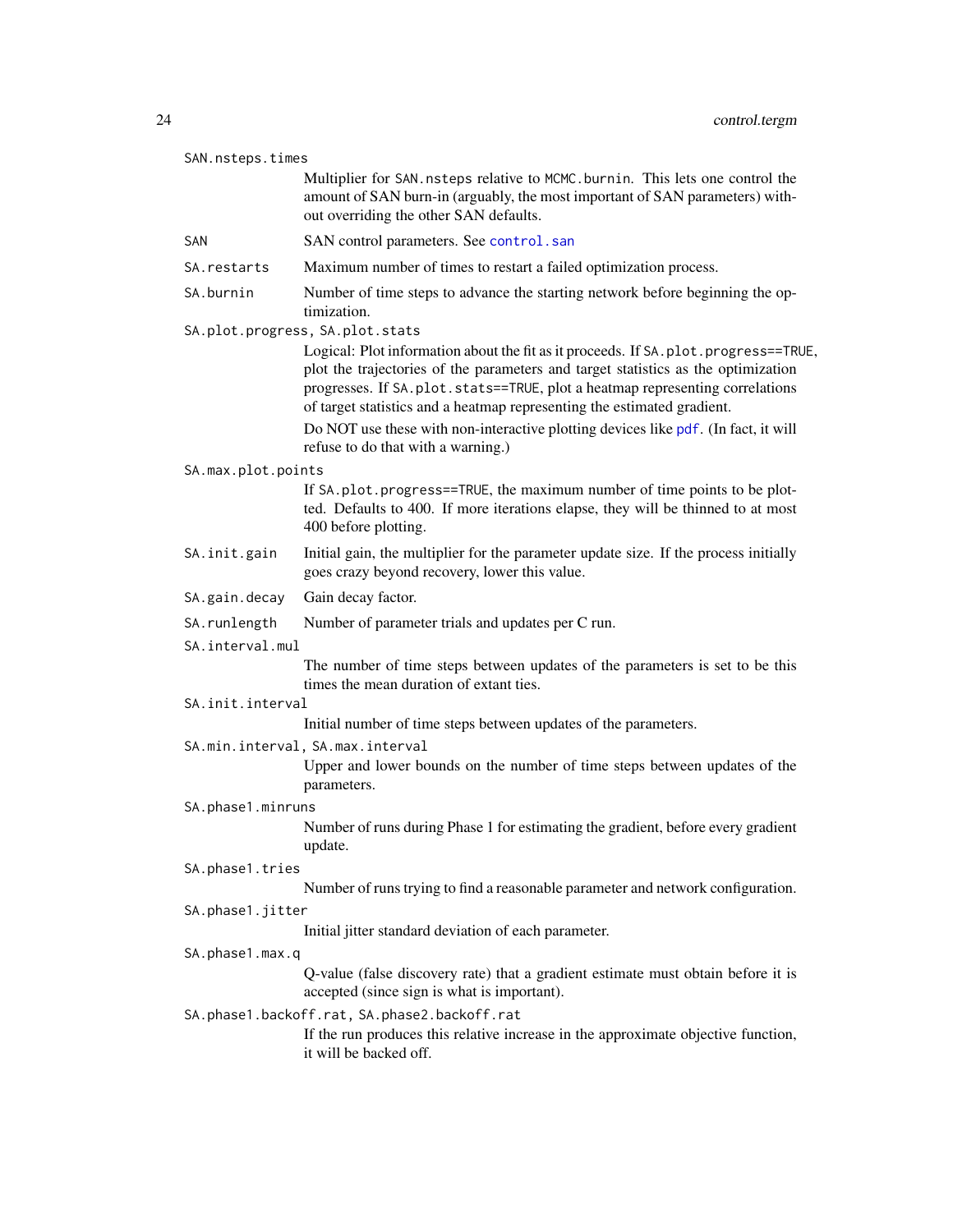SAN.nsteps.times
: Multiplier for SAN.nsteps relative to MCMC.burnin. This lets one control the amount of SAN burn-in (arguably, the most important of SAN parameters) without overriding the other SAN defaults.

SAN
: SAN control parameters. See control.san

SA.restarts
: Maximum number of times to restart a failed optimization process.

SA.burnin
: Number of time steps to advance the starting network before beginning the optimization.

SA.plot.progress, SA.plot.stats
: Logical: Plot information about the fit as it proceeds. If SA.plot.progress==TRUE, plot the trajectories of the parameters and target statistics as the optimization progresses. If SA.plot.stats==TRUE, plot a heatmap representing correlations of target statistics and a heatmap representing the estimated gradient.

  Do NOT use these with non-interactive plotting devices like pdf. (In fact, it will refuse to do that with a warning.)

SA.max.plot.points
: If SA.plot.progress==TRUE, the maximum number of time points to be plotted. Defaults to 400. If more iterations elapse, they will be thinned to at most 400 before plotting.

SA.init.gain
: Initial gain, the multiplier for the parameter update size. If the process initially goes crazy beyond recovery, lower this value.

SA.gain.decay
: Gain decay factor.

SA.runlength
: Number of parameter trials and updates per C run.

SA.interval.mul
: The number of time steps between updates of the parameters is set to be this times the mean duration of extant ties.

SA.init.interval
: Initial number of time steps between updates of the parameters.

SA.min.interval, SA.max.interval
: Upper and lower bounds on the number of time steps between updates of the parameters.

SA.phase1.minruns
: Number of runs during Phase 1 for estimating the gradient, before every gradient update.

SA.phase1.tries
: Number of runs trying to find a reasonable parameter and network configuration.

SA.phase1.jitter
: Initial jitter standard deviation of each parameter.

SA.phase1.max.q
: Q-value (false discovery rate) that a gradient estimate must obtain before it is accepted (since sign is what is important).

SA.phase1.backoff.rat, SA.phase2.backoff.rat
: If the run produces this relative increase in the approximate objective function, it will be backed off.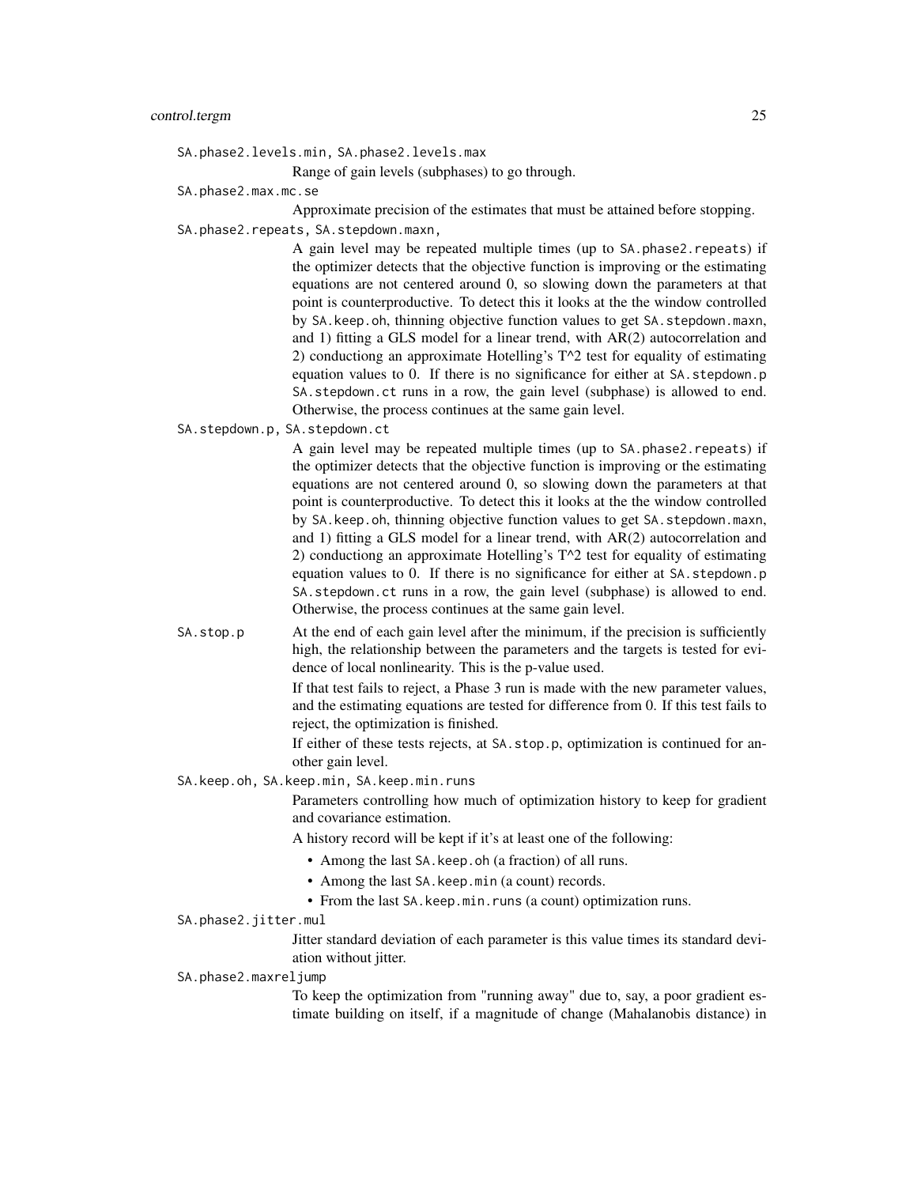`SA.phase2.levels.min`, `SA.phase2.levels.max`
: Range of gain levels (subphases) to go through.

`SA.phase2.max.mc.se`
: Approximate precision of the estimates that must be attained before stopping.

`SA.phase2.repeats`, `SA.stepdown.maxn`,
: A gain level may be repeated multiple times (up to `SA.phase2.repeats`) if the optimizer detects that the objective function is improving or the estimating equations are not centered around 0, so slowing down the parameters at that point is counterproductive. To detect this it looks at the the window controlled by `SA.keep.oh`, thinning objective function values to get `SA.stepdown.maxn`, and 1) fitting a GLS model for a linear trend, with AR(2) autocorrelation and 2) conductiong an approximate Hotelling's T^2 test for equality of estimating equation values to 0. If there is no significance for either at `SA.stepdown.p` `SA.stepdown.ct` runs in a row, the gain level (subphase) is allowed to end. Otherwise, the process continues at the same gain level.

`SA.stepdown.p`, `SA.stepdown.ct`
: A gain level may be repeated multiple times (up to `SA.phase2.repeats`) if the optimizer detects that the objective function is improving or the estimating equations are not centered around 0, so slowing down the parameters at that point is counterproductive. To detect this it looks at the the window controlled by `SA.keep.oh`, thinning objective function values to get `SA.stepdown.maxn`, and 1) fitting a GLS model for a linear trend, with AR(2) autocorrelation and 2) conductiong an approximate Hotelling's T^2 test for equality of estimating equation values to 0. If there is no significance for either at `SA.stepdown.p` `SA.stepdown.ct` runs in a row, the gain level (subphase) is allowed to end. Otherwise, the process continues at the same gain level.

`SA.stop.p`
: At the end of each gain level after the minimum, if the precision is sufficiently high, the relationship between the parameters and the targets is tested for evidence of local nonlinearity. This is the p-value used.

  If that test fails to reject, a Phase 3 run is made with the new parameter values, and the estimating equations are tested for difference from 0. If this test fails to reject, the optimization is finished.

  If either of these tests rejects, at `SA.stop.p`, optimization is continued for another gain level.

`SA.keep.oh`, `SA.keep.min`, `SA.keep.min.runs`
: Parameters controlling how much of optimization history to keep for gradient and covariance estimation.

  A history record will be kept if it's at least one of the following:

  - Among the last `SA.keep.oh` (a fraction) of all runs.
  - Among the last `SA.keep.min` (a count) records.
  - From the last `SA.keep.min.runs` (a count) optimization runs.

`SA.phase2.jitter.mul`
: Jitter standard deviation of each parameter is this value times its standard deviation without jitter.

`SA.phase2.maxreljump`
: To keep the optimization from "running away" due to, say, a poor gradient estimate building on itself, if a magnitude of change (Mahalanobis distance) in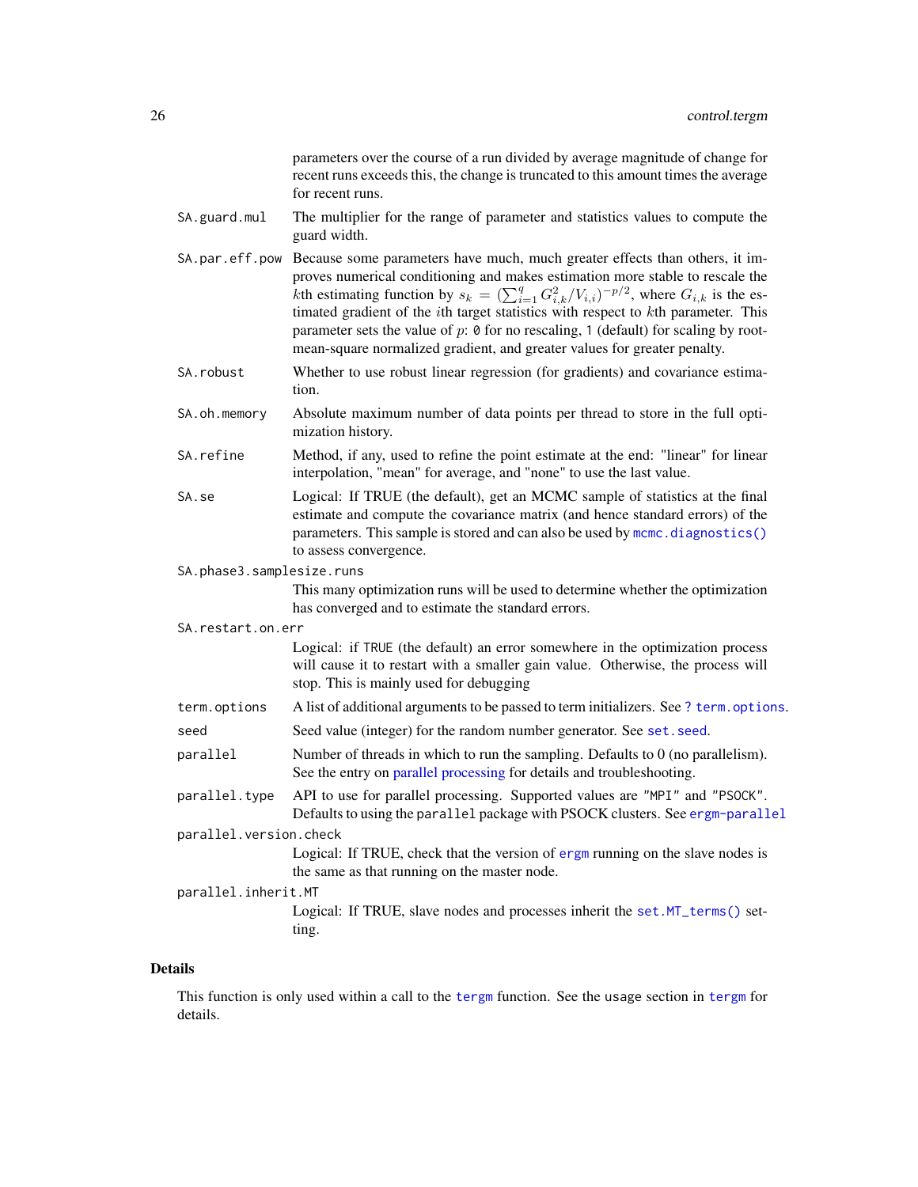parameters over the course of a run divided by average magnitude of change for recent runs exceeds this, the change is truncated to this amount times the average for recent runs.

`SA.guard.mul`
: The multiplier for the range of parameter and statistics values to compute the guard width.

`SA.par.eff.pow`
: Because some parameters have much, much greater effects than others, it improves numerical conditioning and makes estimation more stable to rescale the $k$th estimating function by $s_k = (\sum_{i=1}^{q} G_{i,k}^2 / V_{i,i})^{-p/2}$, where $G_{i,k}$ is the estimated gradient of the $i$th target statistics with respect to $k$th parameter. This parameter sets the value of $p$: `0` for no rescaling, `1` (default) for scaling by root-mean-square normalized gradient, and greater values for greater penalty.

`SA.robust`
: Whether to use robust linear regression (for gradients) and covariance estimation.

`SA.oh.memory`
: Absolute maximum number of data points per thread to store in the full optimization history.

`SA.refine`
: Method, if any, used to refine the point estimate at the end: "linear" for linear interpolation, "mean" for average, and "none" to use the last value.

`SA.se`
: Logical: If TRUE (the default), get an MCMC sample of statistics at the final estimate and compute the covariance matrix (and hence standard errors) of the parameters. This sample is stored and can also be used by `mcmc.diagnostics()` to assess convergence.

`SA.phase3.samplesize.runs`
: This many optimization runs will be used to determine whether the optimization has converged and to estimate the standard errors.

`SA.restart.on.err`
: Logical: if `TRUE` (the default) an error somewhere in the optimization process will cause it to restart with a smaller gain value. Otherwise, the process will stop. This is mainly used for debugging

`term.options`
: A list of additional arguments to be passed to term initializers. See `? term.options`.

`seed`
: Seed value (integer) for the random number generator. See `set.seed`.

`parallel`
: Number of threads in which to run the sampling. Defaults to 0 (no parallelism). See the entry on parallel processing for details and troubleshooting.

`parallel.type`
: API to use for parallel processing. Supported values are `"MPI"` and `"PSOCK"`. Defaults to using the `parallel` package with PSOCK clusters. See `ergm-parallel`

`parallel.version.check`
: Logical: If TRUE, check that the version of `ergm` running on the slave nodes is the same as that running on the master node.

`parallel.inherit.MT`
: Logical: If TRUE, slave nodes and processes inherit the `set.MT_terms()` setting.

## Details

This function is only used within a call to the `tergm` function. See the `usage` section in `tergm` for details.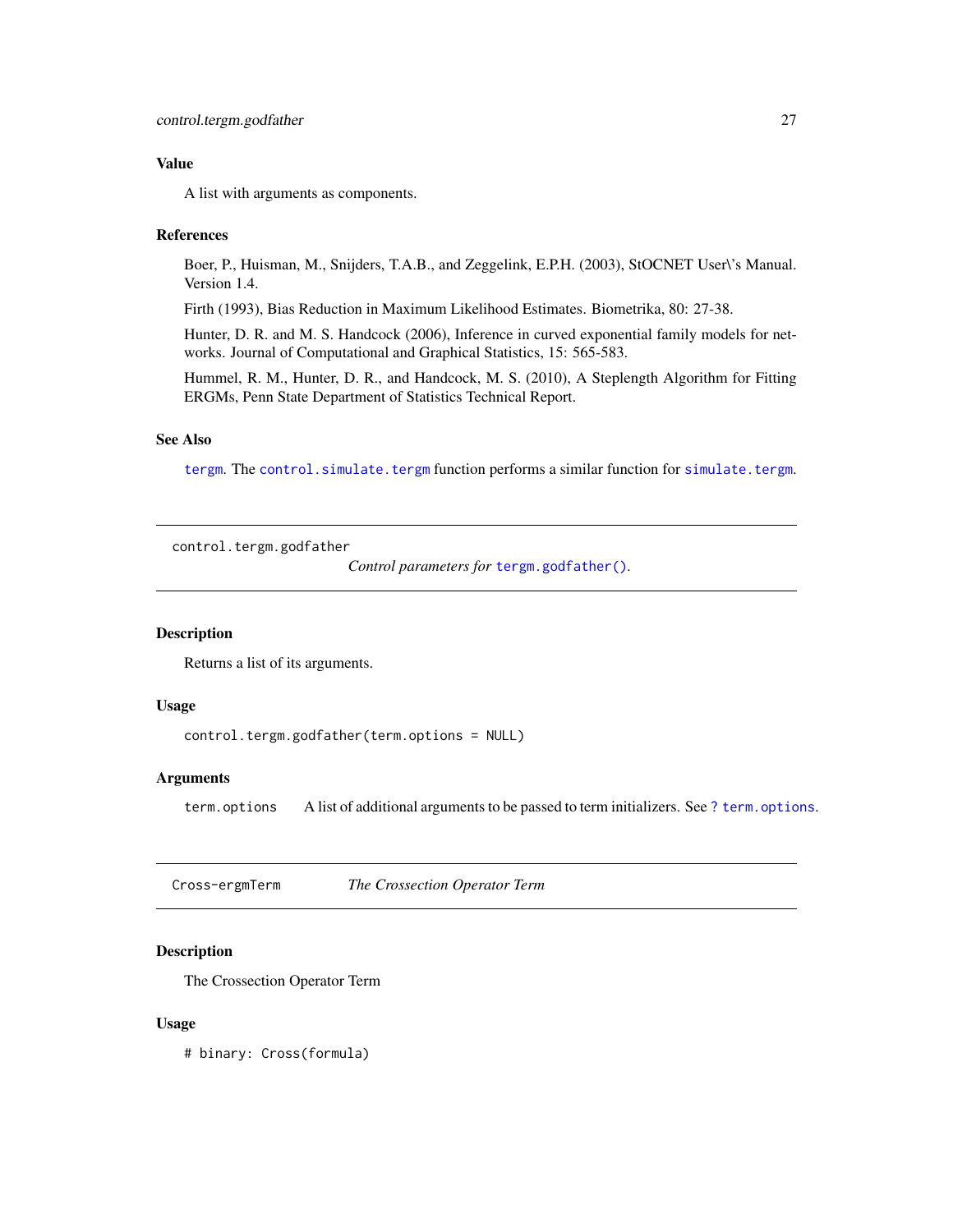### Value

A list with arguments as components.

### References

Boer, P., Huisman, M., Snijders, T.A.B., and Zeggelink, E.P.H. (2003), StOCNET User\'s Manual. Version 1.4.

Firth (1993), Bias Reduction in Maximum Likelihood Estimates. Biometrika, 80: 27-38.

Hunter, D. R. and M. S. Handcock (2006), Inference in curved exponential family models for networks. Journal of Computational and Graphical Statistics, 15: 565-583.

Hummel, R. M., Hunter, D. R., and Handcock, M. S. (2010), A Steplength Algorithm for Fitting ERGMs, Penn State Department of Statistics Technical Report.

### See Also

`tergm`. The `control.simulate.tergm` function performs a similar function for `simulate.tergm`.

---

## control.tergm.godfather — *Control parameters for `tergm.godfather()`.*

### Description

Returns a list of its arguments.

### Usage

```
control.tergm.godfather(term.options = NULL)
```

### Arguments

| | |
|---|---|
| `term.options` | A list of additional arguments to be passed to term initializers. See `? term.options`. |

---

## Cross-ergmTerm — *The Crossection Operator Term*

### Description

The Crossection Operator Term

### Usage

```
# binary: Cross(formula)
```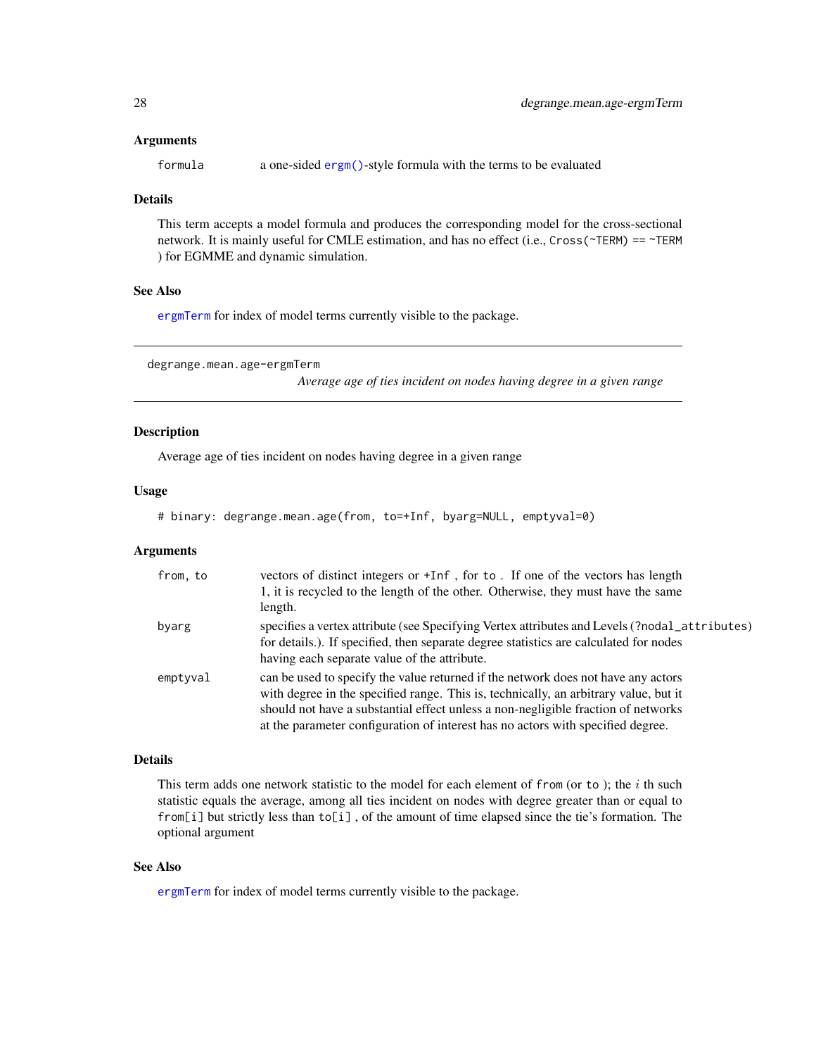### Arguments

formula a one-sided `ergm()`-style formula with the terms to be evaluated

### Details

This term accepts a model formula and produces the corresponding model for the cross-sectional network. It is mainly useful for CMLE estimation, and has no effect (i.e., `Cross(~TERM) == ~TERM` ) for EGMME and dynamic simulation.

### See Also

`ergmTerm` for index of model terms currently visible to the package.

---

## degrange.mean.age-ergmTerm

*Average age of ties incident on nodes having degree in a given range*

### Description

Average age of ties incident on nodes having degree in a given range

### Usage

```
# binary: degrange.mean.age(from, to=+Inf, byarg=NULL, emptyval=0)
```

### Arguments

| | |
|---|---|
| `from, to` | vectors of distinct integers or `+Inf` , for `to` . If one of the vectors has length 1, it is recycled to the length of the other. Otherwise, they must have the same length. |
| `byarg` | specifies a vertex attribute (see Specifying Vertex attributes and Levels (`?nodal_attributes`) for details.). If specified, then separate degree statistics are calculated for nodes having each separate value of the attribute. |
| `emptyval` | can be used to specify the value returned if the network does not have any actors with degree in the specified range. This is, technically, an arbitrary value, but it should not have a substantial effect unless a non-negligible fraction of networks at the parameter configuration of interest has no actors with specified degree. |

### Details

This term adds one network statistic to the model for each element of `from` (or `to` ); the $i$ th such statistic equals the average, among all ties incident on nodes with degree greater than or equal to `from[i]` but strictly less than `to[i]` , of the amount of time elapsed since the tie's formation. The optional argument

### See Also

`ergmTerm` for index of model terms currently visible to the package.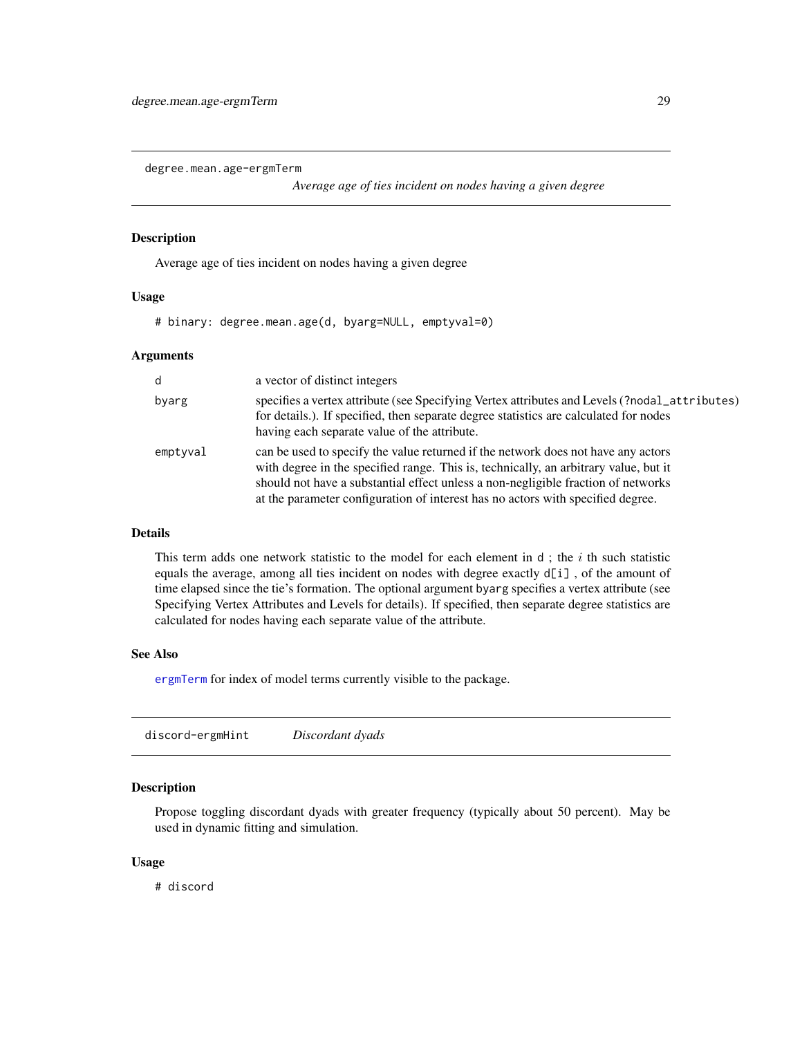## degree.mean.age-ergmTerm

*Average age of ties incident on nodes having a given degree*

### Description

Average age of ties incident on nodes having a given degree

### Usage

```
# binary: degree.mean.age(d, byarg=NULL, emptyval=0)
```

### Arguments

| | |
|---|---|
| d | a vector of distinct integers |
| byarg | specifies a vertex attribute (see Specifying Vertex attributes and Levels (?nodal_attributes) for details.). If specified, then separate degree statistics are calculated for nodes having each separate value of the attribute. |
| emptyval | can be used to specify the value returned if the network does not have any actors with degree in the specified range. This is, technically, an arbitrary value, but it should not have a substantial effect unless a non-negligible fraction of networks at the parameter configuration of interest has no actors with specified degree. |

### Details

This term adds one network statistic to the model for each element in d ; the $i$ th such statistic equals the average, among all ties incident on nodes with degree exactly d[i] , of the amount of time elapsed since the tie's formation. The optional argument byarg specifies a vertex attribute (see Specifying Vertex Attributes and Levels for details). If specified, then separate degree statistics are calculated for nodes having each separate value of the attribute.

### See Also

ergmTerm for index of model terms currently visible to the package.

## discord-ergmHint

*Discordant dyads*

### Description

Propose toggling discordant dyads with greater frequency (typically about 50 percent). May be used in dynamic fitting and simulation.

### Usage

```
# discord
```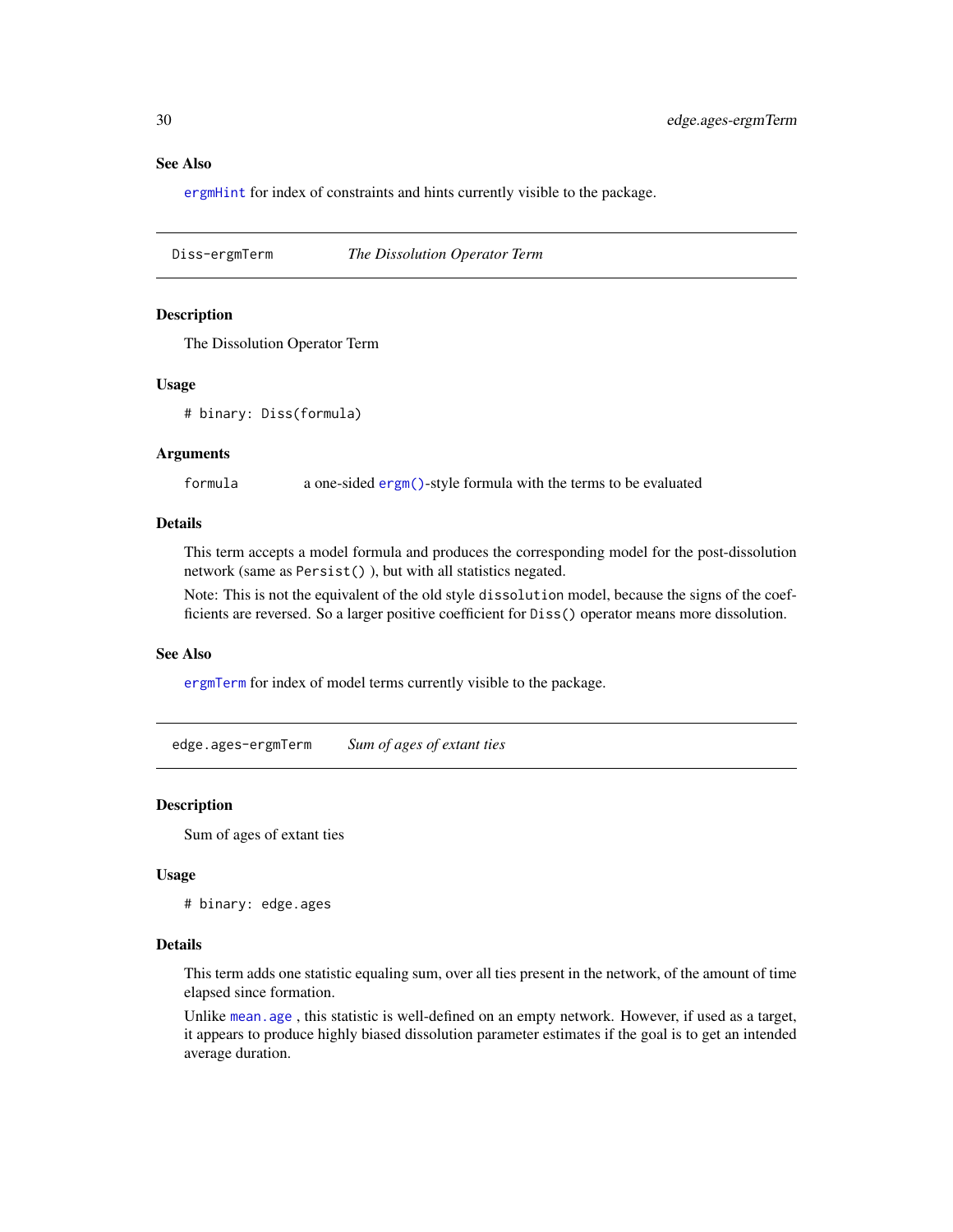### See Also

ergmHint for index of constraints and hints currently visible to the package.

---

## Diss-ergmTerm *The Dissolution Operator Term*

### Description

The Dissolution Operator Term

### Usage

```
# binary: Diss(formula)
```

### Arguments

formula a one-sided ergm()-style formula with the terms to be evaluated

### Details

This term accepts a model formula and produces the corresponding model for the post-dissolution network (same as Persist() ), but with all statistics negated.

Note: This is not the equivalent of the old style dissolution model, because the signs of the coefficients are reversed. So a larger positive coefficient for Diss() operator means more dissolution.

### See Also

ergmTerm for index of model terms currently visible to the package.

---

## edge.ages-ergmTerm *Sum of ages of extant ties*

### Description

Sum of ages of extant ties

### Usage

```
# binary: edge.ages
```

### Details

This term adds one statistic equaling sum, over all ties present in the network, of the amount of time elapsed since formation.

Unlike mean.age , this statistic is well-defined on an empty network. However, if used as a target, it appears to produce highly biased dissolution parameter estimates if the goal is to get an intended average duration.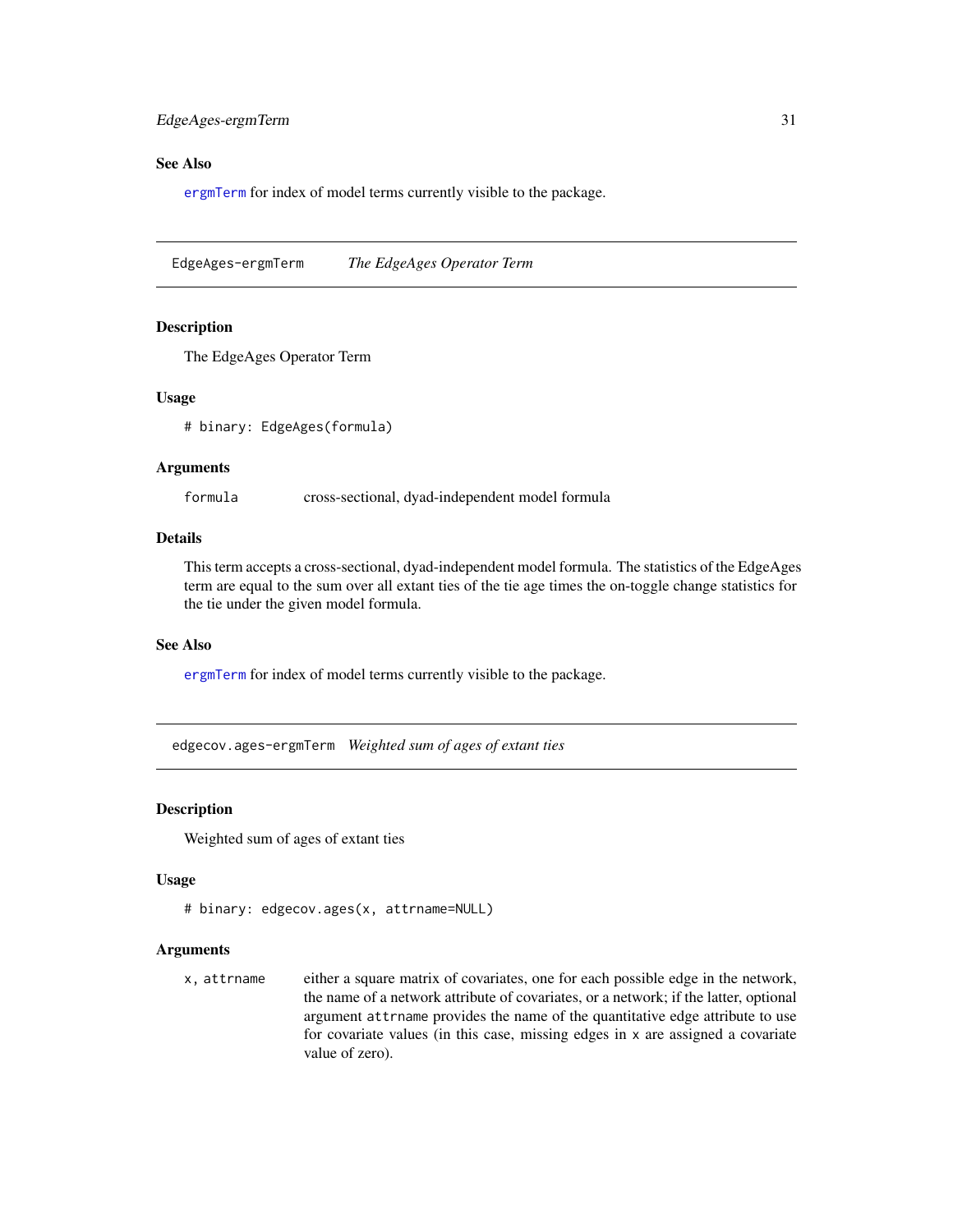## See Also

ergmTerm for index of model terms currently visible to the package.

---

## EdgeAges-ergmTerm *The EdgeAges Operator Term*

### Description

The EdgeAges Operator Term

### Usage

```
# binary: EdgeAges(formula)
```

### Arguments

| | |
|---|---|
| `formula` | cross-sectional, dyad-independent model formula |

### Details

This term accepts a cross-sectional, dyad-independent model formula. The statistics of the EdgeAges term are equal to the sum over all extant ties of the tie age times the on-toggle change statistics for the tie under the given model formula.

### See Also

ergmTerm for index of model terms currently visible to the package.

---

## edgecov.ages-ergmTerm *Weighted sum of ages of extant ties*

### Description

Weighted sum of ages of extant ties

### Usage

```
# binary: edgecov.ages(x, attrname=NULL)
```

### Arguments

| | |
|---|---|
| `x, attrname` | either a square matrix of covariates, one for each possible edge in the network, the name of a network attribute of covariates, or a network; if the latter, optional argument `attrname` provides the name of the quantitative edge attribute to use for covariate values (in this case, missing edges in `x` are assigned a covariate value of zero). |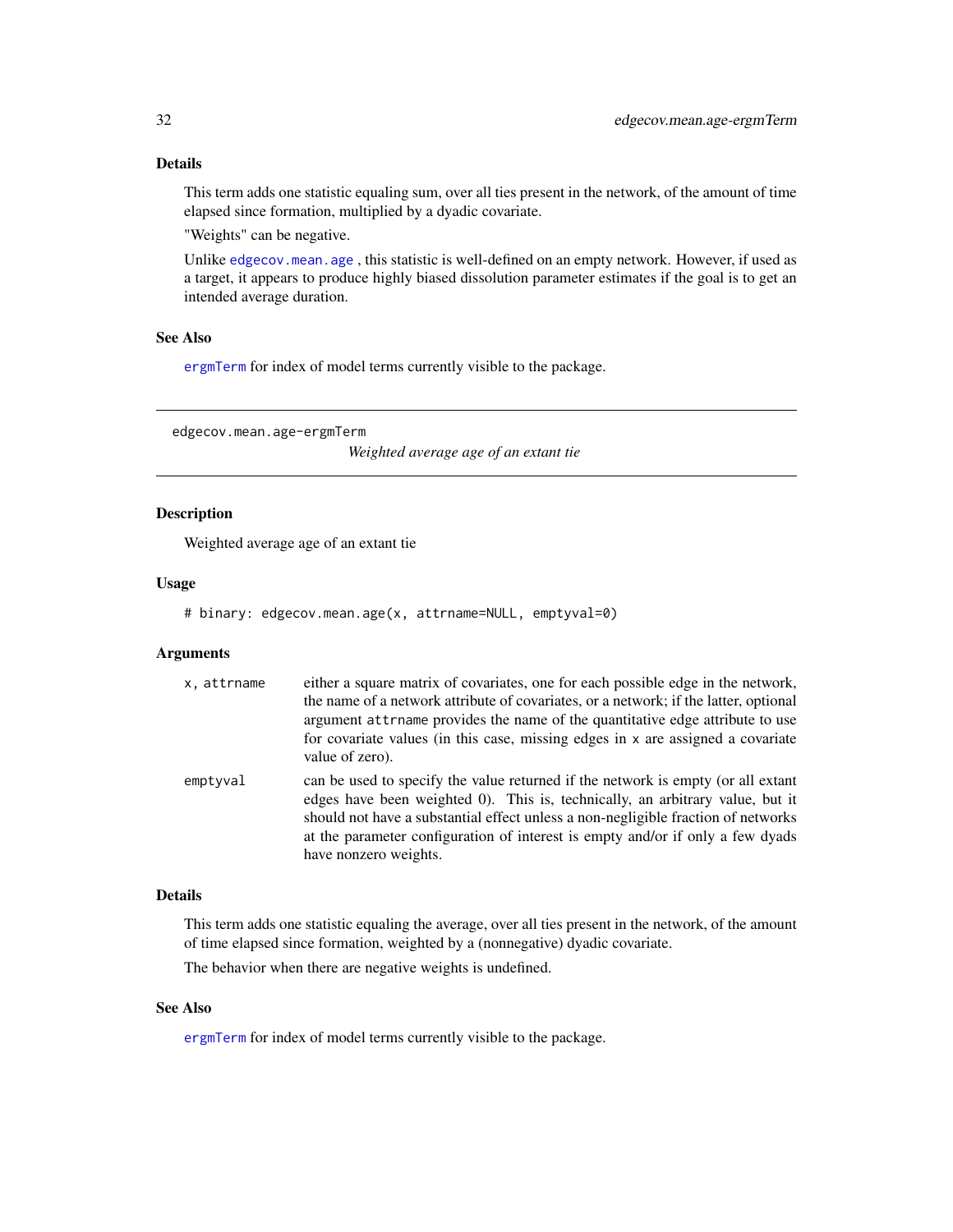### Details

This term adds one statistic equaling sum, over all ties present in the network, of the amount of time elapsed since formation, multiplied by a dyadic covariate.

"Weights" can be negative.

Unlike edgecov.mean.age , this statistic is well-defined on an empty network. However, if used as a target, it appears to produce highly biased dissolution parameter estimates if the goal is to get an intended average duration.

### See Also

ergmTerm for index of model terms currently visible to the package.

---

## edgecov.mean.age-ergmTerm

*Weighted average age of an extant tie*

---

### Description

Weighted average age of an extant tie

### Usage

```
# binary: edgecov.mean.age(x, attrname=NULL, emptyval=0)
```

### Arguments

| | |
|---|---|
| x, attrname | either a square matrix of covariates, one for each possible edge in the network, the name of a network attribute of covariates, or a network; if the latter, optional argument attrname provides the name of the quantitative edge attribute to use for covariate values (in this case, missing edges in x are assigned a covariate value of zero). |
| emptyval | can be used to specify the value returned if the network is empty (or all extant edges have been weighted 0). This is, technically, an arbitrary value, but it should not have a substantial effect unless a non-negligible fraction of networks at the parameter configuration of interest is empty and/or if only a few dyads have nonzero weights. |

### Details

This term adds one statistic equaling the average, over all ties present in the network, of the amount of time elapsed since formation, weighted by a (nonnegative) dyadic covariate.

The behavior when there are negative weights is undefined.

### See Also

ergmTerm for index of model terms currently visible to the package.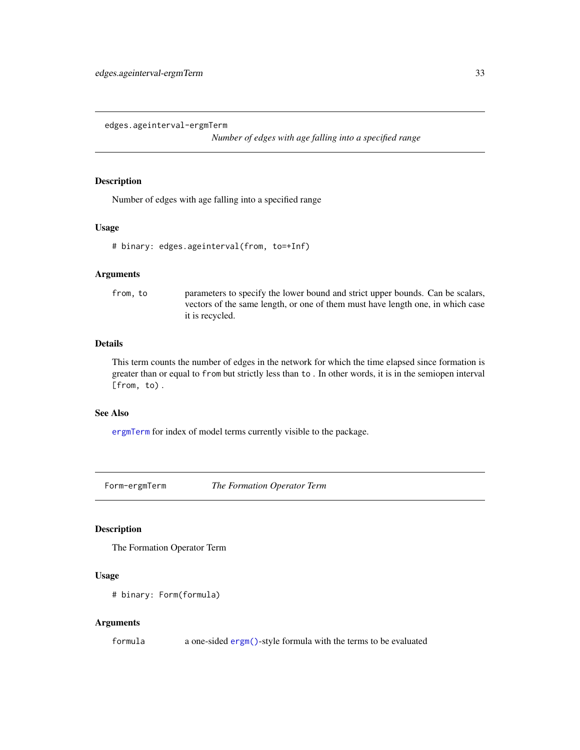## edges.ageinterval-ergmTerm

*Number of edges with age falling into a specified range*

### Description

Number of edges with age falling into a specified range

### Usage

```
# binary: edges.ageinterval(from, to=+Inf)
```

### Arguments

`from, to` parameters to specify the lower bound and strict upper bounds. Can be scalars, vectors of the same length, or one of them must have length one, in which case it is recycled.

### Details

This term counts the number of edges in the network for which the time elapsed since formation is greater than or equal to `from` but strictly less than `to` . In other words, it is in the semiopen interval `[from, to)` .

### See Also

`ergmTerm` for index of model terms currently visible to the package.

## Form-ergmTerm

*The Formation Operator Term*

### Description

The Formation Operator Term

### Usage

```
# binary: Form(formula)
```

### Arguments

`formula` a one-sided `ergm()`-style formula with the terms to be evaluated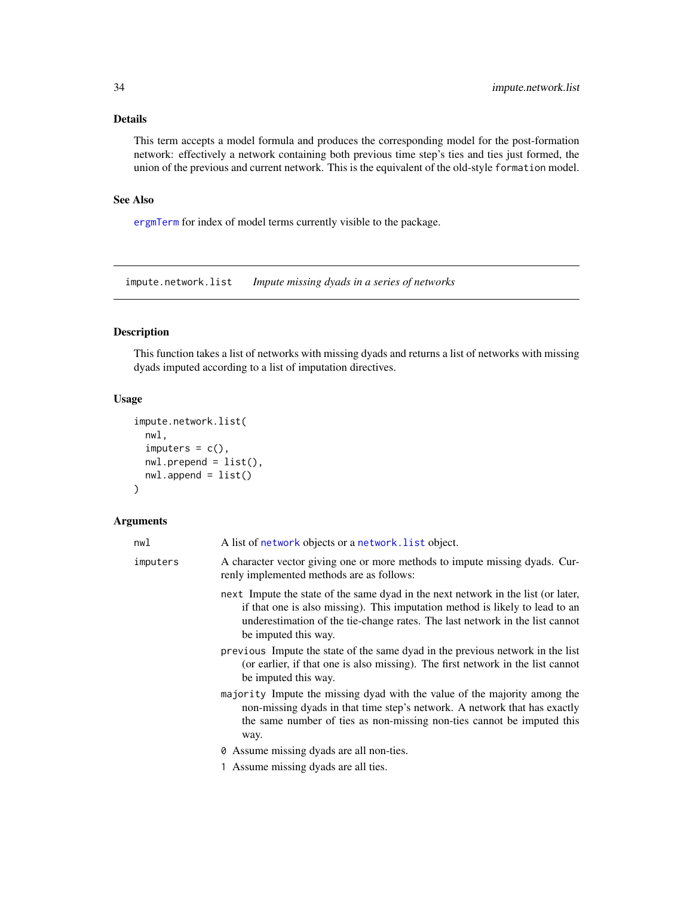## Details

This term accepts a model formula and produces the corresponding model for the post-formation network: effectively a network containing both previous time step's ties and ties just formed, the union of the previous and current network. This is the equivalent of the old-style `formation` model.

## See Also

`ergmTerm` for index of model terms currently visible to the package.

---

# impute.network.list    *Impute missing dyads in a series of networks*

## Description

This function takes a list of networks with missing dyads and returns a list of networks with missing dyads imputed according to a list of imputation directives.

## Usage

```
impute.network.list(
  nwl,
  imputers = c(),
  nwl.prepend = list(),
  nwl.append = list()
)
```

## Arguments

`nwl` A list of `network` objects or a `network.list` object.

`imputers` A character vector giving one or more methods to impute missing dyads. Currenly implemented methods are as follows:

- `next` Impute the state of the same dyad in the next network in the list (or later, if that one is also missing). This imputation method is likely to lead to an underestimation of the tie-change rates. The last network in the list cannot be imputed this way.
- `previous` Impute the state of the same dyad in the previous network in the list (or earlier, if that one is also missing). The first network in the list cannot be imputed this way.
- `majority` Impute the missing dyad with the value of the majority among the non-missing dyads in that time step's network. A network that has exactly the same number of ties as non-missing non-ties cannot be imputed this way.
- `0` Assume missing dyads are all non-ties.
- `1` Assume missing dyads are all ties.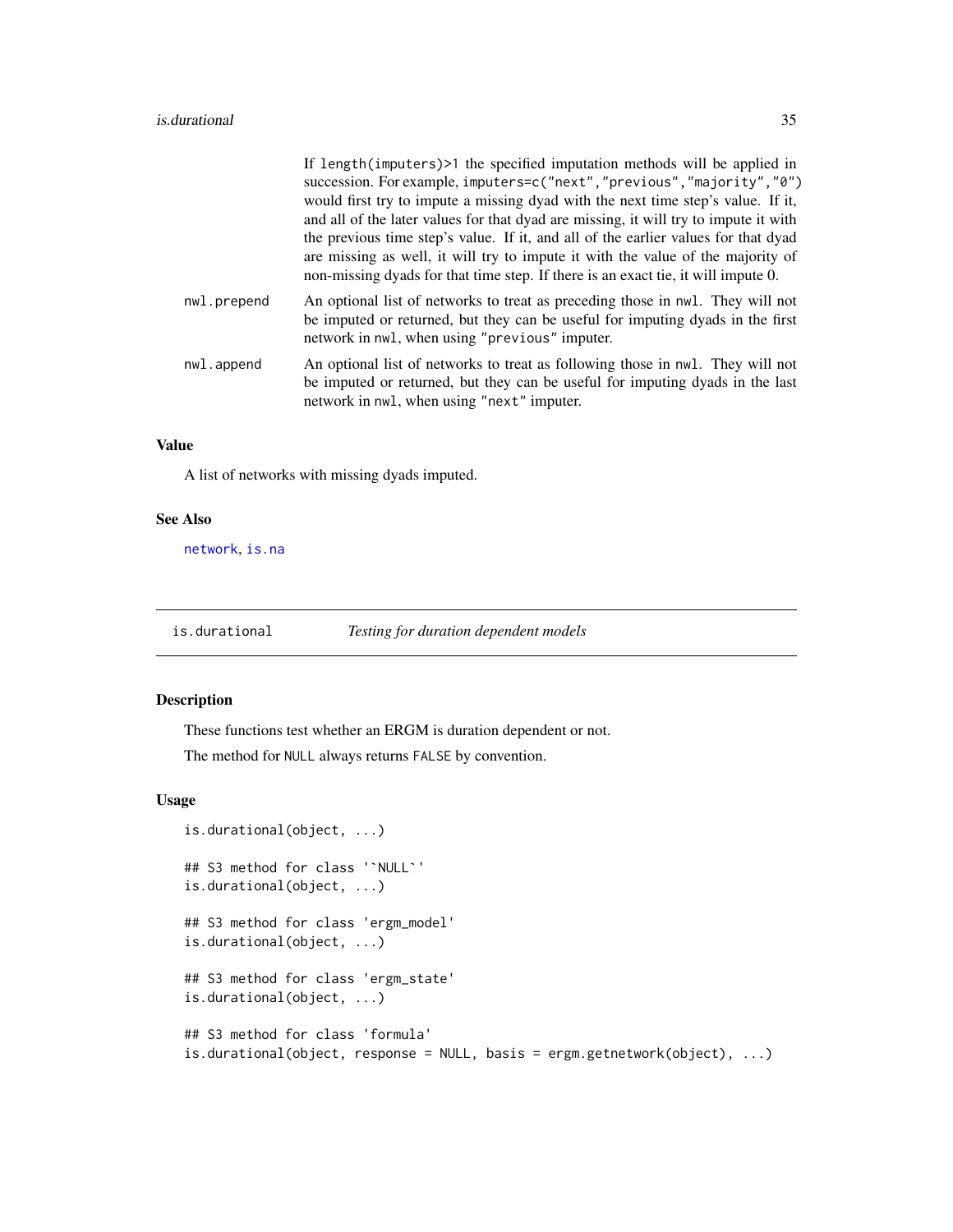If `length(imputers)>1` the specified imputation methods will be applied in succession. For example, `imputers=c("next","previous","majority","0")` would first try to impute a missing dyad with the next time step's value. If it, and all of the later values for that dyad are missing, it will try to impute it with the previous time step's value. If it, and all of the earlier values for that dyad are missing as well, it will try to impute it with the value of the majority of non-missing dyads for that time step. If there is an exact tie, it will impute 0.

`nwl.prepend`
: An optional list of networks to treat as preceding those in `nwl`. They will not be imputed or returned, but they can be useful for imputing dyads in the first network in `nwl`, when using `"previous"` imputer.

`nwl.append`
: An optional list of networks to treat as following those in `nwl`. They will not be imputed or returned, but they can be useful for imputing dyads in the last network in `nwl`, when using `"next"` imputer.

### Value

A list of networks with missing dyads imputed.

### See Also

network, is.na

---

## is.durational — *Testing for duration dependent models*

### Description

These functions test whether an ERGM is duration dependent or not.

The method for `NULL` always returns `FALSE` by convention.

### Usage

```
is.durational(object, ...)

## S3 method for class '`NULL`'
is.durational(object, ...)

## S3 method for class 'ergm_model'
is.durational(object, ...)

## S3 method for class 'ergm_state'
is.durational(object, ...)

## S3 method for class 'formula'
is.durational(object, response = NULL, basis = ergm.getnetwork(object), ...)
```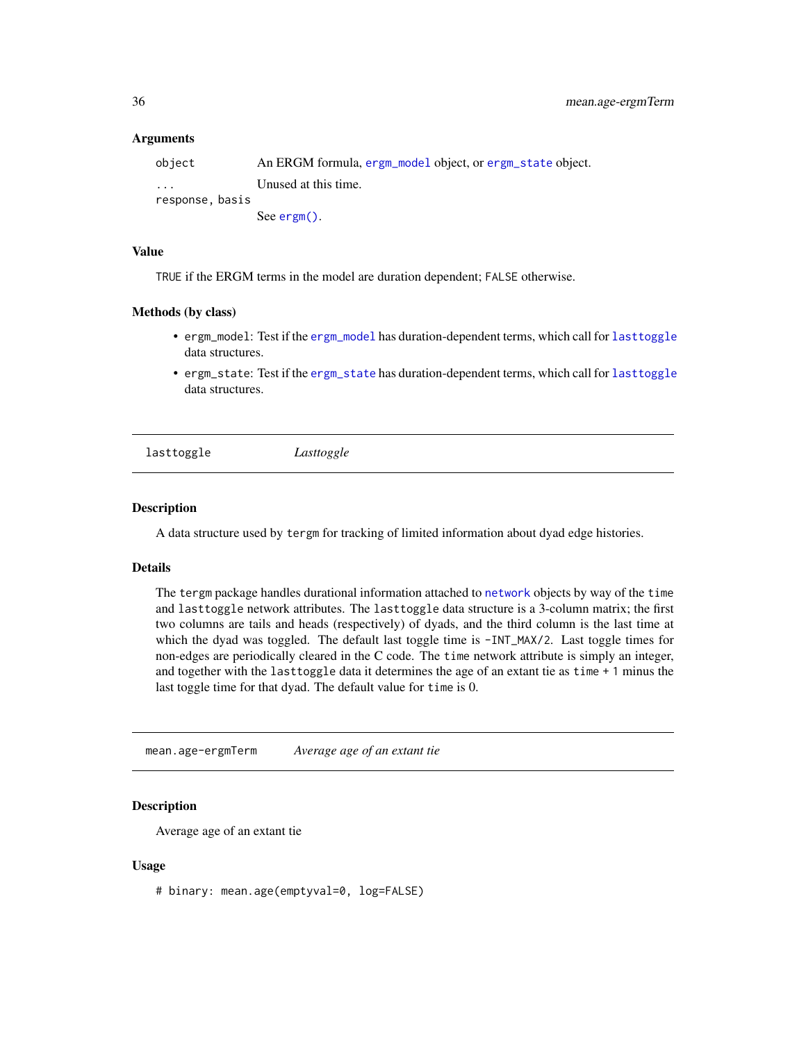### Arguments

| | |
|---|---|
| `object` | An ERGM formula, `ergm_model` object, or `ergm_state` object. |
| `...` | Unused at this time. |
| `response, basis` | See `ergm()`. |

### Value

`TRUE` if the ERGM terms in the model are duration dependent; `FALSE` otherwise.

### Methods (by class)

- `ergm_model`: Test if the `ergm_model` has duration-dependent terms, which call for `lasttoggle` data structures.
- `ergm_state`: Test if the `ergm_state` has duration-dependent terms, which call for `lasttoggle` data structures.

---

## `lasttoggle` *Lasttoggle*

### Description

A data structure used by `tergm` for tracking of limited information about dyad edge histories.

### Details

The `tergm` package handles durational information attached to `network` objects by way of the `time` and `lasttoggle` network attributes. The `lasttoggle` data structure is a 3-column matrix; the first two columns are tails and heads (respectively) of dyads, and the third column is the last time at which the dyad was toggled. The default last toggle time is `-INT_MAX/2`. Last toggle times for non-edges are periodically cleared in the C code. The `time` network attribute is simply an integer, and together with the `lasttoggle` data it determines the age of an extant tie as `time + 1` minus the last toggle time for that dyad. The default value for `time` is 0.

---

## `mean.age-ergmTerm` *Average age of an extant tie*

### Description

Average age of an extant tie

### Usage

```
# binary: mean.age(emptyval=0, log=FALSE)
```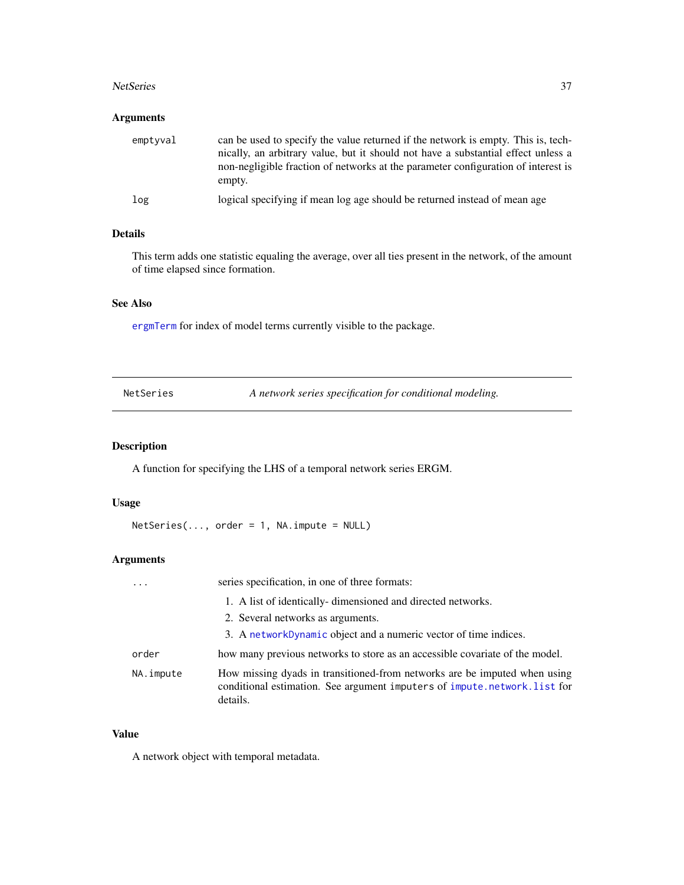### Arguments

| | |
|---|---|
| `emptyval` | can be used to specify the value returned if the network is empty. This is, technically, an arbitrary value, but it should not have a substantial effect unless a non-negligible fraction of networks at the parameter configuration of interest is empty. |
| `log` | logical specifying if mean log age should be returned instead of mean age |

### Details

This term adds one statistic equaling the average, over all ties present in the network, of the amount of time elapsed since formation.

### See Also

`ergmTerm` for index of model terms currently visible to the package.

---

## NetSeries — *A network series specification for conditional modeling.*

---

### Description

A function for specifying the LHS of a temporal network series ERGM.

### Usage

```
NetSeries(..., order = 1, NA.impute = NULL)
```

### Arguments

`...` — series specification, in one of three formats:

1. A list of identically- dimensioned and directed networks.
2. Several networks as arguments.
3. A `networkDynamic` object and a numeric vector of time indices.

`order` — how many previous networks to store as an accessible covariate of the model.

`NA.impute` — How missing dyads in transitioned-from networks are be imputed when using conditional estimation. See argument `imputers` of `impute.network.list` for details.

### Value

A network object with temporal metadata.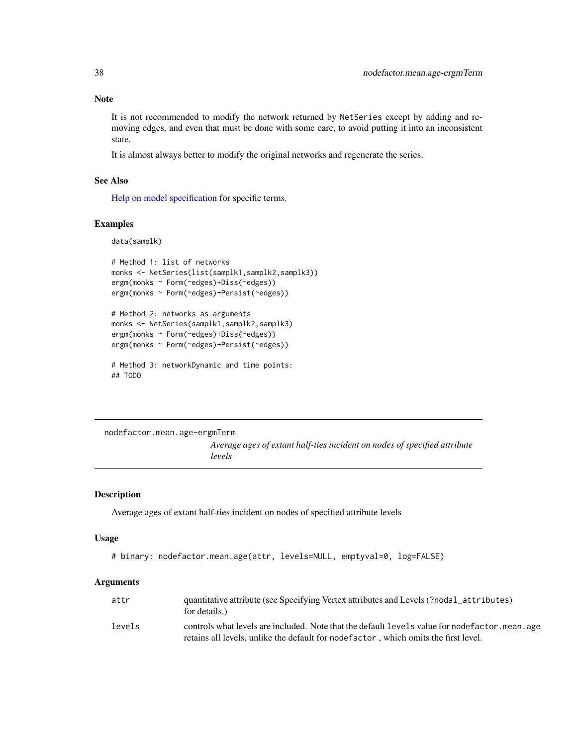### Note

It is not recommended to modify the network returned by NetSeries except by adding and removing edges, and even that must be done with some care, to avoid putting it into an inconsistent state.

It is almost always better to modify the original networks and regenerate the series.

### See Also

Help on model specification for specific terms.

### Examples

```
data(samplk)

# Method 1: list of networks
monks <- NetSeries(list(samplk1,samplk2,samplk3))
ergm(monks ~ Form(~edges)+Diss(~edges))
ergm(monks ~ Form(~edges)+Persist(~edges))

# Method 2: networks as arguments
monks <- NetSeries(samplk1,samplk2,samplk3)
ergm(monks ~ Form(~edges)+Diss(~edges))
ergm(monks ~ Form(~edges)+Persist(~edges))

# Method 3: networkDynamic and time points:
## TODO
```

---

## nodefactor.mean.age-ergmTerm

*Average ages of extant half-ties incident on nodes of specified attribute levels*

---

### Description

Average ages of extant half-ties incident on nodes of specified attribute levels

### Usage

```
# binary: nodefactor.mean.age(attr, levels=NULL, emptyval=0, log=FALSE)
```

### Arguments

| | |
|---|---|
| attr | quantitative attribute (see Specifying Vertex attributes and Levels (?nodal_attributes) for details.) |
| levels | controls what levels are included. Note that the default levels value for nodefactor.mean.age retains all levels, unlike the default for nodefactor , which omits the first level. |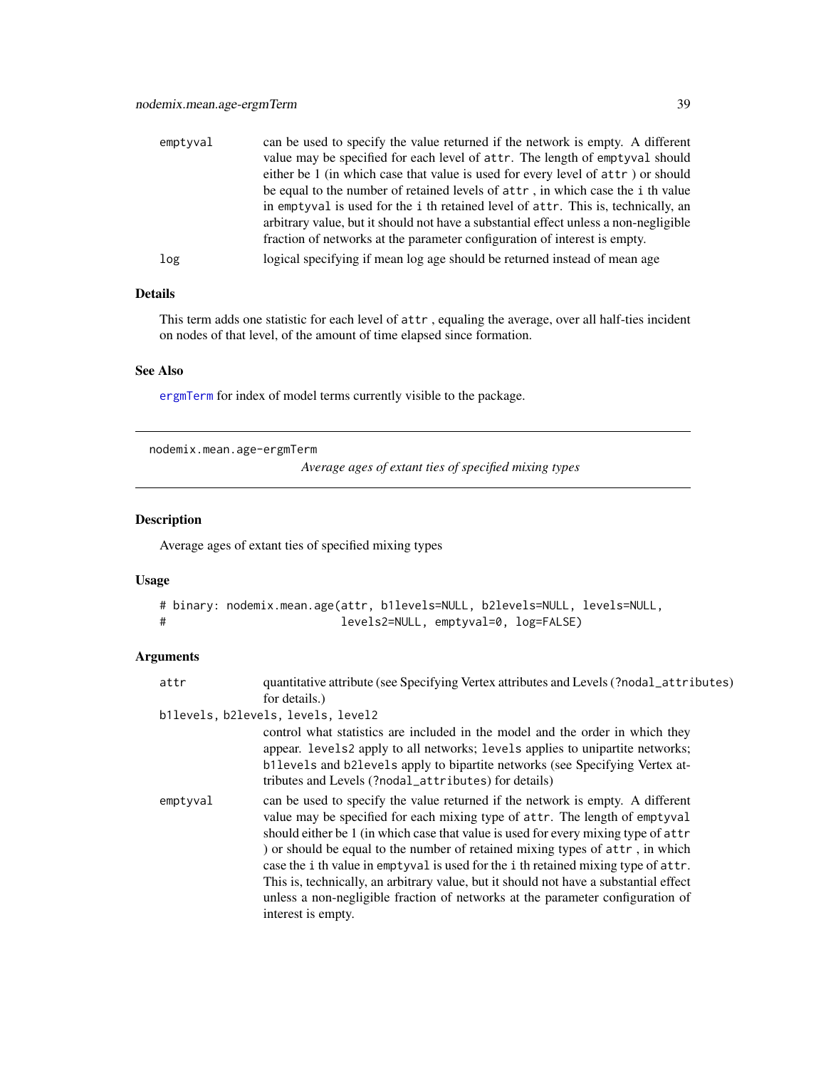emptyval
: can be used to specify the value returned if the network is empty. A different value may be specified for each level of `attr`. The length of `emptyval` should either be 1 (in which case that value is used for every level of `attr` ) or should be equal to the number of retained levels of `attr` , in which case the `i` th value in `emptyval` is used for the `i` th retained level of `attr`. This is, technically, an arbitrary value, but it should not have a substantial effect unless a non-negligible fraction of networks at the parameter configuration of interest is empty.

log
: logical specifying if mean log age should be returned instead of mean age

### Details

This term adds one statistic for each level of `attr` , equaling the average, over all half-ties incident on nodes of that level, of the amount of time elapsed since formation.

### See Also

ergmTerm for index of model terms currently visible to the package.

---

## nodemix.mean.age-ergmTerm

*Average ages of extant ties of specified mixing types*

---

### Description

Average ages of extant ties of specified mixing types

### Usage

```
# binary: nodemix.mean.age(attr, b1levels=NULL, b2levels=NULL, levels=NULL,
#                          levels2=NULL, emptyval=0, log=FALSE)
```

### Arguments

attr
: quantitative attribute (see Specifying Vertex attributes and Levels (`?nodal_attributes`) for details.)

b1levels, b2levels, levels, level2
: control what statistics are included in the model and the order in which they appear. `levels2` apply to all networks; `levels` applies to unipartite networks; `b1levels` and `b2levels` apply to bipartite networks (see Specifying Vertex attributes and Levels (`?nodal_attributes`) for details)

emptyval
: can be used to specify the value returned if the network is empty. A different value may be specified for each mixing type of `attr`. The length of `emptyval` should either be 1 (in which case that value is used for every mixing type of `attr` ) or should be equal to the number of retained mixing types of `attr` , in which case the `i` th value in `emptyval` is used for the `i` th retained mixing type of `attr`. This is, technically, an arbitrary value, but it should not have a substantial effect unless a non-negligible fraction of networks at the parameter configuration of interest is empty.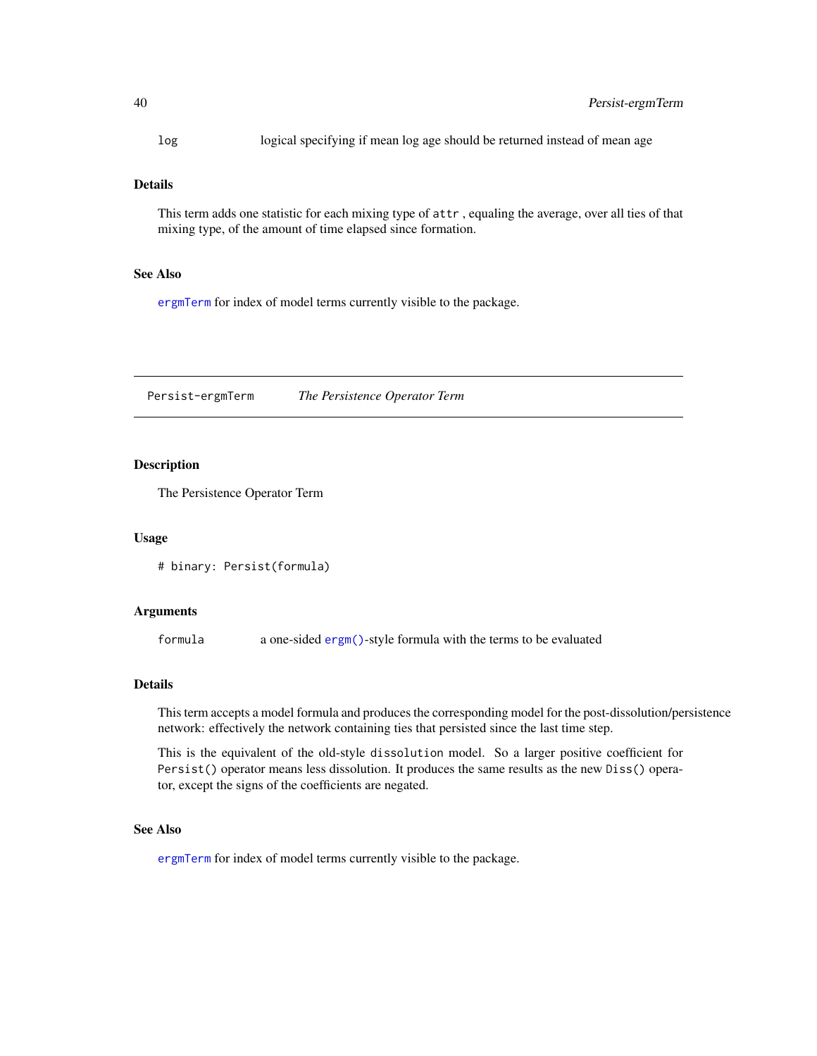log	logical specifying if mean log age should be returned instead of mean age

### Details

This term adds one statistic for each mixing type of `attr`, equaling the average, over all ties of that mixing type, of the amount of time elapsed since formation.

### See Also

`ergmTerm` for index of model terms currently visible to the package.

---

## Persist-ergmTerm    *The Persistence Operator Term*

### Description

The Persistence Operator Term

### Usage

```
# binary: Persist(formula)
```

### Arguments

`formula`	a one-sided `ergm()`-style formula with the terms to be evaluated

### Details

This term accepts a model formula and produces the corresponding model for the post-dissolution/persistence network: effectively the network containing ties that persisted since the last time step.

This is the equivalent of the old-style `dissolution` model. So a larger positive coefficient for `Persist()` operator means less dissolution. It produces the same results as the new `Diss()` operator, except the signs of the coefficients are negated.

### See Also

`ergmTerm` for index of model terms currently visible to the package.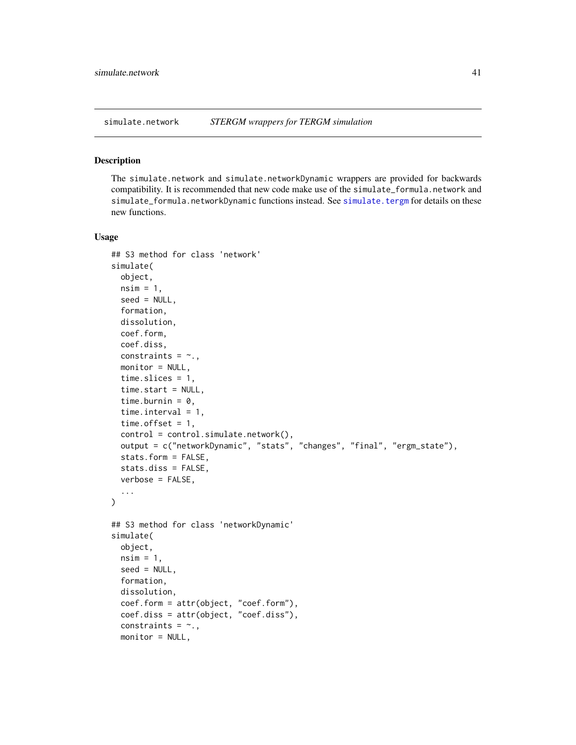simulate.network    *STERGM wrappers for TERGM simulation*

## Description

The simulate.network and simulate.networkDynamic wrappers are provided for backwards compatibility. It is recommended that new code make use of the simulate_formula.network and simulate_formula.networkDynamic functions instead. See simulate.tergm for details on these new functions.

## Usage

```
## S3 method for class 'network'
simulate(
  object,
  nsim = 1,
  seed = NULL,
  formation,
  dissolution,
  coef.form,
  coef.diss,
  constraints = ~.,
  monitor = NULL,
  time.slices = 1,
  time.start = NULL,
  time.burnin = 0,
  time.interval = 1,
  time.offset = 1,
  control = control.simulate.network(),
  output = c("networkDynamic", "stats", "changes", "final", "ergm_state"),
  stats.form = FALSE,
  stats.diss = FALSE,
  verbose = FALSE,
  ...
)

## S3 method for class 'networkDynamic'
simulate(
  object,
  nsim = 1,
  seed = NULL,
  formation,
  dissolution,
  coef.form = attr(object, "coef.form"),
  coef.diss = attr(object, "coef.diss"),
  constraints = ~.,
  monitor = NULL,
```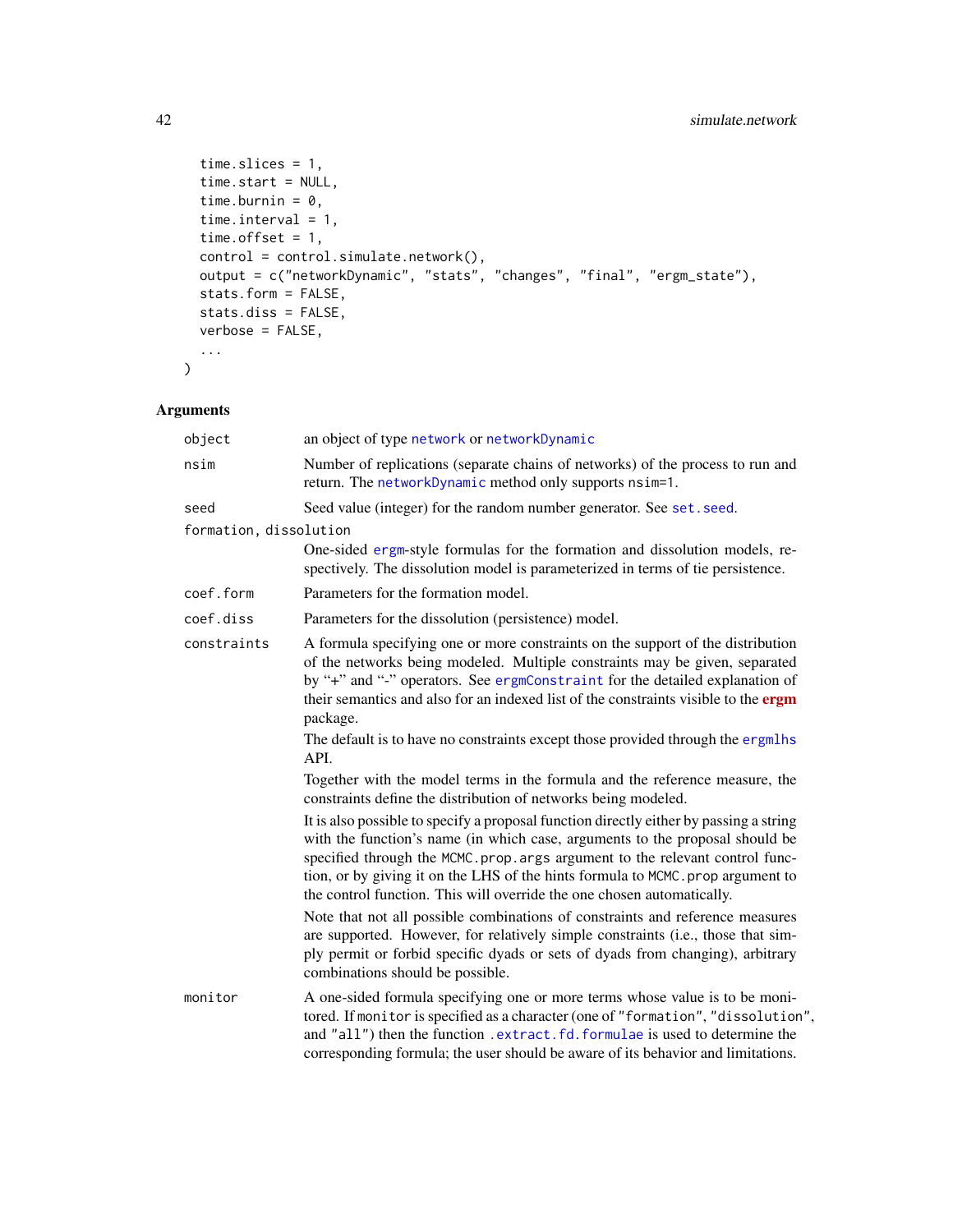```
  time.slices = 1,
  time.start = NULL,
  time.burnin = 0,
  time.interval = 1,
  time.offset = 1,
  control = control.simulate.network(),
  output = c("networkDynamic", "stats", "changes", "final", "ergm_state"),
  stats.form = FALSE,
  stats.diss = FALSE,
  verbose = FALSE,
  ...
)
```

## Arguments

**object** an object of type network or networkDynamic

**nsim** Number of replications (separate chains of networks) of the process to run and return. The networkDynamic method only supports nsim=1.

**seed** Seed value (integer) for the random number generator. See set.seed.

**formation, dissolution**
One-sided ergm-style formulas for the formation and dissolution models, respectively. The dissolution model is parameterized in terms of tie persistence.

**coef.form** Parameters for the formation model.

**coef.diss** Parameters for the dissolution (persistence) model.

**constraints** A formula specifying one or more constraints on the support of the distribution of the networks being modeled. Multiple constraints may be given, separated by "+" and "-" operators. See ergmConstraint for the detailed explanation of their semantics and also for an indexed list of the constraints visible to the **ergm** package.

The default is to have no constraints except those provided through the ergmlhs API.

Together with the model terms in the formula and the reference measure, the constraints define the distribution of networks being modeled.

It is also possible to specify a proposal function directly either by passing a string with the function's name (in which case, arguments to the proposal should be specified through the MCMC.prop.args argument to the relevant control function, or by giving it on the LHS of the hints formula to MCMC.prop argument to the control function. This will override the one chosen automatically.

Note that not all possible combinations of constraints and reference measures are supported. However, for relatively simple constraints (i.e., those that simply permit or forbid specific dyads or sets of dyads from changing), arbitrary combinations should be possible.

**monitor** A one-sided formula specifying one or more terms whose value is to be monitored. If monitor is specified as a character (one of "formation", "dissolution", and "all") then the function .extract.fd.formulae is used to determine the corresponding formula; the user should be aware of its behavior and limitations.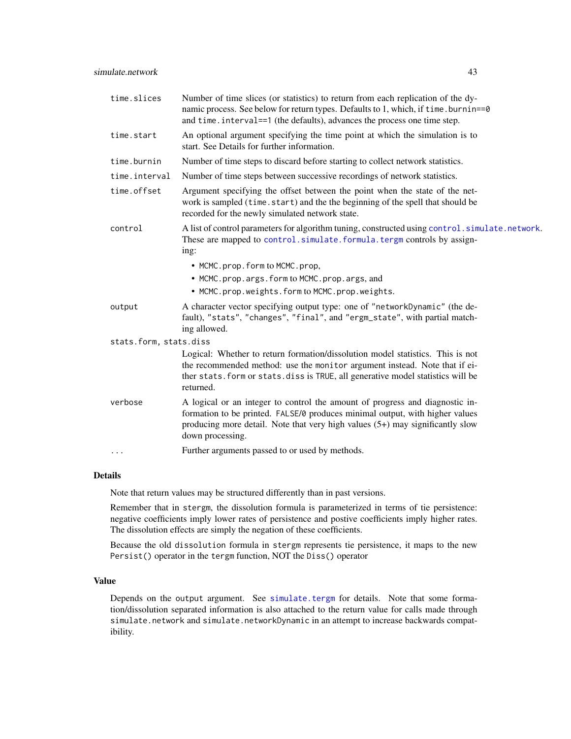| | |
|---|---|
| `time.slices` | Number of time slices (or statistics) to return from each replication of the dynamic process. See below for return types. Defaults to 1, which, if `time.burnin==0` and `time.interval==1` (the defaults), advances the process one time step. |
| `time.start` | An optional argument specifying the time point at which the simulation is to start. See Details for further information. |
| `time.burnin` | Number of time steps to discard before starting to collect network statistics. |
| `time.interval` | Number of time steps between successive recordings of network statistics. |
| `time.offset` | Argument specifying the offset between the point when the state of the network is sampled (`time.start`) and the the beginning of the spell that should be recorded for the newly simulated network state. |
| `control` | A list of control parameters for algorithm tuning, constructed using `control.simulate.network`. These are mapped to `control.simulate.formula.tergm` controls by assigning: <br>• `MCMC.prop.form` to `MCMC.prop`, <br>• `MCMC.prop.args.form` to `MCMC.prop.args`, and <br>• `MCMC.prop.weights.form` to `MCMC.prop.weights`. |
| `output` | A character vector specifying output type: one of `"networkDynamic"` (the default), `"stats"`, `"changes"`, `"final"`, and `"ergm_state"`, with partial matching allowed. |
| `stats.form, stats.diss` | Logical: Whether to return formation/dissolution model statistics. This is not the recommended method: use the `monitor` argument instead. Note that if either `stats.form` or `stats.diss` is `TRUE`, all generative model statistics will be returned. |
| `verbose` | A logical or an integer to control the amount of progress and diagnostic information to be printed. `FALSE`/`0` produces minimal output, with higher values producing more detail. Note that very high values (5+) may significantly slow down processing. |
| `...` | Further arguments passed to or used by methods. |

## Details

Note that return values may be structured differently than in past versions.

Remember that in `stergm`, the dissolution formula is parameterized in terms of tie persistence: negative coefficients imply lower rates of persistence and postive coefficients imply higher rates. The dissolution effects are simply the negation of these coefficients.

Because the old `dissolution` formula in `stergm` represents tie persistence, it maps to the new `Persist()` operator in the `tergm` function, NOT the `Diss()` operator

## Value

Depends on the `output` argument. See `simulate.tergm` for details. Note that some formation/dissolution separated information is also attached to the return value for calls made through `simulate.network` and `simulate.networkDynamic` in an attempt to increase backwards compatibility.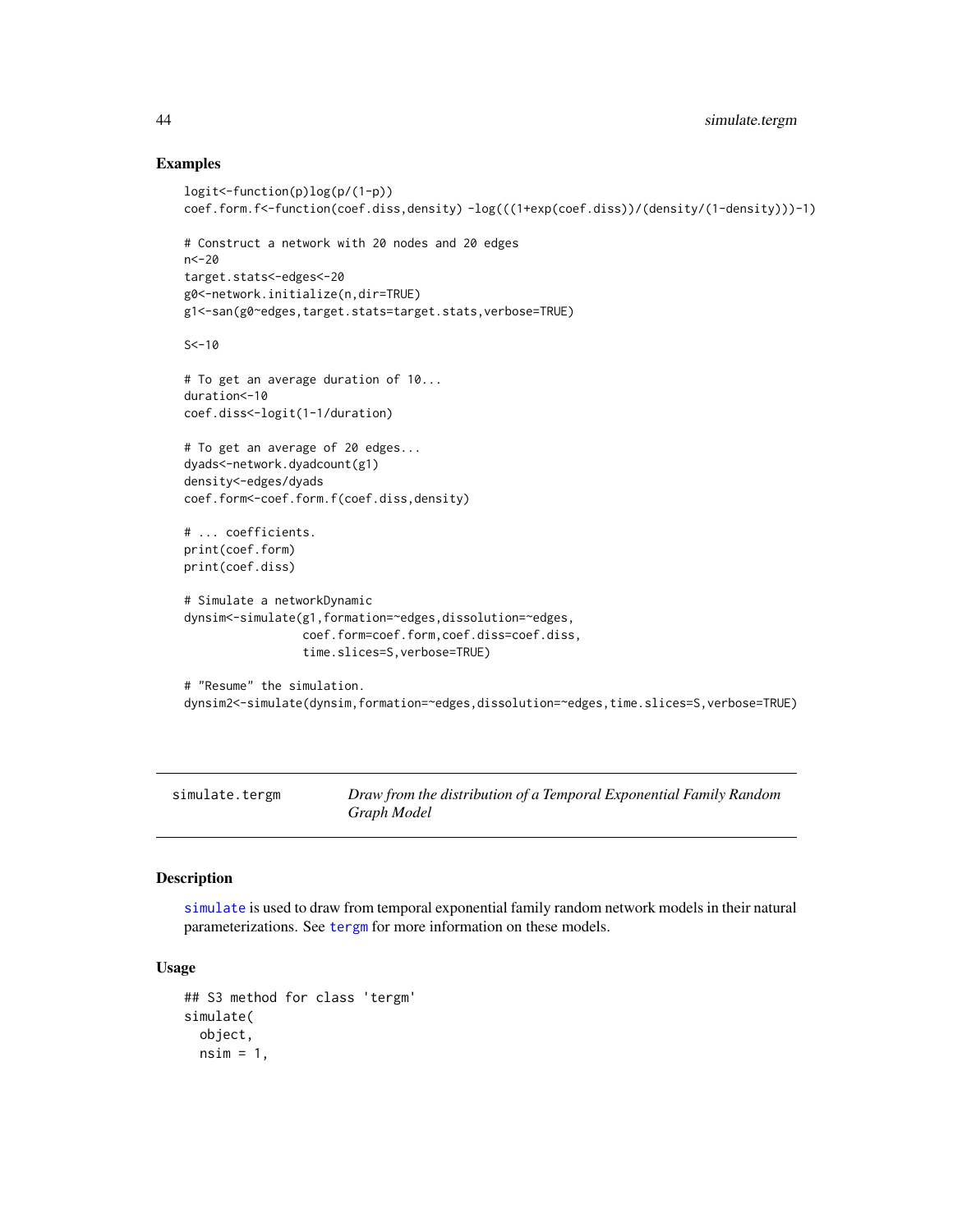## Examples

```
logit<-function(p)log(p/(1-p))
coef.form.f<-function(coef.diss,density) -log(((1+exp(coef.diss))/(density/(1-density)))-1)

# Construct a network with 20 nodes and 20 edges
n<-20
target.stats<-edges<-20
g0<-network.initialize(n,dir=TRUE)
g1<-san(g0~edges,target.stats=target.stats,verbose=TRUE)

S<-10

# To get an average duration of 10...
duration<-10
coef.diss<-logit(1-1/duration)

# To get an average of 20 edges...
dyads<-network.dyadcount(g1)
density<-edges/dyads
coef.form<-coef.form.f(coef.diss,density)

# ... coefficients.
print(coef.form)
print(coef.diss)

# Simulate a networkDynamic
dynsim<-simulate(g1,formation=~edges,dissolution=~edges,
                 coef.form=coef.form,coef.diss=coef.diss,
                 time.slices=S,verbose=TRUE)

# "Resume" the simulation.
dynsim2<-simulate(dynsim,formation=~edges,dissolution=~edges,time.slices=S,verbose=TRUE)
```

---

`simulate.tergm` *Draw from the distribution of a Temporal Exponential Family Random Graph Model*

---

## Description

simulate is used to draw from temporal exponential family random network models in their natural parameterizations. See tergm for more information on these models.

## Usage

```
## S3 method for class 'tergm'
simulate(
  object,
  nsim = 1,
```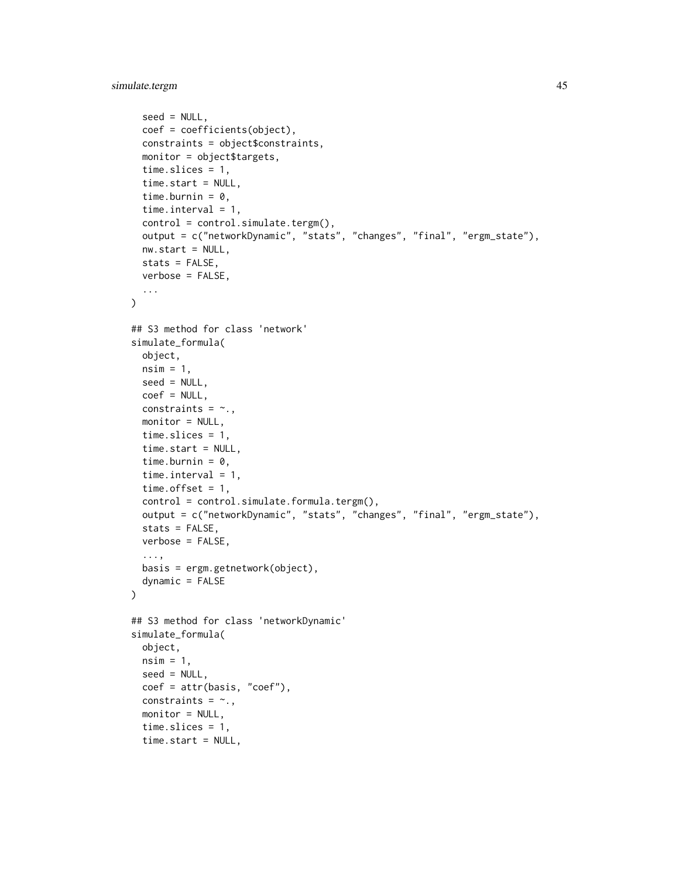```
  seed = NULL,
  coef = coefficients(object),
  constraints = object$constraints,
  monitor = object$targets,
  time.slices = 1,
  time.start = NULL,
  time.burnin = 0,
  time.interval = 1,
  control = control.simulate.tergm(),
  output = c("networkDynamic", "stats", "changes", "final", "ergm_state"),
  nw.start = NULL,
  stats = FALSE,
  verbose = FALSE,
  ...
)

## S3 method for class 'network'
simulate_formula(
  object,
  nsim = 1,
  seed = NULL,
  coef = NULL,
  constraints = ~.,
  monitor = NULL,
  time.slices = 1,
  time.start = NULL,
  time.burnin = 0,
  time.interval = 1,
  time.offset = 1,
  control = control.simulate.formula.tergm(),
  output = c("networkDynamic", "stats", "changes", "final", "ergm_state"),
  stats = FALSE,
  verbose = FALSE,
  ...,
  basis = ergm.getnetwork(object),
  dynamic = FALSE
)

## S3 method for class 'networkDynamic'
simulate_formula(
  object,
  nsim = 1,
  seed = NULL,
  coef = attr(basis, "coef"),
  constraints = ~.,
  monitor = NULL,
  time.slices = 1,
  time.start = NULL,
```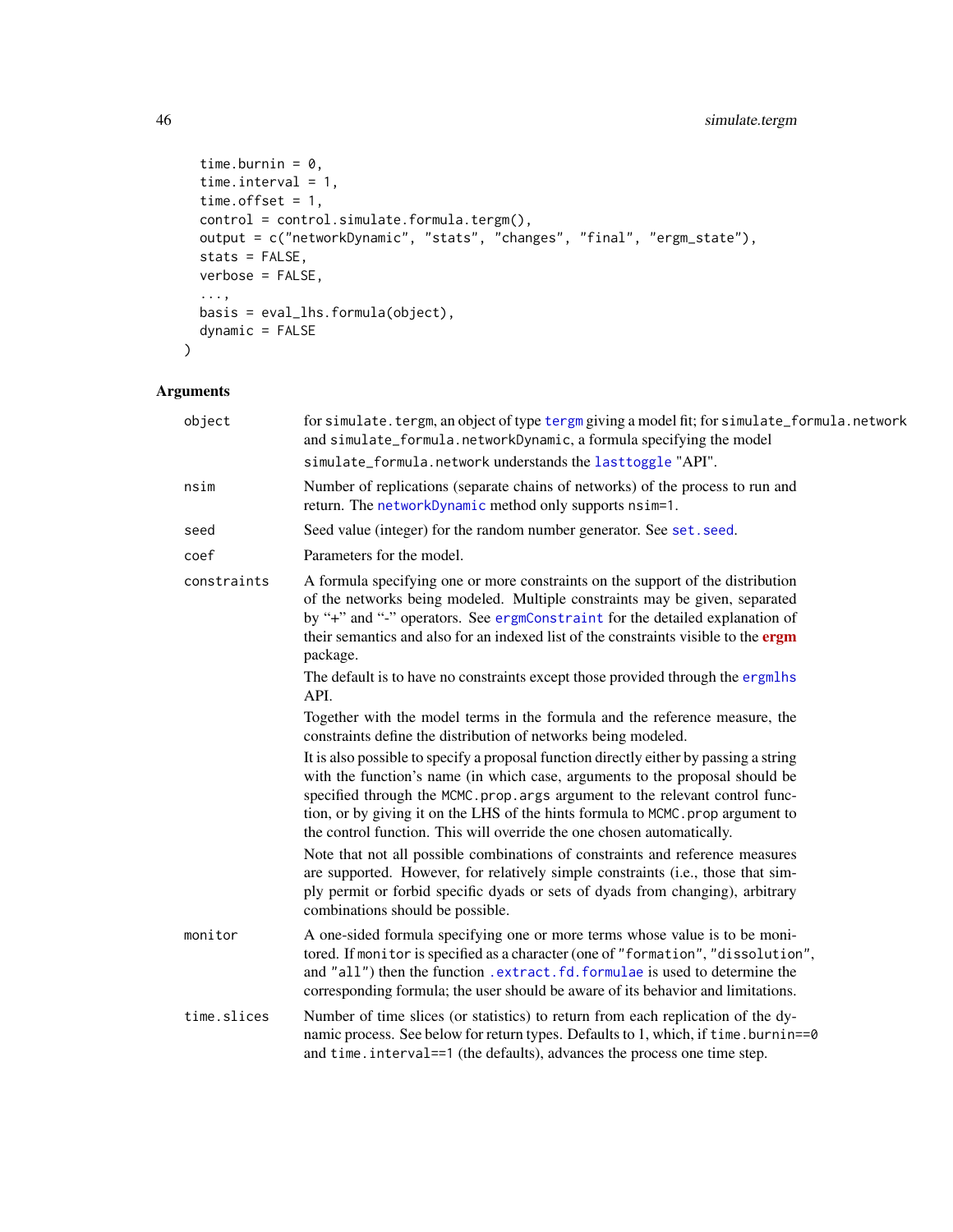```
  time.burnin = 0,
  time.interval = 1,
  time.offset = 1,
  control = control.simulate.formula.tergm(),
  output = c("networkDynamic", "stats", "changes", "final", "ergm_state"),
  stats = FALSE,
  verbose = FALSE,
  ...,
  basis = eval_lhs.formula(object),
  dynamic = FALSE
)
```

## Arguments

**object** — for `simulate.tergm`, an object of type `tergm` giving a model fit; for `simulate_formula.network` and `simulate_formula.networkDynamic`, a formula specifying the model `simulate_formula.network` understands the `lasttoggle` "API".

**nsim** — Number of replications (separate chains of networks) of the process to run and return. The `networkDynamic` method only supports `nsim=1`.

**seed** — Seed value (integer) for the random number generator. See `set.seed`.

**coef** — Parameters for the model.

**constraints** — A formula specifying one or more constraints on the support of the distribution of the networks being modeled. Multiple constraints may be given, separated by "+" and "-" operators. See `ergmConstraint` for the detailed explanation of their semantics and also for an indexed list of the constraints visible to the **ergm** package.

The default is to have no constraints except those provided through the `ergmlhs` API.

Together with the model terms in the formula and the reference measure, the constraints define the distribution of networks being modeled.

It is also possible to specify a proposal function directly either by passing a string with the function's name (in which case, arguments to the proposal should be specified through the `MCMC.prop.args` argument to the relevant control function, or by giving it on the LHS of the hints formula to `MCMC.prop` argument to the control function. This will override the one chosen automatically.

Note that not all possible combinations of constraints and reference measures are supported. However, for relatively simple constraints (i.e., those that simply permit or forbid specific dyads or sets of dyads from changing), arbitrary combinations should be possible.

**monitor** — A one-sided formula specifying one or more terms whose value is to be monitored. If `monitor` is specified as a character (one of `"formation"`, `"dissolution"`, and `"all"`) then the function `.extract.fd.formulae` is used to determine the corresponding formula; the user should be aware of its behavior and limitations.

**time.slices** — Number of time slices (or statistics) to return from each replication of the dynamic process. See below for return types. Defaults to 1, which, if `time.burnin==0` and `time.interval==1` (the defaults), advances the process one time step.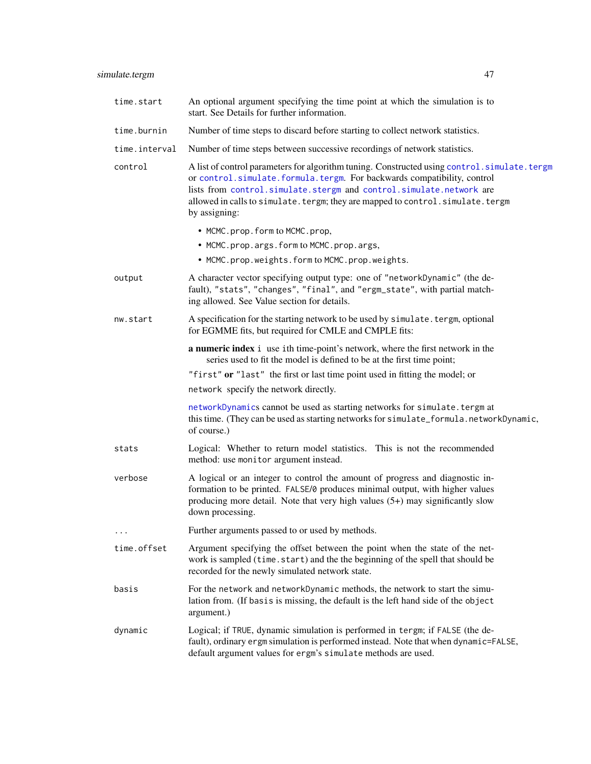| | |
|---|---|
| `time.start` | An optional argument specifying the time point at which the simulation is to start. See Details for further information. |
| `time.burnin` | Number of time steps to discard before starting to collect network statistics. |
| `time.interval` | Number of time steps between successive recordings of network statistics. |
| `control` | A list of control parameters for algorithm tuning. Constructed using `control.simulate.tergm` or `control.simulate.formula.tergm`. For backwards compatibility, control lists from `control.simulate.stergm` and `control.simulate.network` are allowed in calls to `simulate.tergm`; they are mapped to `control.simulate.tergm` by assigning:<br>• `MCMC.prop.form` to `MCMC.prop`,<br>• `MCMC.prop.args.form` to `MCMC.prop.args`,<br>• `MCMC.prop.weights.form` to `MCMC.prop.weights`. |
| `output` | A character vector specifying output type: one of `"networkDynamic"` (the default), `"stats"`, `"changes"`, `"final"`, and `"ergm_state"`, with partial matching allowed. See Value section for details. |
| `nw.start` | A specification for the starting network to be used by `simulate.tergm`, optional for EGMME fits, but required for CMLE and CMPLE fits:<br>**a numeric index** `i` use ith time-point's network, where the first network in the series used to fit the model is defined to be at the first time point;<br>`"first"` **or** `"last"` the first or last time point used in fitting the model; or<br>`network` specify the network directly.<br>`networkDynamic`s cannot be used as starting networks for `simulate.tergm` at this time. (They can be used as starting networks for `simulate_formula.networkDynamic`, of course.) |
| `stats` | Logical: Whether to return model statistics. This is not the recommended method: use `monitor` argument instead. |
| `verbose` | A logical or an integer to control the amount of progress and diagnostic information to be printed. `FALSE`/`0` produces minimal output, with higher values producing more detail. Note that very high values (5+) may significantly slow down processing. |
| `...` | Further arguments passed to or used by methods. |
| `time.offset` | Argument specifying the offset between the point when the state of the network is sampled (`time.start`) and the the beginning of the spell that should be recorded for the newly simulated network state. |
| `basis` | For the `network` and `networkDynamic` methods, the network to start the simulation from. (If `basis` is missing, the default is the left hand side of the `object` argument.) |
| `dynamic` | Logical; if `TRUE`, dynamic simulation is performed in `tergm`; if `FALSE` (the default), ordinary `ergm` simulation is performed instead. Note that when `dynamic=FALSE`, default argument values for `ergm`'s `simulate` methods are used. |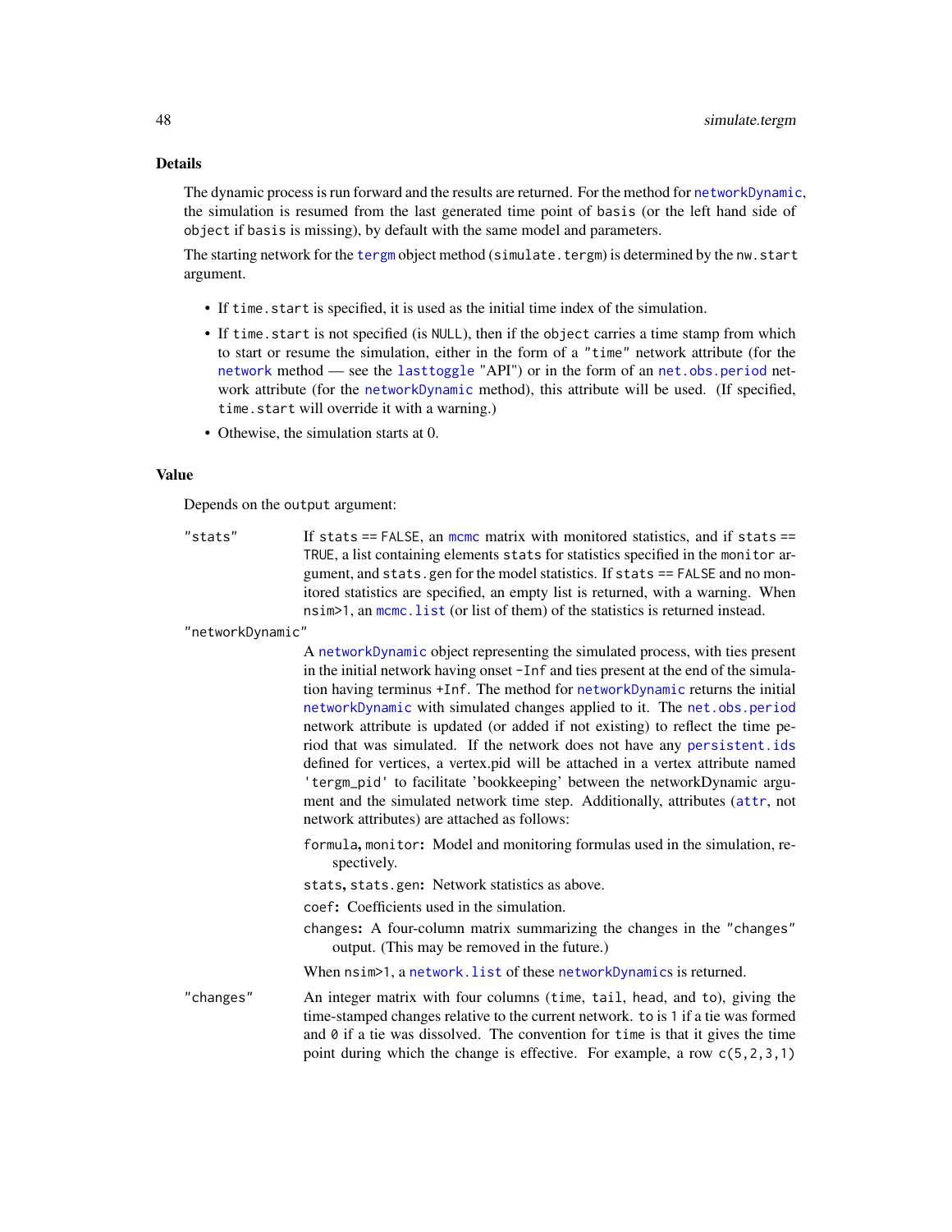### Details

The dynamic process is run forward and the results are returned. For the method for networkDynamic, the simulation is resumed from the last generated time point of basis (or the left hand side of object if basis is missing), by default with the same model and parameters.

The starting network for the tergm object method (simulate.tergm) is determined by the nw.start argument.

- If time.start is specified, it is used as the initial time index of the simulation.
- If time.start is not specified (is NULL), then if the object carries a time stamp from which to start or resume the simulation, either in the form of a "time" network attribute (for the network method — see the lasttoggle "API") or in the form of an net.obs.period network attribute (for the networkDynamic method), this attribute will be used. (If specified, time.start will override it with a warning.)
- Othewise, the simulation starts at 0.

### Value

Depends on the output argument:

"stats" If stats == FALSE, an mcmc matrix with monitored statistics, and if stats == TRUE, a list containing elements stats for statistics specified in the monitor argument, and stats.gen for the model statistics. If stats == FALSE and no monitored statistics are specified, an empty list is returned, with a warning. When nsim>1, an mcmc.list (or list of them) of the statistics is returned instead.

"networkDynamic"

A networkDynamic object representing the simulated process, with ties present in the initial network having onset -Inf and ties present at the end of the simulation having terminus +Inf. The method for networkDynamic returns the initial networkDynamic with simulated changes applied to it. The net.obs.period network attribute is updated (or added if not existing) to reflect the time period that was simulated. If the network does not have any persistent.ids defined for vertices, a vertex.pid will be attached in a vertex attribute named 'tergm_pid' to facilitate 'bookkeeping' between the networkDynamic argument and the simulated network time step. Additionally, attributes (attr, not network attributes) are attached as follows:

**formula, monitor:** Model and monitoring formulas used in the simulation, respectively.

**stats, stats.gen:** Network statistics as above.

**coef:** Coefficients used in the simulation.

**changes:** A four-column matrix summarizing the changes in the "changes" output. (This may be removed in the future.)

When nsim>1, a network.list of these networkDynamics is returned.

"changes" An integer matrix with four columns (time, tail, head, and to), giving the time-stamped changes relative to the current network. to is 1 if a tie was formed and 0 if a tie was dissolved. The convention for time is that it gives the time point during which the change is effective. For example, a row c(5,2,3,1)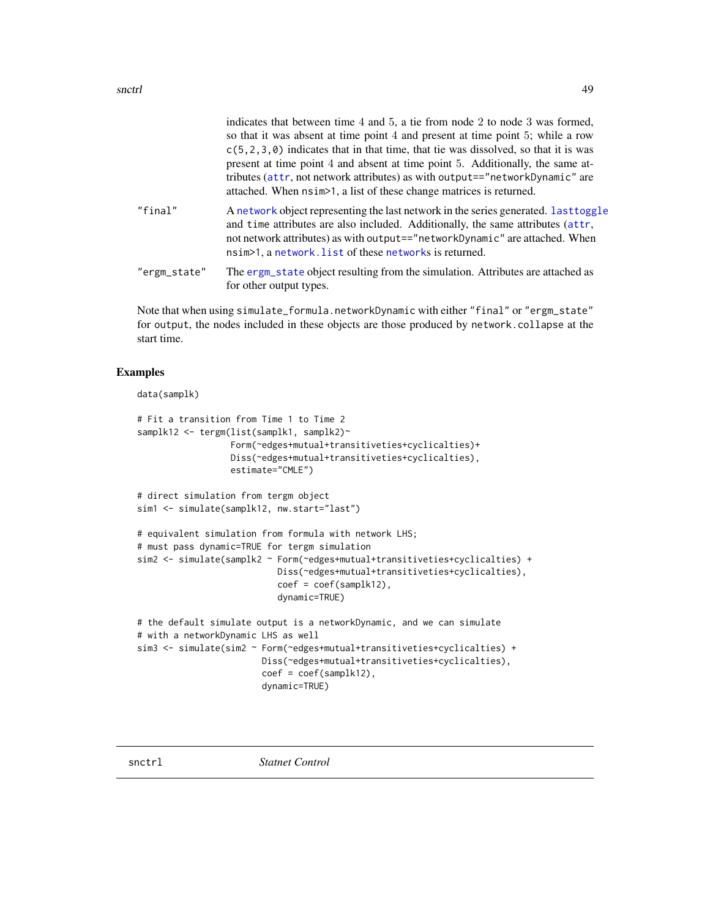indicates that between time 4 and 5, a tie from node 2 to node 3 was formed, so that it was absent at time point 4 and present at time point 5; while a row c(5,2,3,0) indicates that in that time, that tie was dissolved, so that it is was present at time point 4 and absent at time point 5. Additionally, the same attributes (attr, not network attributes) as with output=="networkDynamic" are attached. When nsim>1, a list of these change matrices is returned.

"final" A network object representing the last network in the series generated. lasttoggle and time attributes are also included. Additionally, the same attributes (attr, not network attributes) as with output=="networkDynamic" are attached. When nsim>1, a network.list of these networks is returned.

"ergm_state" The ergm_state object resulting from the simulation. Attributes are attached as for other output types.

Note that when using simulate_formula.networkDynamic with either "final" or "ergm_state" for output, the nodes included in these objects are those produced by network.collapse at the start time.

## Examples

```
data(samplk)

# Fit a transition from Time 1 to Time 2
samplk12 <- tergm(list(samplk1, samplk2)~
                  Form(~edges+mutual+transitiveties+cyclicalties)+
                  Diss(~edges+mutual+transitiveties+cyclicalties),
                  estimate="CMLE")

# direct simulation from tergm object
sim1 <- simulate(samplk12, nw.start="last")

# equivalent simulation from formula with network LHS;
# must pass dynamic=TRUE for tergm simulation
sim2 <- simulate(samplk2 ~ Form(~edges+mutual+transitiveties+cyclicalties) +
                           Diss(~edges+mutual+transitiveties+cyclicalties),
                           coef = coef(samplk12),
                           dynamic=TRUE)

# the default simulate output is a networkDynamic, and we can simulate
# with a networkDynamic LHS as well
sim3 <- simulate(sim2 ~ Form(~edges+mutual+transitiveties+cyclicalties) +
                        Diss(~edges+mutual+transitiveties+cyclicalties),
                        coef = coef(samplk12),
                        dynamic=TRUE)
```

---

snctrl *Statnet Control*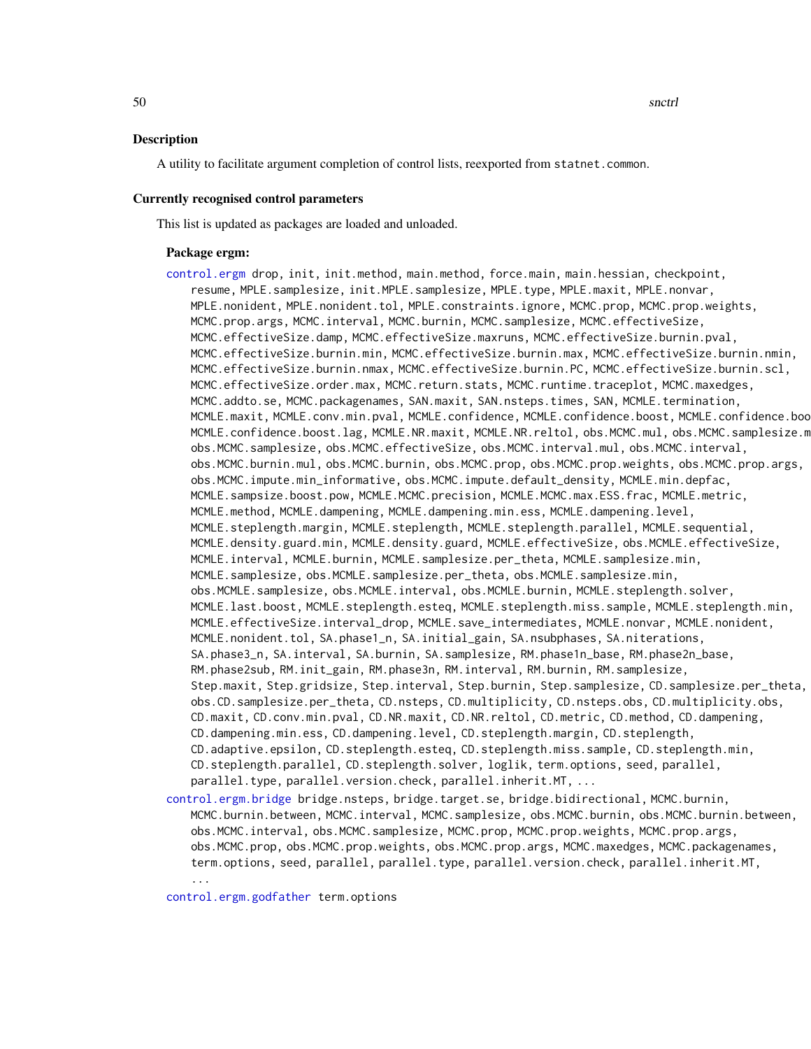## Description

A utility to facilitate argument completion of control lists, reexported from statnet.common.

## Currently recognised control parameters

This list is updated as packages are loaded and unloaded.

### Package ergm:

control.ergm drop, init, init.method, main.method, force.main, main.hessian, checkpoint, resume, MPLE.samplesize, init.MPLE.samplesize, MPLE.type, MPLE.maxit, MPLE.nonvar, MPLE.nonident, MPLE.nonident.tol, MPLE.constraints.ignore, MCMC.prop, MCMC.prop.weights, MCMC.prop.args, MCMC.interval, MCMC.burnin, MCMC.samplesize, MCMC.effectiveSize, MCMC.effectiveSize.damp, MCMC.effectiveSize.maxruns, MCMC.effectiveSize.burnin.pval, MCMC.effectiveSize.burnin.min, MCMC.effectiveSize.burnin.max, MCMC.effectiveSize.burnin.nmin, MCMC.effectiveSize.burnin.nmax, MCMC.effectiveSize.burnin.PC, MCMC.effectiveSize.burnin.scl, MCMC.effectiveSize.order.max, MCMC.return.stats, MCMC.runtime.traceplot, MCMC.maxedges, MCMC.addto.se, MCMC.packagenames, SAN.maxit, SAN.nsteps.times, SAN, MCMLE.termination, MCMLE.maxit, MCMLE.conv.min.pval, MCMLE.confidence, MCMLE.confidence.boo MCMLE.confidence.boost.lag, MCMLE.NR.maxit, MCMLE.NR.reltol, obs.MCMC.mul, obs.MCMC.samplesize.m obs.MCMC.samplesize, obs.MCMC.effectiveSize, obs.MCMC.interval.mul, obs.MCMC.interval, obs.MCMC.burnin.mul, obs.MCMC.burnin, obs.MCMC.prop, obs.MCMC.prop.weights, obs.MCMC.prop.args, obs.MCMC.impute.min_informative, obs.MCMC.impute.default_density, MCMLE.min.depfac, MCMLE.sampsize.boost.pow, MCMLE.MCMC.precision, MCMLE.MCMC.max.ESS.frac, MCMLE.metric, MCMLE.method, MCMLE.dampening, MCMLE.dampening.min.ess, MCMLE.dampening.level, MCMLE.steplength.margin, MCMLE.steplength, MCMLE.steplength.parallel, MCMLE.sequential, MCMLE.density.guard.min, MCMLE.density.guard, MCMLE.effectiveSize, obs.MCMLE.effectiveSize, MCMLE.interval, MCMLE.burnin, MCMLE.samplesize.per_theta, MCMLE.samplesize.min, MCMLE.samplesize, obs.MCMLE.samplesize.per_theta, obs.MCMLE.samplesize.min, obs.MCMLE.samplesize, obs.MCMLE.interval, obs.MCMLE.burnin, MCMLE.steplength.solver, MCMLE.last.boost, MCMLE.steplength.esteq, MCMLE.steplength.miss.sample, MCMLE.steplength.min, MCMLE.effectiveSize.interval_drop, MCMLE.save_intermediates, MCMLE.nonvar, MCMLE.nonident, MCMLE.nonident.tol, SA.phase1_n, SA.initial_gain, SA.nsubphases, SA.niterations, SA.phase3_n, SA.interval, SA.burnin, SA.samplesize, RM.phase1n_base, RM.phase2n_base, RM.phase2sub, RM.init_gain, RM.phase3n, RM.interval, RM.burnin, RM.samplesize, Step.maxit, Step.gridsize, Step.interval, Step.burnin, Step.samplesize, CD.samplesize.per_theta, obs.CD.samplesize.per_theta, CD.nsteps, CD.multiplicity, CD.nsteps.obs, CD.multiplicity.obs, CD.maxit, CD.conv.min.pval, CD.NR.maxit, CD.NR.reltol, CD.metric, CD.method, CD.dampening, CD.dampening.min.ess, CD.dampening.level, CD.steplength.margin, CD.steplength, CD.adaptive.epsilon, CD.steplength.esteq, CD.steplength.miss.sample, CD.steplength.min, CD.steplength.parallel, CD.steplength.solver, loglik, term.options, seed, parallel, parallel.type, parallel.version.check, parallel.inherit.MT, ...

control.ergm.bridge bridge.nsteps, bridge.target.se, bridge.bidirectional, MCMC.burnin, MCMC.burnin.between, MCMC.interval, MCMC.samplesize, obs.MCMC.burnin, obs.MCMC.burnin.between, obs.MCMC.interval, obs.MCMC.samplesize, MCMC.prop, MCMC.prop.weights, MCMC.prop.args, obs.MCMC.prop, obs.MCMC.prop.weights, obs.MCMC.prop.args, MCMC.maxedges, MCMC.packagenames, term.options, seed, parallel, parallel.type, parallel.version.check, parallel.inherit.MT, ...

control.ergm.godfather term.options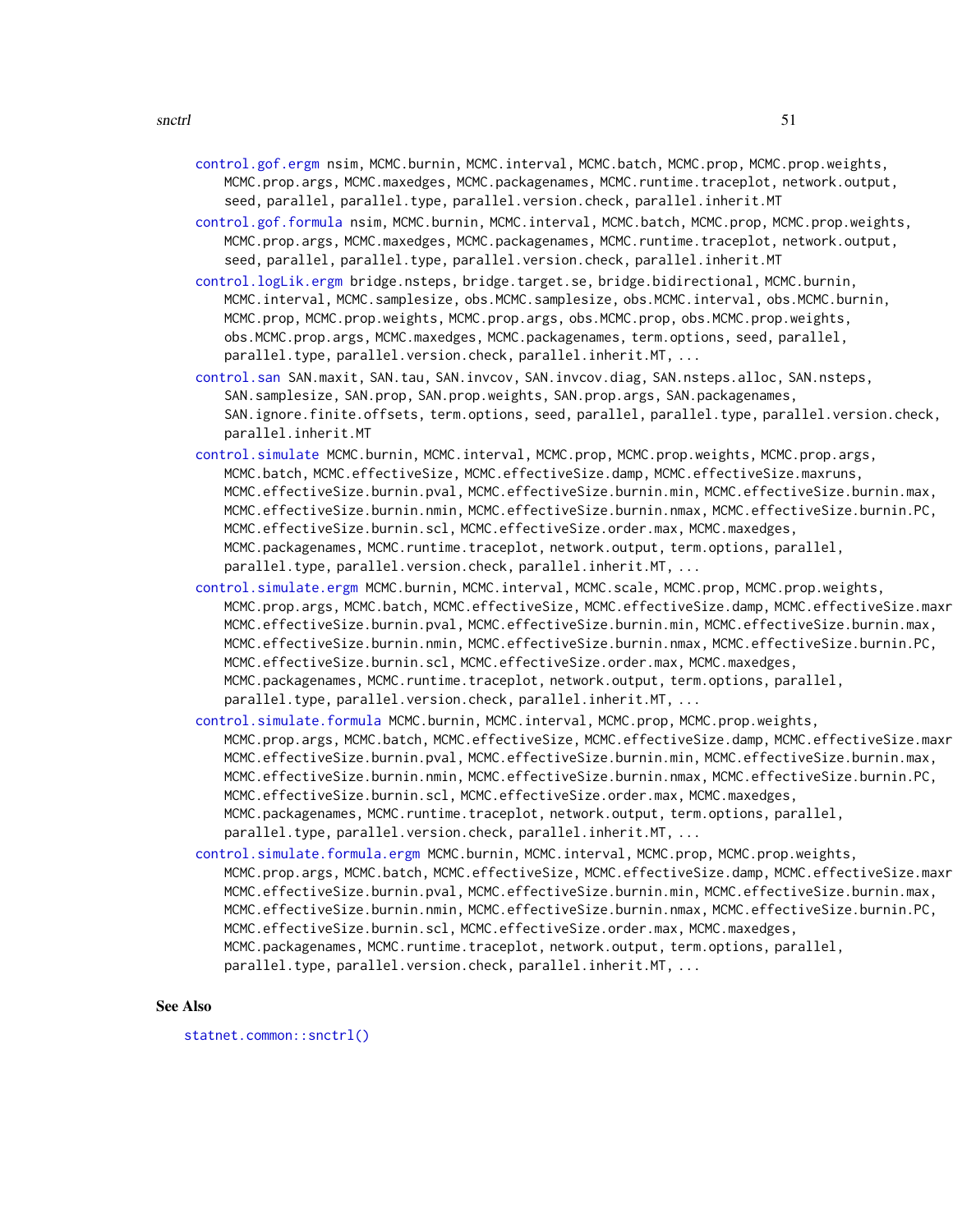control.gof.ergm nsim, MCMC.burnin, MCMC.interval, MCMC.batch, MCMC.prop, MCMC.prop.weights, MCMC.prop.args, MCMC.maxedges, MCMC.packagenames, MCMC.runtime.traceplot, network.output, seed, parallel, parallel.type, parallel.version.check, parallel.inherit.MT

control.gof.formula nsim, MCMC.burnin, MCMC.interval, MCMC.batch, MCMC.prop, MCMC.prop.weights, MCMC.prop.args, MCMC.maxedges, MCMC.packagenames, MCMC.runtime.traceplot, network.output, seed, parallel, parallel.type, parallel.version.check, parallel.inherit.MT

control.logLik.ergm bridge.nsteps, bridge.target.se, bridge.bidirectional, MCMC.burnin, MCMC.interval, MCMC.samplesize, obs.MCMC.samplesize, obs.MCMC.interval, obs.MCMC.burnin, MCMC.prop, MCMC.prop.weights, MCMC.prop.args, obs.MCMC.prop, obs.MCMC.prop.weights, obs.MCMC.prop.args, MCMC.maxedges, MCMC.packagenames, term.options, seed, parallel, parallel.type, parallel.version.check, parallel.inherit.MT, ...

control.san SAN.maxit, SAN.tau, SAN.invcov, SAN.invcov.diag, SAN.nsteps.alloc, SAN.nsteps, SAN.samplesize, SAN.prop, SAN.prop.weights, SAN.prop.args, SAN.packagenames, SAN.ignore.finite.offsets, term.options, seed, parallel, parallel.type, parallel.version.check, parallel.inherit.MT

control.simulate MCMC.burnin, MCMC.interval, MCMC.prop, MCMC.prop.weights, MCMC.prop.args, MCMC.batch, MCMC.effectiveSize, MCMC.effectiveSize.damp, MCMC.effectiveSize.maxruns, MCMC.effectiveSize.burnin.pval, MCMC.effectiveSize.burnin.min, MCMC.effectiveSize.burnin.max, MCMC.effectiveSize.burnin.nmin, MCMC.effectiveSize.burnin.nmax, MCMC.effectiveSize.burnin.PC, MCMC.effectiveSize.burnin.scl, MCMC.effectiveSize.order.max, MCMC.maxedges, MCMC.packagenames, MCMC.runtime.traceplot, network.output, term.options, parallel, parallel.type, parallel.version.check, parallel.inherit.MT, ...

control.simulate.ergm MCMC.burnin, MCMC.interval, MCMC.scale, MCMC.prop, MCMC.prop.weights, MCMC.prop.args, MCMC.batch, MCMC.effectiveSize, MCMC.effectiveSize.damp, MCMC.effectiveSize.maxr MCMC.effectiveSize.burnin.pval, MCMC.effectiveSize.burnin.min, MCMC.effectiveSize.burnin.max, MCMC.effectiveSize.burnin.nmin, MCMC.effectiveSize.burnin.nmax, MCMC.effectiveSize.burnin.PC, MCMC.effectiveSize.burnin.scl, MCMC.effectiveSize.order.max, MCMC.maxedges, MCMC.packagenames, MCMC.runtime.traceplot, network.output, term.options, parallel, parallel.type, parallel.version.check, parallel.inherit.MT, ...

control.simulate.formula MCMC.burnin, MCMC.interval, MCMC.prop, MCMC.prop.weights, MCMC.prop.args, MCMC.batch, MCMC.effectiveSize, MCMC.effectiveSize.damp, MCMC.effectiveSize.maxr MCMC.effectiveSize.burnin.pval, MCMC.effectiveSize.burnin.min, MCMC.effectiveSize.burnin.max, MCMC.effectiveSize.burnin.nmin, MCMC.effectiveSize.burnin.nmax, MCMC.effectiveSize.burnin.PC, MCMC.effectiveSize.burnin.scl, MCMC.effectiveSize.order.max, MCMC.maxedges, MCMC.packagenames, MCMC.runtime.traceplot, network.output, term.options, parallel, parallel.type, parallel.version.check, parallel.inherit.MT, ...

control.simulate.formula.ergm MCMC.burnin, MCMC.interval, MCMC.prop, MCMC.prop.weights, MCMC.prop.args, MCMC.batch, MCMC.effectiveSize, MCMC.effectiveSize.damp, MCMC.effectiveSize.maxr MCMC.effectiveSize.burnin.pval, MCMC.effectiveSize.burnin.min, MCMC.effectiveSize.burnin.max, MCMC.effectiveSize.burnin.nmin, MCMC.effectiveSize.burnin.nmax, MCMC.effectiveSize.burnin.PC, MCMC.effectiveSize.burnin.scl, MCMC.effectiveSize.order.max, MCMC.maxedges, MCMC.packagenames, MCMC.runtime.traceplot, network.output, term.options, parallel, parallel.type, parallel.version.check, parallel.inherit.MT, ...

## See Also

statnet.common::snctrl()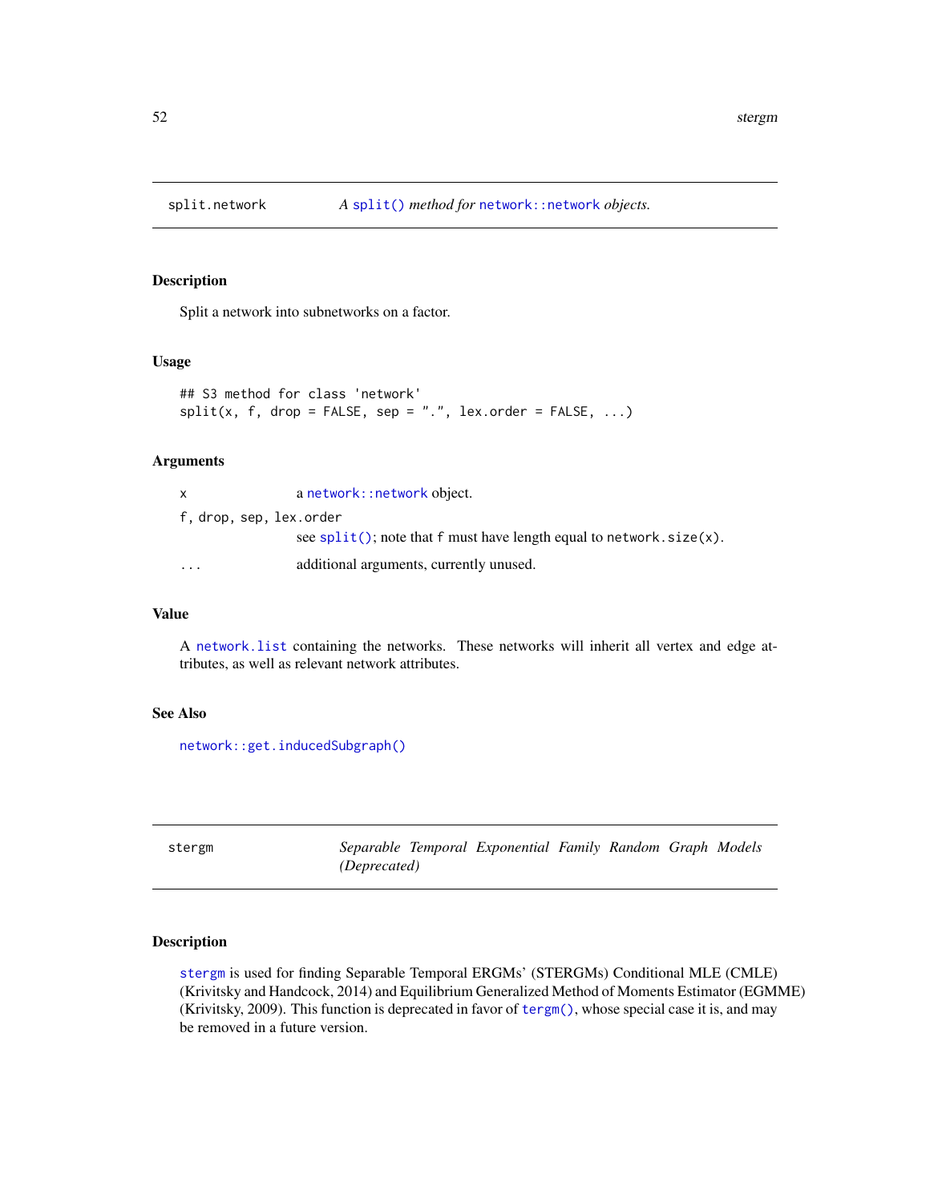## split.network — *A `split()` method for `network::network` objects.*

### Description

Split a network into subnetworks on a factor.

### Usage

```
## S3 method for class 'network'
split(x, f, drop = FALSE, sep = ".", lex.order = FALSE, ...)
```

### Arguments

| | |
|---|---|
| `x` | a `network::network` object. |
| `f, drop, sep, lex.order` | see `split()`; note that `f` must have length equal to `network.size(x)`. |
| `...` | additional arguments, currently unused. |

### Value

A `network.list` containing the networks. These networks will inherit all vertex and edge attributes, as well as relevant network attributes.

### See Also

`network::get.inducedSubgraph()`

## stergm — *Separable Temporal Exponential Family Random Graph Models (Deprecated)*

### Description

`stergm` is used for finding Separable Temporal ERGMs' (STERGMs) Conditional MLE (CMLE) (Krivitsky and Handcock, 2014) and Equilibrium Generalized Method of Moments Estimator (EGMME) (Krivitsky, 2009). This function is deprecated in favor of `tergm()`, whose special case it is, and may be removed in a future version.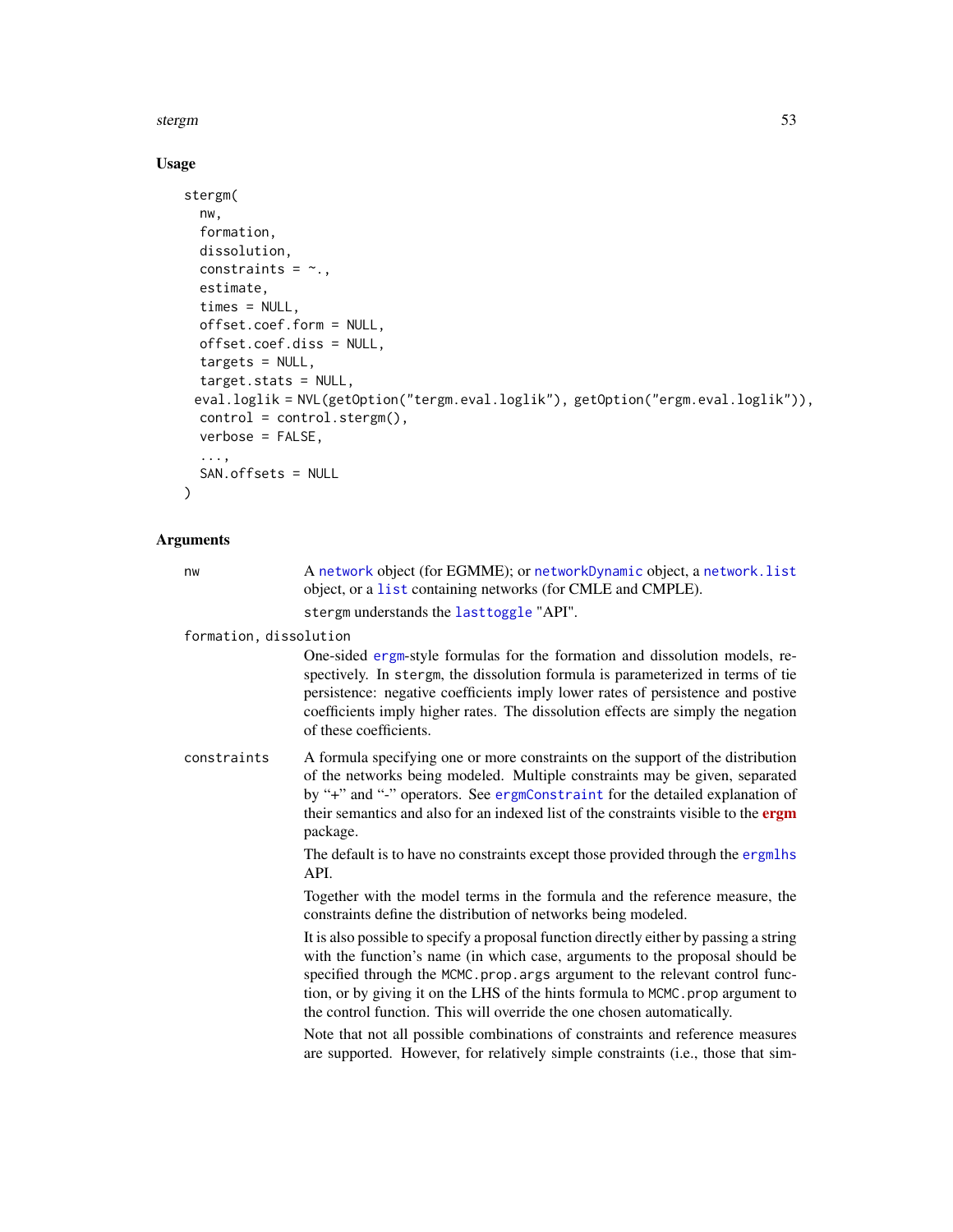## Usage

```
stergm(
  nw,
  formation,
  dissolution,
  constraints = ~.,
  estimate,
  times = NULL,
  offset.coef.form = NULL,
  offset.coef.diss = NULL,
  targets = NULL,
  target.stats = NULL,
  eval.loglik = NVL(getOption("tergm.eval.loglik"), getOption("ergm.eval.loglik")),
  control = control.stergm(),
  verbose = FALSE,
  ...,
  SAN.offsets = NULL
)
```

## Arguments

**nw**
A network object (for EGMME); or networkDynamic object, a network.list object, or a list containing networks (for CMLE and CMPLE).

stergm understands the lasttoggle "API".

**formation, dissolution**
One-sided ergm-style formulas for the formation and dissolution models, respectively. In stergm, the dissolution formula is parameterized in terms of tie persistence: negative coefficients imply lower rates of persistence and postive coefficients imply higher rates. The dissolution effects are simply the negation of these coefficients.

**constraints**
A formula specifying one or more constraints on the support of the distribution of the networks being modeled. Multiple constraints may be given, separated by "+" and "-" operators. See ergmConstraint for the detailed explanation of their semantics and also for an indexed list of the constraints visible to the **ergm** package.

The default is to have no constraints except those provided through the ergmlhs API.

Together with the model terms in the formula and the reference measure, the constraints define the distribution of networks being modeled.

It is also possible to specify a proposal function directly either by passing a string with the function's name (in which case, arguments to the proposal should be specified through the MCMC.prop.args argument to the relevant control function, or by giving it on the LHS of the hints formula to MCMC.prop argument to the control function. This will override the one chosen automatically.

Note that not all possible combinations of constraints and reference measures are supported. However, for relatively simple constraints (i.e., those that sim-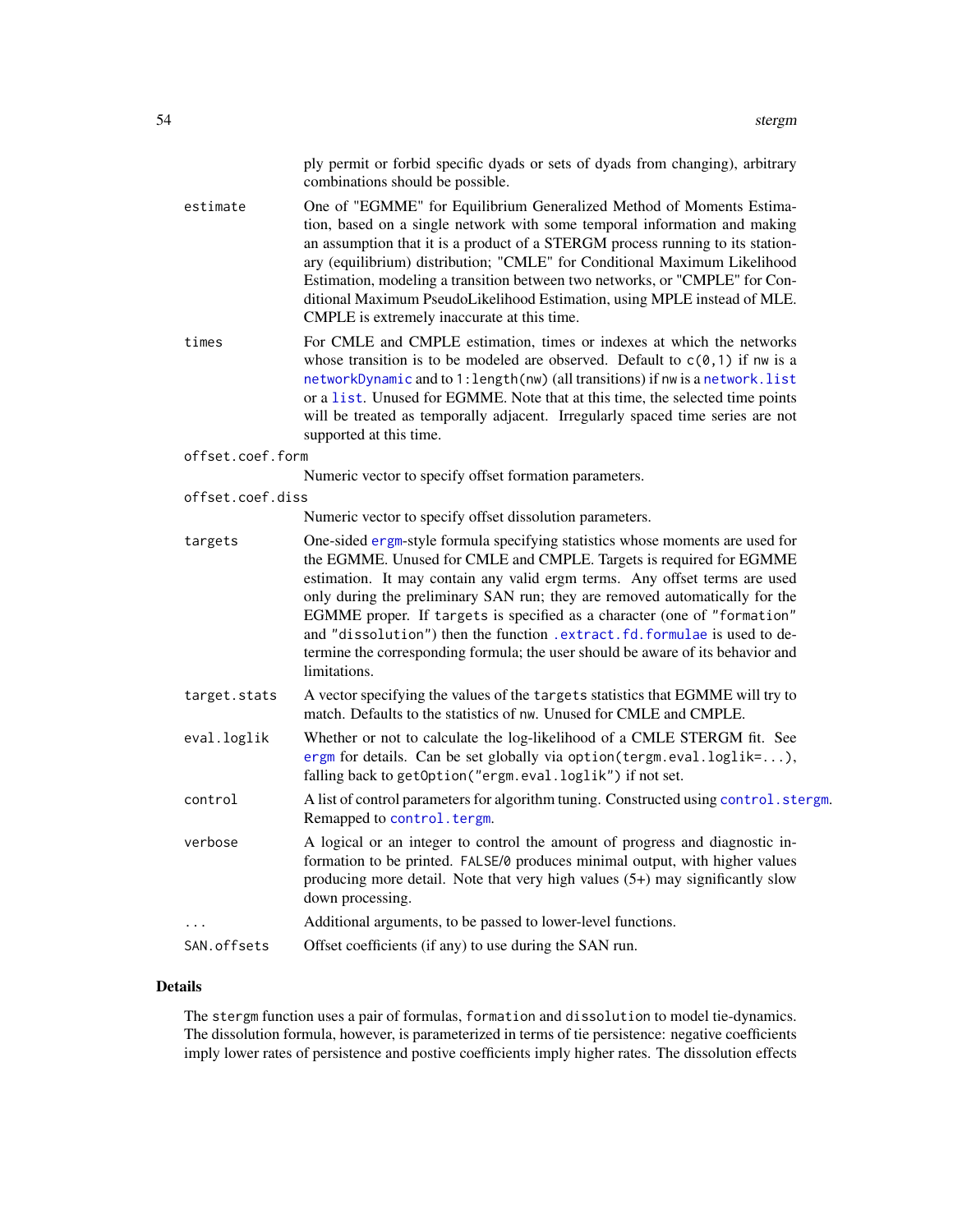ply permit or forbid specific dyads or sets of dyads from changing), arbitrary combinations should be possible.

`estimate`
: One of "EGMME" for Equilibrium Generalized Method of Moments Estimation, based on a single network with some temporal information and making an assumption that it is a product of a STERGM process running to its stationary (equilibrium) distribution; "CMLE" for Conditional Maximum Likelihood Estimation, modeling a transition between two networks, or "CMPLE" for Conditional Maximum PseudoLikelihood Estimation, using MPLE instead of MLE. CMPLE is extremely inaccurate at this time.

`times`
: For CMLE and CMPLE estimation, times or indexes at which the networks whose transition is to be modeled are observed. Default to `c(0,1)` if `nw` is a `networkDynamic` and to `1:length(nw)` (all transitions) if `nw` is a `network.list` or a `list`. Unused for EGMME. Note that at this time, the selected time points will be treated as temporally adjacent. Irregularly spaced time series are not supported at this time.

`offset.coef.form`
: Numeric vector to specify offset formation parameters.

`offset.coef.diss`
: Numeric vector to specify offset dissolution parameters.

`targets`
: One-sided `ergm`-style formula specifying statistics whose moments are used for the EGMME. Unused for CMLE and CMPLE. Targets is required for EGMME estimation. It may contain any valid ergm terms. Any offset terms are used only during the preliminary SAN run; they are removed automatically for the EGMME proper. If `targets` is specified as a character (one of `"formation"` and `"dissolution"`) then the function `.extract.fd.formulae` is used to determine the corresponding formula; the user should be aware of its behavior and limitations.

`target.stats`
: A vector specifying the values of the `targets` statistics that EGMME will try to match. Defaults to the statistics of `nw`. Unused for CMLE and CMPLE.

`eval.loglik`
: Whether or not to calculate the log-likelihood of a CMLE STERGM fit. See `ergm` for details. Can be set globally via `option(tergm.eval.loglik=...)`, falling back to `getOption("ergm.eval.loglik")` if not set.

`control`
: A list of control parameters for algorithm tuning. Constructed using `control.stergm`. Remapped to `control.tergm`.

`verbose`
: A logical or an integer to control the amount of progress and diagnostic information to be printed. `FALSE`/`0` produces minimal output, with higher values producing more detail. Note that very high values (5+) may significantly slow down processing.

`...`
: Additional arguments, to be passed to lower-level functions.

`SAN.offsets`
: Offset coefficients (if any) to use during the SAN run.

## Details

The `stergm` function uses a pair of formulas, `formation` and `dissolution` to model tie-dynamics. The dissolution formula, however, is parameterized in terms of tie persistence: negative coefficients imply lower rates of persistence and postive coefficients imply higher rates. The dissolution effects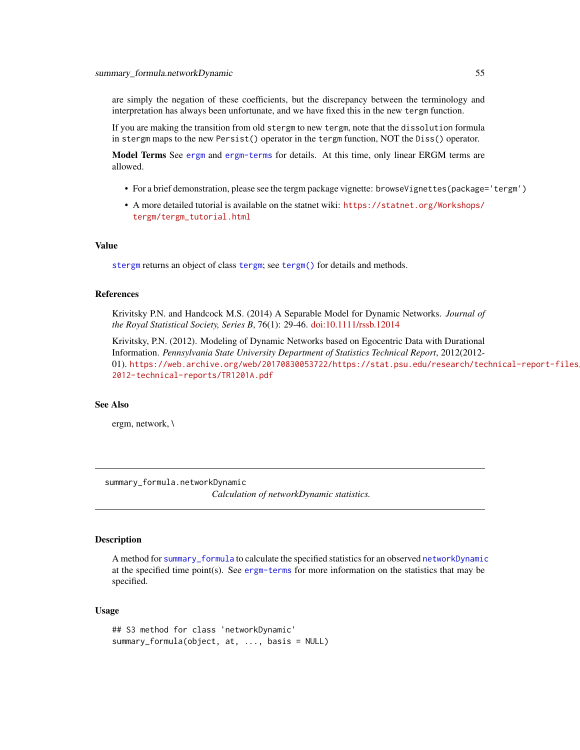are simply the negation of these coefficients, but the discrepancy between the terminology and interpretation has always been unfortunate, and we have fixed this in the new `tergm` function.

If you are making the transition from old `stergm` to new `tergm`, note that the `dissolution` formula in `stergm` maps to the new `Persist()` operator in the `tergm` function, NOT the `Diss()` operator.

**Model Terms** See `ergm` and `ergm-terms` for details. At this time, only linear ERGM terms are allowed.

- For a brief demonstration, please see the tergm package vignette: `browseVignettes(package='tergm')`
- A more detailed tutorial is available on the statnet wiki: https://statnet.org/Workshops/tergm/tergm_tutorial.html

## Value

`stergm` returns an object of class `tergm`; see `tergm()` for details and methods.

## References

Krivitsky P.N. and Handcock M.S. (2014) A Separable Model for Dynamic Networks. *Journal of the Royal Statistical Society, Series B*, 76(1): 29-46. doi:10.1111/rssb.12014

Krivitsky, P.N. (2012). Modeling of Dynamic Networks based on Egocentric Data with Durational Information. *Pennsylvania State University Department of Statistics Technical Report*, 2012(2012-01). https://web.archive.org/web/20170830053722/https://stat.psu.edu/research/technical-report-files/2012-technical-reports/TR1201A.pdf

## See Also

ergm, network, \

---

# summary_formula.networkDynamic

*Calculation of networkDynamic statistics.*

## Description

A method for `summary_formula` to calculate the specified statistics for an observed `networkDynamic` at the specified time point(s). See `ergm-terms` for more information on the statistics that may be specified.

## Usage

```
## S3 method for class 'networkDynamic'
summary_formula(object, at, ..., basis = NULL)
```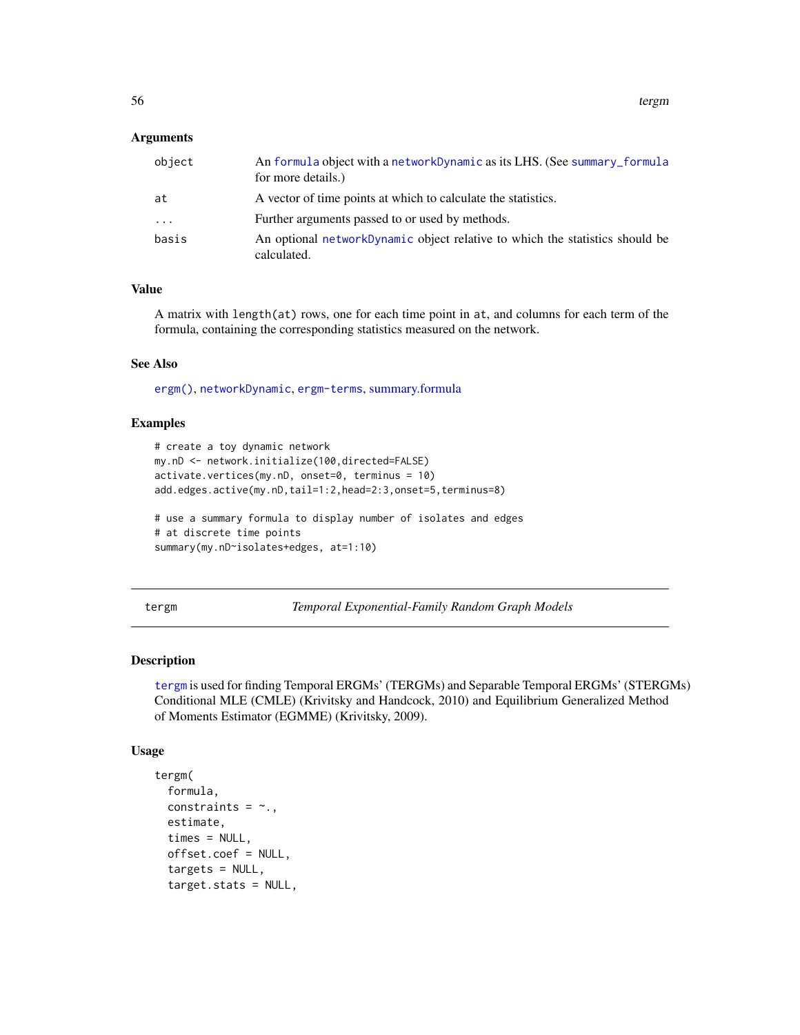### Arguments

| | |
|---|---|
| object | An formula object with a networkDynamic as its LHS. (See summary_formula for more details.) |
| at | A vector of time points at which to calculate the statistics. |
| ... | Further arguments passed to or used by methods. |
| basis | An optional networkDynamic object relative to which the statistics should be calculated. |

### Value

A matrix with length(at) rows, one for each time point in at, and columns for each term of the formula, containing the corresponding statistics measured on the network.

### See Also

ergm(), networkDynamic, ergm-terms, summary.formula

### Examples

```
# create a toy dynamic network
my.nD <- network.initialize(100,directed=FALSE)
activate.vertices(my.nD, onset=0, terminus = 10)
add.edges.active(my.nD,tail=1:2,head=2:3,onset=5,terminus=8)

# use a summary formula to display number of isolates and edges
# at discrete time points
summary(my.nD~isolates+edges, at=1:10)
```

---

## tergm — *Temporal Exponential-Family Random Graph Models*

### Description

tergm is used for finding Temporal ERGMs' (TERGMs) and Separable Temporal ERGMs' (STERGMs) Conditional MLE (CMLE) (Krivitsky and Handcock, 2010) and Equilibrium Generalized Method of Moments Estimator (EGMME) (Krivitsky, 2009).

### Usage

```
tergm(
  formula,
  constraints = ~.,
  estimate,
  times = NULL,
  offset.coef = NULL,
  targets = NULL,
  target.stats = NULL,
```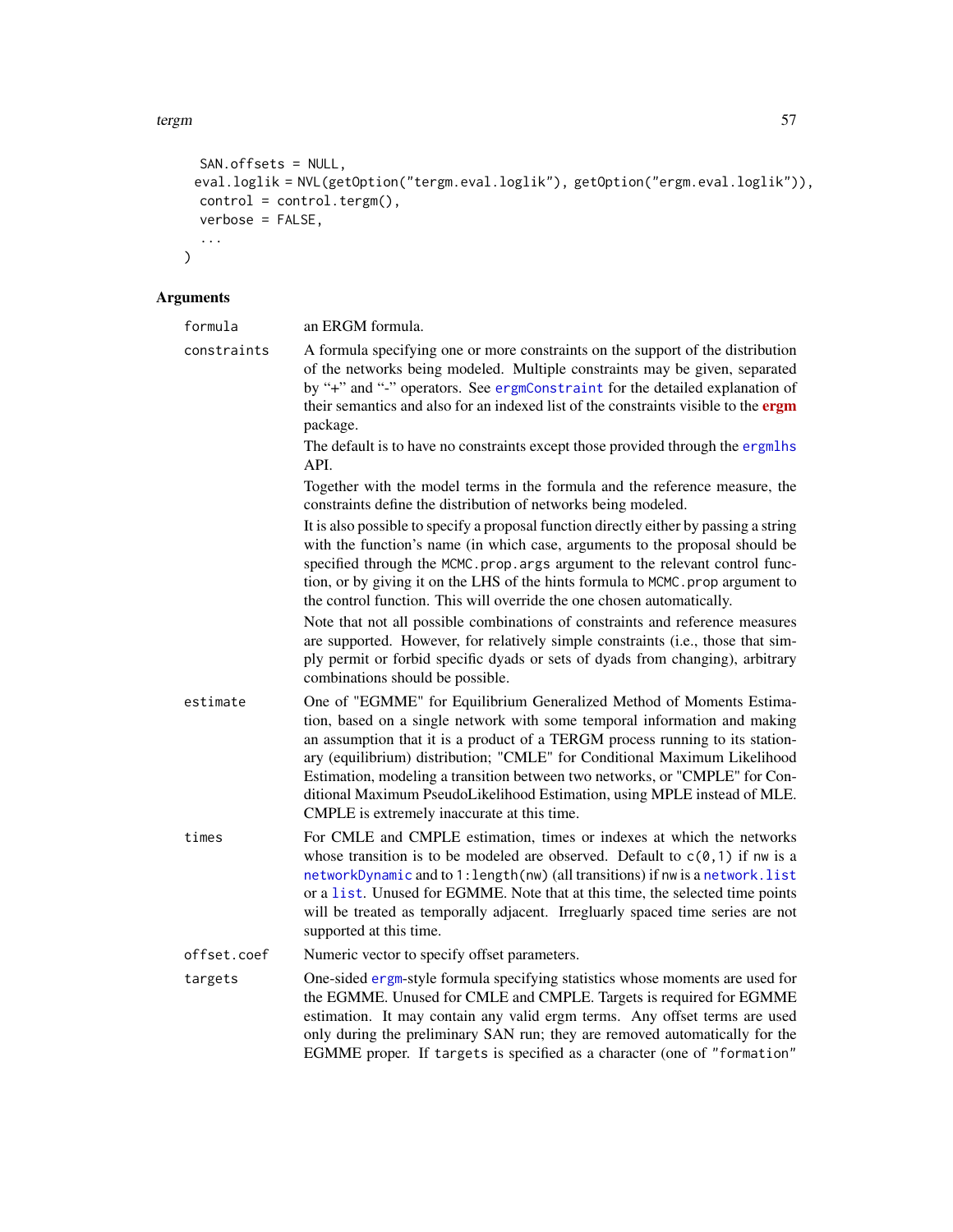```
  SAN.offsets = NULL,
  eval.loglik = NVL(getOption("tergm.eval.loglik"), getOption("ergm.eval.loglik")),
  control = control.tergm(),
  verbose = FALSE,
  ...
)
```

## Arguments

`formula` an ERGM formula.

`constraints` A formula specifying one or more constraints on the support of the distribution of the networks being modeled. Multiple constraints may be given, separated by "+" and "-" operators. See `ergmConstraint` for the detailed explanation of their semantics and also for an indexed list of the constraints visible to the **ergm** package.

The default is to have no constraints except those provided through the `ergmlhs` API.

Together with the model terms in the formula and the reference measure, the constraints define the distribution of networks being modeled.

It is also possible to specify a proposal function directly either by passing a string with the function's name (in which case, arguments to the proposal should be specified through the `MCMC.prop.args` argument to the relevant control function, or by giving it on the LHS of the hints formula to `MCMC.prop` argument to the control function. This will override the one chosen automatically.

Note that not all possible combinations of constraints and reference measures are supported. However, for relatively simple constraints (i.e., those that simply permit or forbid specific dyads or sets of dyads from changing), arbitrary combinations should be possible.

`estimate` One of "EGMME" for Equilibrium Generalized Method of Moments Estimation, based on a single network with some temporal information and making an assumption that it is a product of a TERGM process running to its stationary (equilibrium) distribution; "CMLE" for Conditional Maximum Likelihood Estimation, modeling a transition between two networks, or "CMPLE" for Conditional Maximum PseudoLikelihood Estimation, using MPLE instead of MLE. CMPLE is extremely inaccurate at this time.

`times` For CMLE and CMPLE estimation, times or indexes at which the networks whose transition is to be modeled are observed. Default to `c(0,1)` if `nw` is a `networkDynamic` and to `1:length(nw)` (all transitions) if `nw` is a `network.list` or a `list`. Unused for EGMME. Note that at this time, the selected time points will be treated as temporally adjacent. Irregularly spaced time series are not supported at this time.

`offset.coef` Numeric vector to specify offset parameters.

`targets` One-sided `ergm`-style formula specifying statistics whose moments are used for the EGMME. Unused for CMLE and CMPLE. Targets is required for EGMME estimation. It may contain any valid ergm terms. Any offset terms are used only during the preliminary SAN run; they are removed automatically for the EGMME proper. If `targets` is specified as a character (one of `"formation"`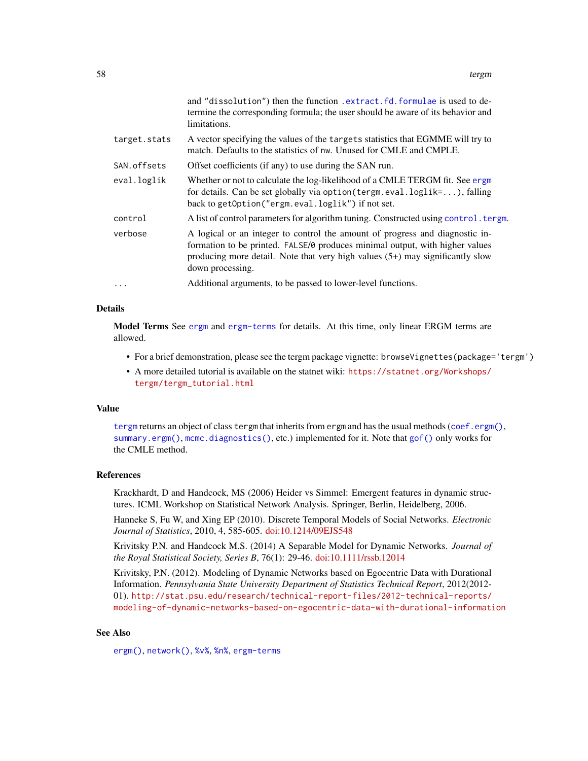| | |
|---|---|
| | and "dissolution") then the function `.extract.fd.formulae` is used to determine the corresponding formula; the user should be aware of its behavior and limitations. |
| `target.stats` | A vector specifying the values of the `targets` statistics that EGMME will try to match. Defaults to the statistics of `nw`. Unused for CMLE and CMPLE. |
| `SAN.offsets` | Offset coefficients (if any) to use during the SAN run. |
| `eval.loglik` | Whether or not to calculate the log-likelihood of a CMLE TERGM fit. See `ergm` for details. Can be set globally via `option(tergm.eval.loglik=...)`, falling back to `getOption("ergm.eval.loglik")` if not set. |
| `control` | A list of control parameters for algorithm tuning. Constructed using `control.tergm`. |
| `verbose` | A logical or an integer to control the amount of progress and diagnostic information to be printed. `FALSE`/`0` produces minimal output, with higher values producing more detail. Note that very high values (5+) may significantly slow down processing. |
| `...` | Additional arguments, to be passed to lower-level functions. |

## Details

**Model Terms** See `ergm` and `ergm-terms` for details. At this time, only linear ERGM terms are allowed.

- For a brief demonstration, please see the tergm package vignette: `browseVignettes(package='tergm')`
- A more detailed tutorial is available on the statnet wiki: https://statnet.org/Workshops/tergm/tergm_tutorial.html

## Value

`tergm` returns an object of class `tergm` that inherits from `ergm` and has the usual methods (`coef.ergm()`, `summary.ergm()`, `mcmc.diagnostics()`, etc.) implemented for it. Note that `gof()` only works for the CMLE method.

## References

Krackhardt, D and Handcock, MS (2006) Heider vs Simmel: Emergent features in dynamic structures. ICML Workshop on Statistical Network Analysis. Springer, Berlin, Heidelberg, 2006.

Hanneke S, Fu W, and Xing EP (2010). Discrete Temporal Models of Social Networks. *Electronic Journal of Statistics*, 2010, 4, 585-605. doi:10.1214/09EJS548

Krivitsky P.N. and Handcock M.S. (2014) A Separable Model for Dynamic Networks. *Journal of the Royal Statistical Society, Series B*, 76(1): 29-46. doi:10.1111/rssb.12014

Krivitsky, P.N. (2012). Modeling of Dynamic Networks based on Egocentric Data with Durational Information. *Pennsylvania State University Department of Statistics Technical Report*, 2012(2012-01). http://stat.psu.edu/research/technical-report-files/2012-technical-reports/modeling-of-dynamic-networks-based-on-egocentric-data-with-durational-information

## See Also

`ergm()`, `network()`, `%v%`, `%n%`, `ergm-terms`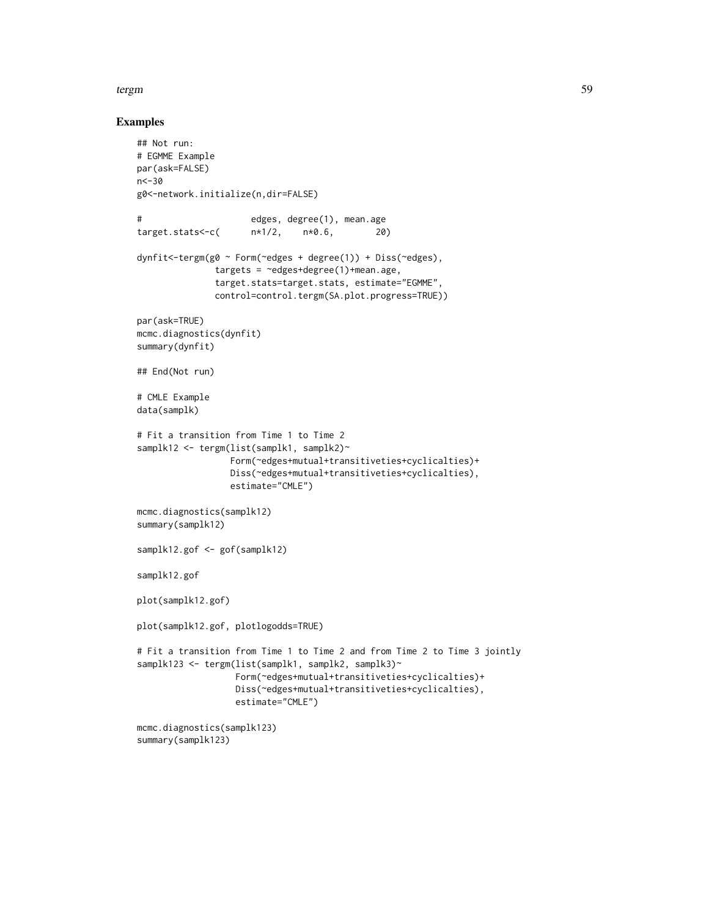## Examples

```
## Not run:
# EGMME Example
par(ask=FALSE)
n<-30
g0<-network.initialize(n,dir=FALSE)

#                     edges, degree(1), mean.age
target.stats<-c(      n*1/2,    n*0.6,        20)

dynfit<-tergm(g0 ~ Form(~edges + degree(1)) + Diss(~edges),
               targets = ~edges+degree(1)+mean.age,
               target.stats=target.stats, estimate="EGMME",
               control=control.tergm(SA.plot.progress=TRUE))

par(ask=TRUE)
mcmc.diagnostics(dynfit)
summary(dynfit)

## End(Not run)

# CMLE Example
data(samplk)

# Fit a transition from Time 1 to Time 2
samplk12 <- tergm(list(samplk1, samplk2)~
                  Form(~edges+mutual+transitiveties+cyclicalties)+
                  Diss(~edges+mutual+transitiveties+cyclicalties),
                  estimate="CMLE")

mcmc.diagnostics(samplk12)
summary(samplk12)

samplk12.gof <- gof(samplk12)

samplk12.gof

plot(samplk12.gof)

plot(samplk12.gof, plotlogodds=TRUE)

# Fit a transition from Time 1 to Time 2 and from Time 2 to Time 3 jointly
samplk123 <- tergm(list(samplk1, samplk2, samplk3)~
                   Form(~edges+mutual+transitiveties+cyclicalties)+
                   Diss(~edges+mutual+transitiveties+cyclicalties),
                   estimate="CMLE")

mcmc.diagnostics(samplk123)
summary(samplk123)
```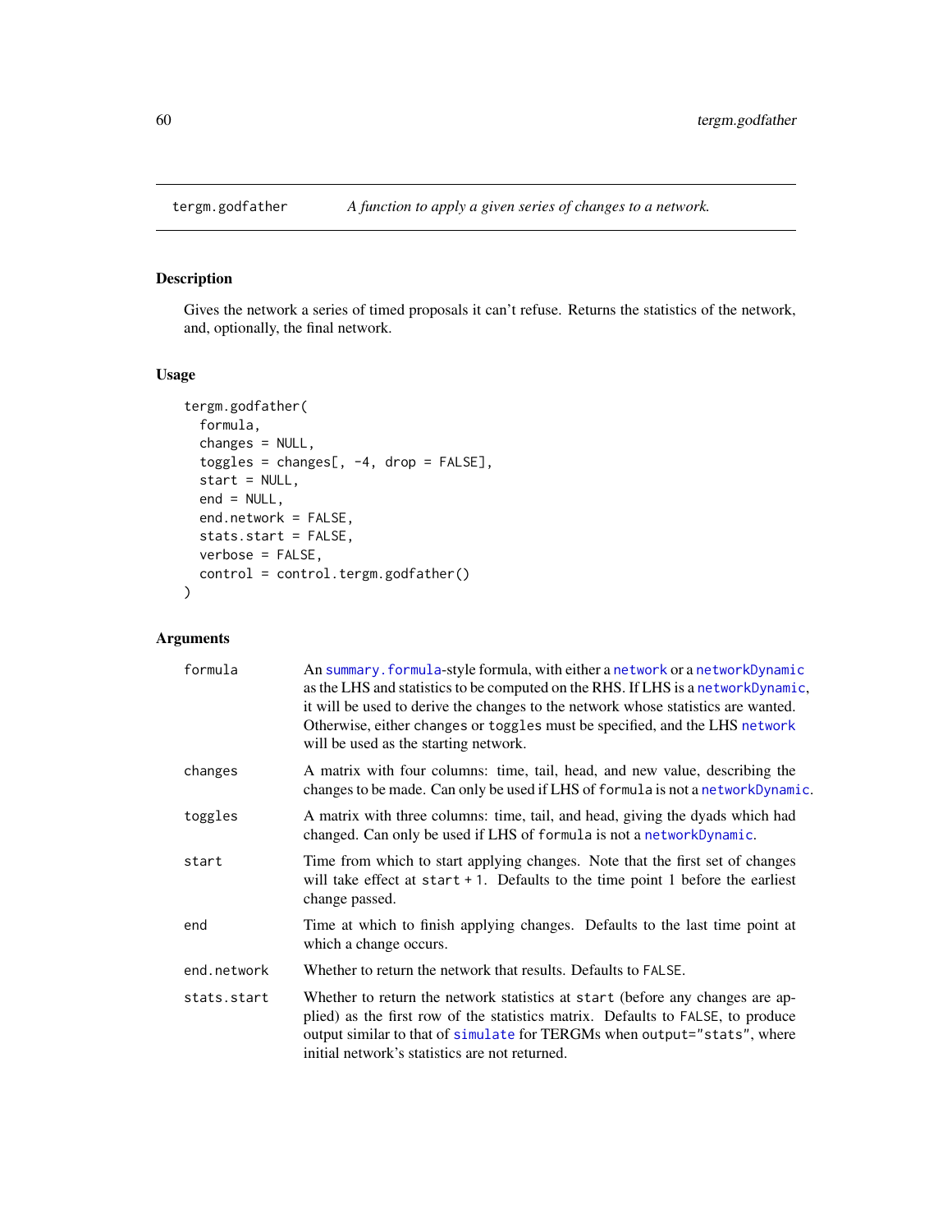# tergm.godfather

*A function to apply a given series of changes to a network.*

## Description

Gives the network a series of timed proposals it can't refuse. Returns the statistics of the network, and, optionally, the final network.

## Usage

```
tergm.godfather(
  formula,
  changes = NULL,
  toggles = changes[, -4, drop = FALSE],
  start = NULL,
  end = NULL,
  end.network = FALSE,
  stats.start = FALSE,
  verbose = FALSE,
  control = control.tergm.godfather()
)
```

## Arguments

| | |
|---|---|
| `formula` | An `summary.formula`-style formula, with either a `network` or a `networkDynamic` as the LHS and statistics to be computed on the RHS. If LHS is a `networkDynamic`, it will be used to derive the changes to the network whose statistics are wanted. Otherwise, either `changes` or `toggles` must be specified, and the LHS `network` will be used as the starting network. |
| `changes` | A matrix with four columns: time, tail, head, and new value, describing the changes to be made. Can only be used if LHS of `formula` is not a `networkDynamic`. |
| `toggles` | A matrix with three columns: time, tail, and head, giving the dyads which had changed. Can only be used if LHS of `formula` is not a `networkDynamic`. |
| `start` | Time from which to start applying changes. Note that the first set of changes will take effect at `start + 1`. Defaults to the time point 1 before the earliest change passed. |
| `end` | Time at which to finish applying changes. Defaults to the last time point at which a change occurs. |
| `end.network` | Whether to return the network that results. Defaults to `FALSE`. |
| `stats.start` | Whether to return the network statistics at `start` (before any changes are applied) as the first row of the statistics matrix. Defaults to `FALSE`, to produce output similar to that of `simulate` for TERGMs when `output="stats"`, where initial network's statistics are not returned. |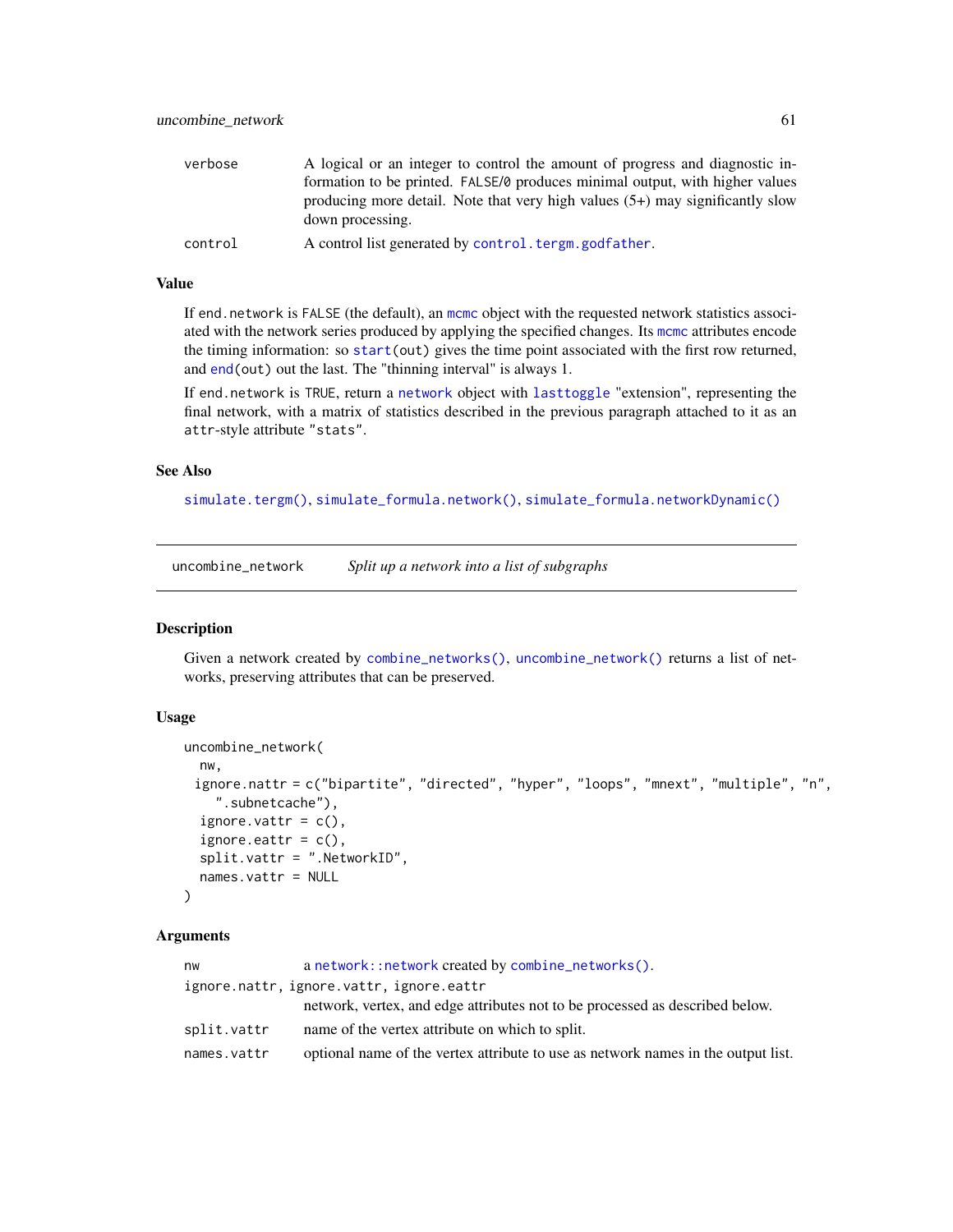| | |
|---|---|
| verbose | A logical or an integer to control the amount of progress and diagnostic information to be printed. FALSE/0 produces minimal output, with higher values producing more detail. Note that very high values (5+) may significantly slow down processing. |
| control | A control list generated by control.tergm.godfather. |

### Value

If end.network is FALSE (the default), an mcmc object with the requested network statistics associated with the network series produced by applying the specified changes. Its mcmc attributes encode the timing information: so start(out) gives the time point associated with the first row returned, and end(out) out the last. The "thinning interval" is always 1.

If end.network is TRUE, return a network object with lasttoggle "extension", representing the final network, with a matrix of statistics described in the previous paragraph attached to it as an attr-style attribute "stats".

### See Also

simulate.tergm(), simulate_formula.network(), simulate_formula.networkDynamic()

---

## uncombine_network — *Split up a network into a list of subgraphs*

### Description

Given a network created by combine_networks(), uncombine_network() returns a list of networks, preserving attributes that can be preserved.

### Usage

```
uncombine_network(
  nw,
 ignore.nattr = c("bipartite", "directed", "hyper", "loops", "mnext", "multiple", "n",
    ".subnetcache"),
  ignore.vattr = c(),
  ignore.eattr = c(),
  split.vattr = ".NetworkID",
  names.vattr = NULL
)
```

### Arguments

| | |
|---|---|
| nw | a network::network created by combine_networks(). |
| ignore.nattr, ignore.vattr, ignore.eattr | network, vertex, and edge attributes not to be processed as described below. |
| split.vattr | name of the vertex attribute on which to split. |
| names.vattr | optional name of the vertex attribute to use as network names in the output list. |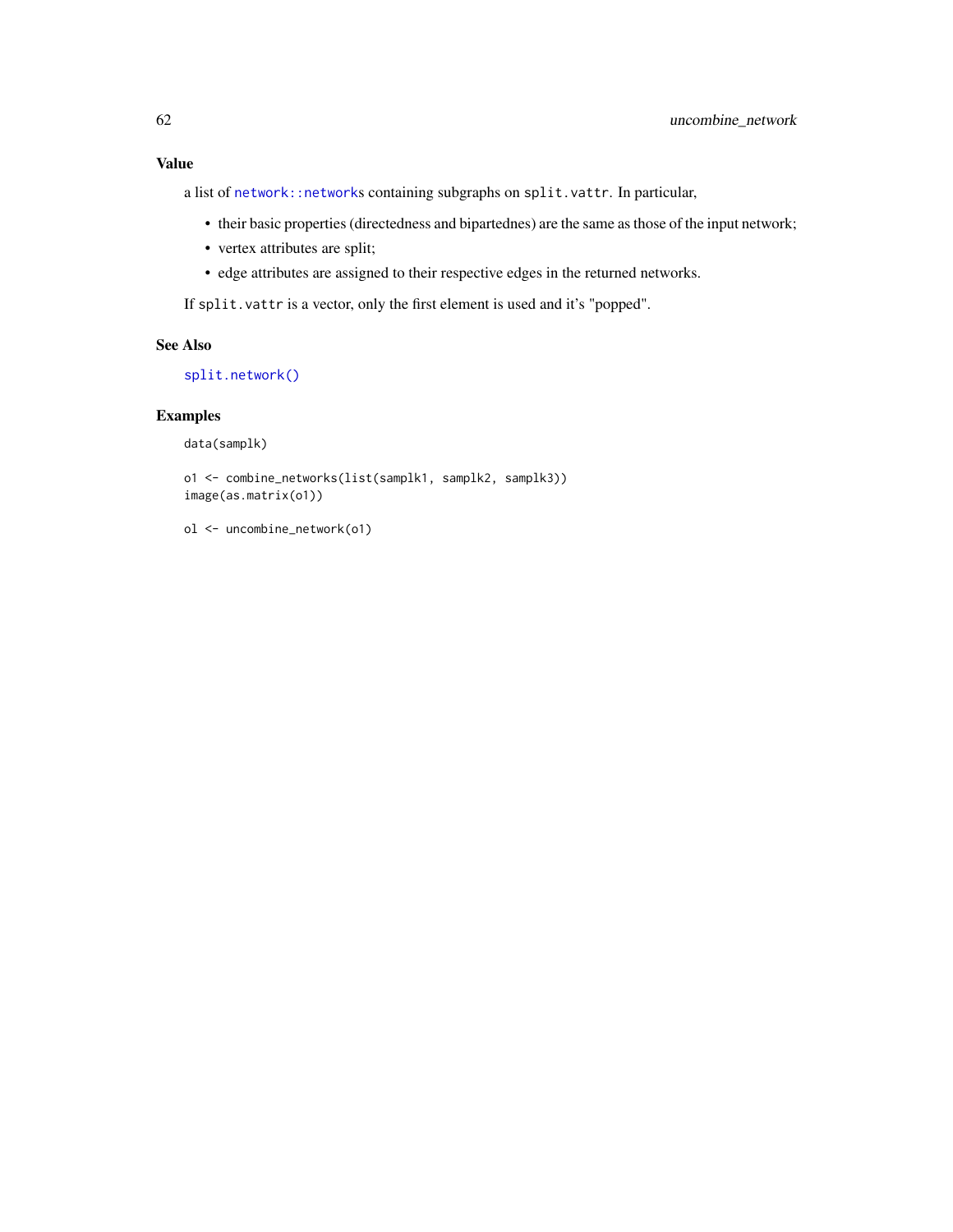## Value

a list of `network::network`s containing subgraphs on `split.vattr`. In particular,

- their basic properties (directedness and bipartednes) are the same as those of the input network;
- vertex attributes are split;
- edge attributes are assigned to their respective edges in the returned networks.

If `split.vattr` is a vector, only the first element is used and it's "popped".

## See Also

`split.network()`

## Examples

```
data(samplk)

o1 <- combine_networks(list(samplk1, samplk2, samplk3))
image(as.matrix(o1))

ol <- uncombine_network(o1)
```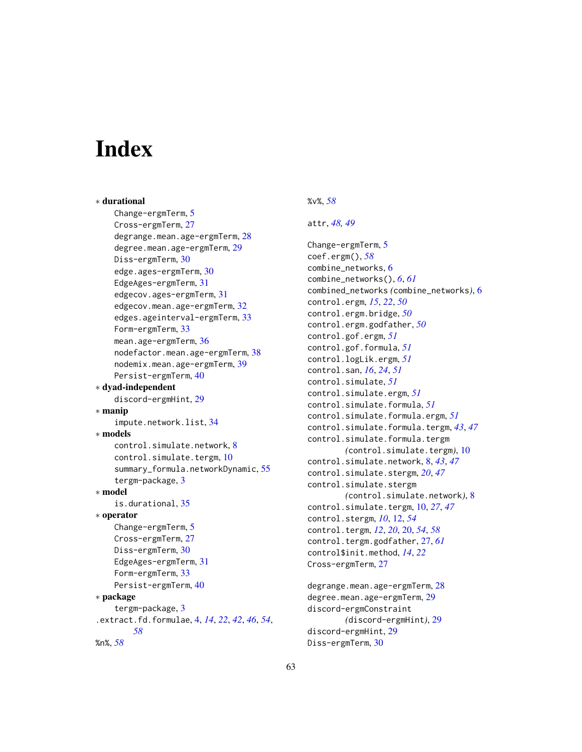# Index

∗ **durational**
  Change-ergmTerm, 5
  Cross-ergmTerm, 27
  degrange.mean.age-ergmTerm, 28
  degree.mean.age-ergmTerm, 29
  Diss-ergmTerm, 30
  edge.ages-ergmTerm, 30
  EdgeAges-ergmTerm, 31
  edgecov.ages-ergmTerm, 31
  edgecov.mean.age-ergmTerm, 32
  edges.ageinterval-ergmTerm, 33
  Form-ergmTerm, 33
  mean.age-ergmTerm, 36
  nodefactor.mean.age-ergmTerm, 38
  nodemix.mean.age-ergmTerm, 39
  Persist-ergmTerm, 40

∗ **dyad-independent**
  discord-ergmHint, 29

∗ **manip**
  impute.network.list, 34

∗ **models**
  control.simulate.network, 8
  control.simulate.tergm, 10
  summary_formula.networkDynamic, 55
  tergm-package, 3

∗ **model**
  is.durational, 35

∗ **operator**
  Change-ergmTerm, 5
  Cross-ergmTerm, 27
  Diss-ergmTerm, 30
  EdgeAges-ergmTerm, 31
  Form-ergmTerm, 33
  Persist-ergmTerm, 40

∗ **package**
  tergm-package, 3

.extract.fd.formulae, 4, *14*, *22*, *42*, *46*, *54*, *58*
%n%, *58*
%v%, *58*

attr, *48, 49*

Change-ergmTerm, 5
coef.ergm(), *58*
combine_networks, 6
combine_networks(), *6*, *61*
combined_networks *(*combine_networks*)*, 6
control.ergm, *15*, *22*, *50*
control.ergm.bridge, *50*
control.ergm.godfather, *50*
control.gof.ergm, *51*
control.gof.formula, *51*
control.logLik.ergm, *51*
control.san, *16*, *24*, *51*
control.simulate, *51*
control.simulate.ergm, *51*
control.simulate.formula, *51*
control.simulate.formula.ergm, *51*
control.simulate.formula.tergm, *43*, *47*
control.simulate.formula.tergm *(*control.simulate.tergm*)*, 10
control.simulate.network, 8, *43*, *47*
control.simulate.stergm, *20*, *47*
control.simulate.stergm *(*control.simulate.network*)*, 8
control.simulate.tergm, 10, *27*, *47*
control.stergm, *10*, 12, *54*
control.tergm, *12*, *20*, 20, *54*, *58*
control.tergm.godfather, 27, *61*
control$init.method, *14*, *22*
Cross-ergmTerm, 27

degrange.mean.age-ergmTerm, 28
degree.mean.age-ergmTerm, 29
discord-ergmConstraint *(*discord-ergmHint*)*, 29
discord-ergmHint, 29
Diss-ergmTerm, 30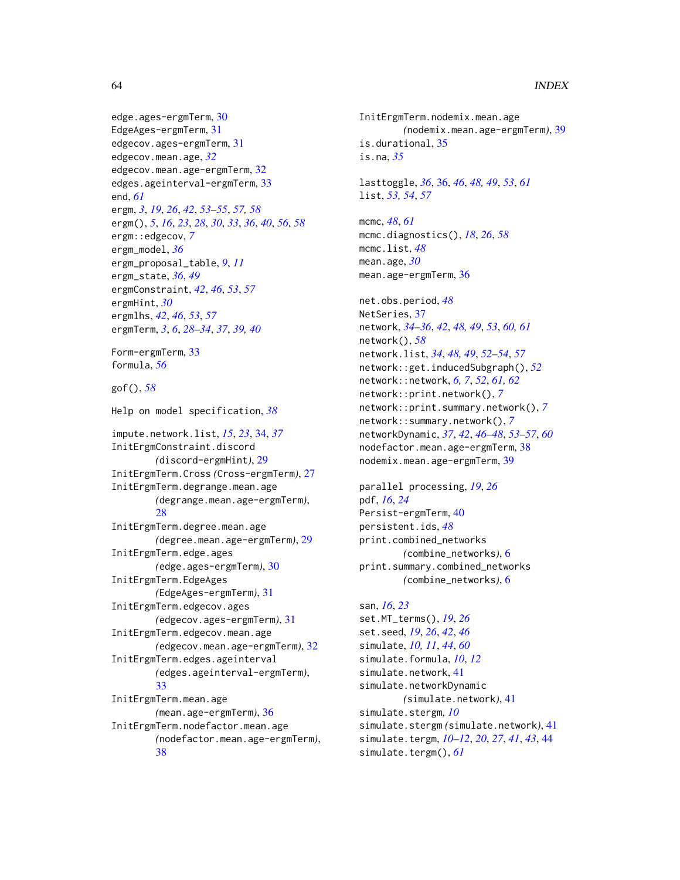edge.ages-ergmTerm, 30
EdgeAges-ergmTerm, 31
edgecov.ages-ergmTerm, 31
edgecov.mean.age, *32*
edgecov.mean.age-ergmTerm, 32
edges.ageinterval-ergmTerm, 33
end, *61*
ergm, *3*, *19*, *26*, *42*, *53–55*, *57, 58*
ergm(), *5*, *16*, *23*, *28*, *30*, *33*, *36*, *40*, *56*, *58*
ergm::edgecov, *7*
ergm_model, *36*
ergm_proposal_table, *9*, *11*
ergm_state, *36*, *49*
ergmConstraint, *42*, *46*, *53*, *57*
ergmHint, *30*
ergmlhs, *42*, *46*, *53*, *57*
ergmTerm, *3*, *6*, *28–34*, *37*, *39, 40*

Form-ergmTerm, 33
formula, *56*

gof(), *58*

Help on model specification, *38*

impute.network.list, *15*, *23*, 34, *37*
InitErgmConstraint.discord
        *(*discord-ergmHint*)*, 29
InitErgmTerm.Cross *(*Cross-ergmTerm*)*, 27
InitErgmTerm.degrange.mean.age
        *(*degrange.mean.age-ergmTerm*)*,
        28
InitErgmTerm.degree.mean.age
        *(*degree.mean.age-ergmTerm*)*, 29
InitErgmTerm.edge.ages
        *(*edge.ages-ergmTerm*)*, 30
InitErgmTerm.EdgeAges
        *(*EdgeAges-ergmTerm*)*, 31
InitErgmTerm.edgecov.ages
        *(*edgecov.ages-ergmTerm*)*, 31
InitErgmTerm.edgecov.mean.age
        *(*edgecov.mean.age-ergmTerm*)*, 32
InitErgmTerm.edges.ageinterval
        *(*edges.ageinterval-ergmTerm*)*,
        33
InitErgmTerm.mean.age
        *(*mean.age-ergmTerm*)*, 36
InitErgmTerm.nodefactor.mean.age
        *(*nodefactor.mean.age-ergmTerm*)*,
        38
InitErgmTerm.nodemix.mean.age
        *(*nodemix.mean.age-ergmTerm*)*, 39
is.durational, 35
is.na, *35*

lasttoggle, *36*, 36, *46*, *48, 49*, *53*, *61*
list, *53, 54*, *57*

mcmc, *48*, *61*
mcmc.diagnostics(), *18*, *26*, *58*
mcmc.list, *48*
mean.age, *30*
mean.age-ergmTerm, 36

net.obs.period, *48*
NetSeries, 37
network, *34–36*, *42*, *48, 49*, *53*, *60, 61*
network(), *58*
network.list, *34*, *48, 49*, *52–54*, *57*
network::get.inducedSubgraph(), *52*
network::network, *6, 7*, *52*, *61, 62*
network::print.network(), *7*
network::print.summary.network(), *7*
network::summary.network(), *7*
networkDynamic, *37*, *42*, *46–48*, *53–57*, *60*
nodefactor.mean.age-ergmTerm, 38
nodemix.mean.age-ergmTerm, 39

parallel processing, *19*, *26*
pdf, *16*, *24*
Persist-ergmTerm, 40
persistent.ids, *48*
print.combined_networks
        *(*combine_networks*)*, 6
print.summary.combined_networks
        *(*combine_networks*)*, 6

san, *16*, *23*
set.MT_terms(), *19*, *26*
set.seed, *19*, *26*, *42*, *46*
simulate, *10, 11*, *44*, *60*
simulate.formula, *10*, *12*
simulate.network, 41
simulate.networkDynamic
        *(*simulate.network*)*, 41
simulate.stergm, *10*
simulate.stergm *(*simulate.network*)*, 41
simulate.tergm, *10–12*, *20*, *27*, *41*, *43*, 44
simulate.tergm(), *61*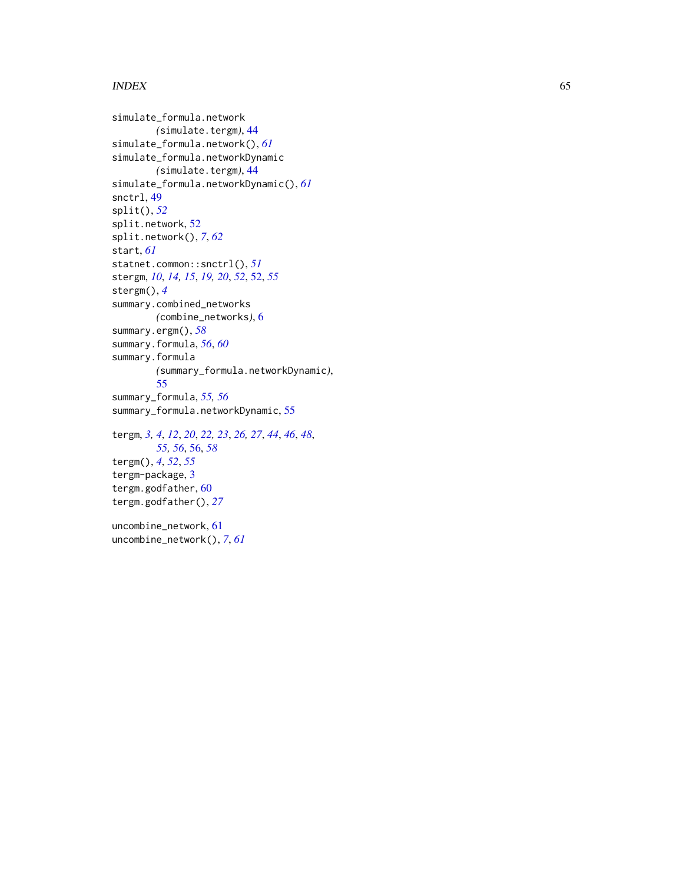simulate_formula.network
(simulate.tergm), 44
simulate_formula.network(), *61*
simulate_formula.networkDynamic
(simulate.tergm), 44
simulate_formula.networkDynamic(), *61*
snctrl, 49
split(), *52*
split.network, 52
split.network(), *7*, *62*
start, *61*
statnet.common::snctrl(), *51*
stergm, *10*, *14*, *15*, *19*, *20*, *52*, 52, *55*
stergm(), *4*
summary.combined_networks
(combine_networks), 6
summary.ergm(), *58*
summary.formula, *56*, *60*
summary.formula
(summary_formula.networkDynamic),
55
summary_formula, *55*, *56*
summary_formula.networkDynamic, 55

tergm, *3*, *4*, *12*, *20*, *22*, *23*, *26*, *27*, *44*, *46*, *48*,
*55*, *56*, 56, *58*
tergm(), *4*, *52*, *55*
tergm-package, 3
tergm.godfather, 60
tergm.godfather(), *27*

uncombine_network, 61
uncombine_network(), *7*, *61*